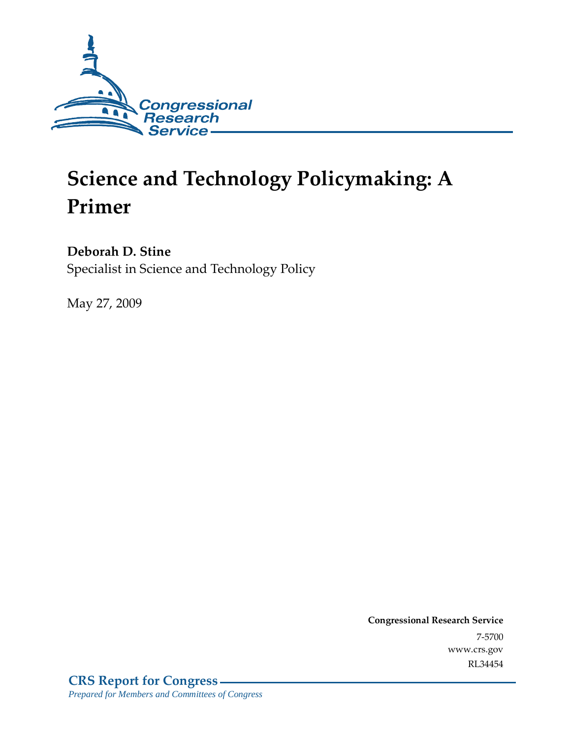Congressional Research Service

# Science and Technology Policymaking: A Primer

**Deborah D. Stine**
Specialist in Science and Technology Policy

May 27, 2009

**Congressional Research Service**
7-5700
www.crs.gov
RL34454

**CRS Report for Congress**
*Prepared for Members and Committees of Congress*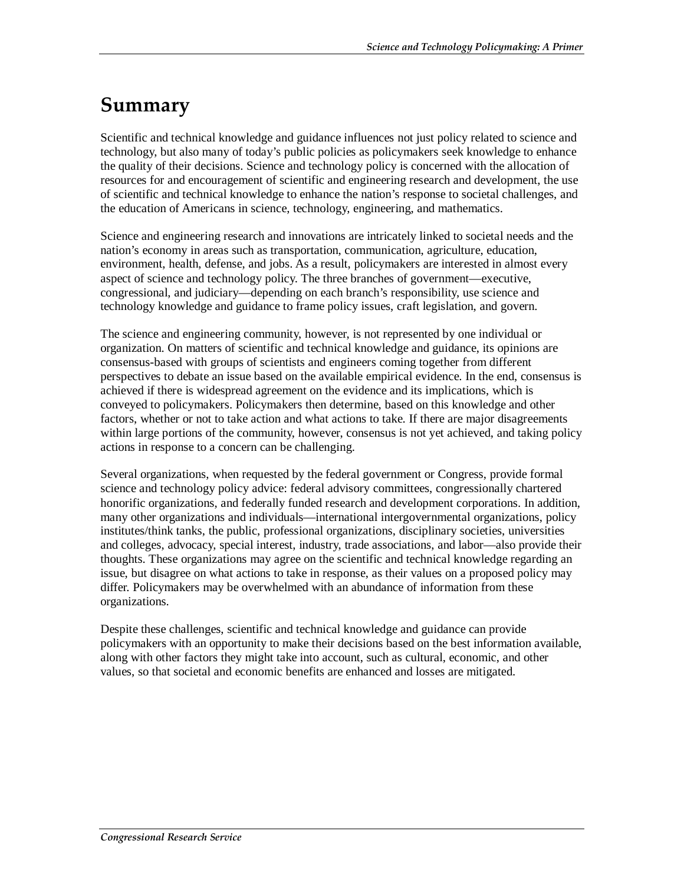# Summary

Scientific and technical knowledge and guidance influences not just policy related to science and technology, but also many of today's public policies as policymakers seek knowledge to enhance the quality of their decisions. Science and technology policy is concerned with the allocation of resources for and encouragement of scientific and engineering research and development, the use of scientific and technical knowledge to enhance the nation's response to societal challenges, and the education of Americans in science, technology, engineering, and mathematics.

Science and engineering research and innovations are intricately linked to societal needs and the nation's economy in areas such as transportation, communication, agriculture, education, environment, health, defense, and jobs. As a result, policymakers are interested in almost every aspect of science and technology policy. The three branches of government—executive, congressional, and judiciary—depending on each branch's responsibility, use science and technology knowledge and guidance to frame policy issues, craft legislation, and govern.

The science and engineering community, however, is not represented by one individual or organization. On matters of scientific and technical knowledge and guidance, its opinions are consensus-based with groups of scientists and engineers coming together from different perspectives to debate an issue based on the available empirical evidence. In the end, consensus is achieved if there is widespread agreement on the evidence and its implications, which is conveyed to policymakers. Policymakers then determine, based on this knowledge and other factors, whether or not to take action and what actions to take. If there are major disagreements within large portions of the community, however, consensus is not yet achieved, and taking policy actions in response to a concern can be challenging.

Several organizations, when requested by the federal government or Congress, provide formal science and technology policy advice: federal advisory committees, congressionally chartered honorific organizations, and federally funded research and development corporations. In addition, many other organizations and individuals—international intergovernmental organizations, policy institutes/think tanks, the public, professional organizations, disciplinary societies, universities and colleges, advocacy, special interest, industry, trade associations, and labor—also provide their thoughts. These organizations may agree on the scientific and technical knowledge regarding an issue, but disagree on what actions to take in response, as their values on a proposed policy may differ. Policymakers may be overwhelmed with an abundance of information from these organizations.

Despite these challenges, scientific and technical knowledge and guidance can provide policymakers with an opportunity to make their decisions based on the best information available, along with other factors they might take into account, such as cultural, economic, and other values, so that societal and economic benefits are enhanced and losses are mitigated.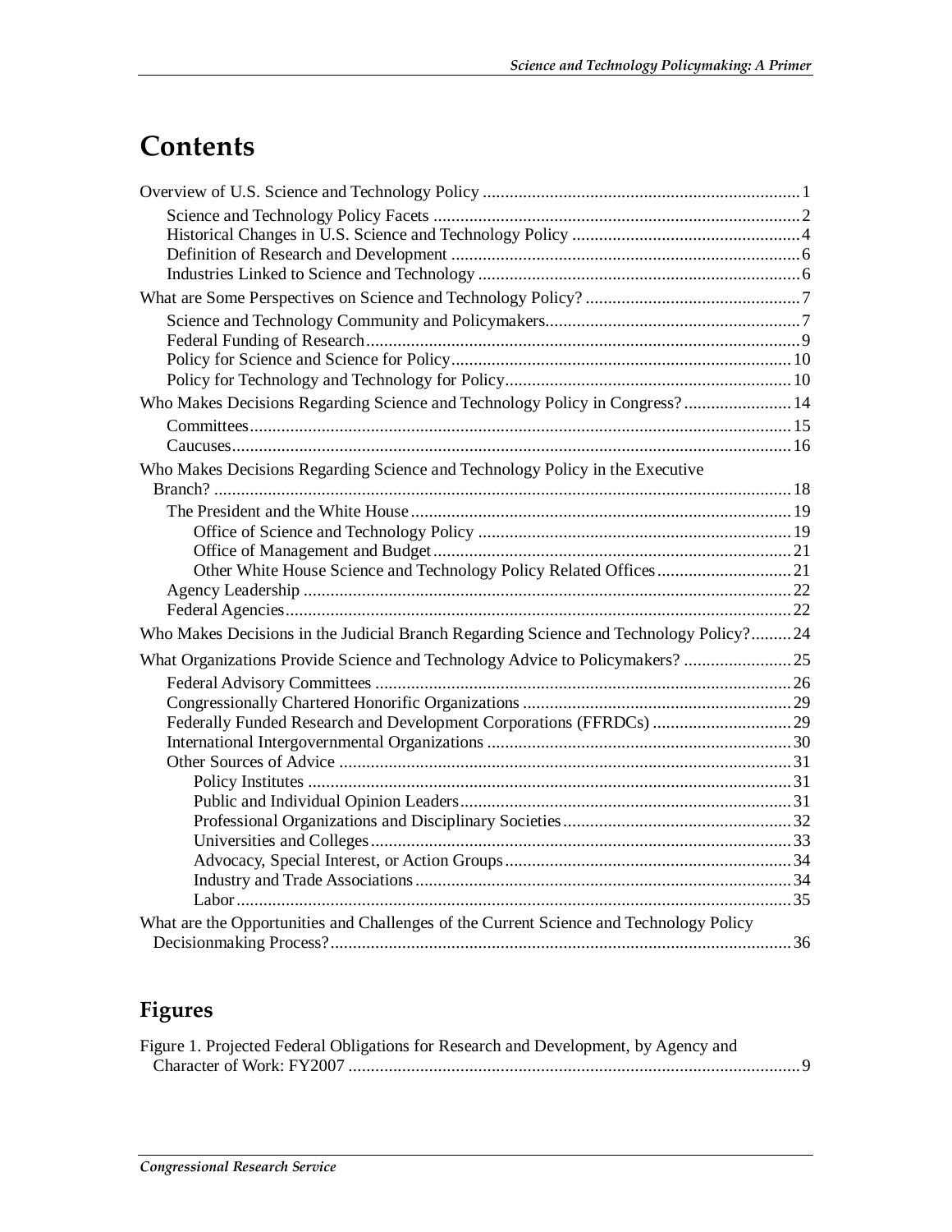# Contents

Overview of U.S. Science and Technology Policy ........................................................................ 1
- Science and Technology Policy Facets .................................................................................. 2
- Historical Changes in U.S. Science and Technology Policy .................................................... 4
- Definition of Research and Development .............................................................................. 6
- Industries Linked to Science and Technology ........................................................................ 6

What are Some Perspectives on Science and Technology Policy? ................................................ 7
- Science and Technology Community and Policymakers......................................................... 7
- Federal Funding of Research ................................................................................................. 9
- Policy for Science and Science for Policy ............................................................................ 10
- Policy for Technology and Technology for Policy................................................................ 10

Who Makes Decisions Regarding Science and Technology Policy in Congress? ........................ 14
- Committees ......................................................................................................................... 15
- Caucuses ............................................................................................................................. 16

Who Makes Decisions Regarding Science and Technology Policy in the Executive Branch? ................................................................................................................................. 18
- The President and the White House ..................................................................................... 19
  - Office of Science and Technology Policy ...................................................................... 19
  - Office of Management and Budget ................................................................................ 21
  - Other White House Science and Technology Policy Related Offices .............................. 21
- Agency Leadership ............................................................................................................. 22
- Federal Agencies ................................................................................................................. 22

Who Makes Decisions in the Judicial Branch Regarding Science and Technology Policy? ......... 24

What Organizations Provide Science and Technology Advice to Policymakers? ........................ 25
- Federal Advisory Committees ............................................................................................. 26
- Congressionally Chartered Honorific Organizations ............................................................ 29
- Federally Funded Research and Development Corporations (FFRDCs) ............................... 29
- International Intergovernmental Organizations .................................................................... 30
- Other Sources of Advice ..................................................................................................... 31
  - Policy Institutes ............................................................................................................ 31
  - Public and Individual Opinion Leaders .......................................................................... 31
  - Professional Organizations and Disciplinary Societies ................................................... 32
  - Universities and Colleges .............................................................................................. 33
  - Advocacy, Special Interest, or Action Groups ................................................................ 34
  - Industry and Trade Associations .................................................................................... 34
  - Labor ............................................................................................................................ 35

What are the Opportunities and Challenges of the Current Science and Technology Policy Decisionmaking Process? ....................................................................................................... 36

## Figures

Figure 1. Projected Federal Obligations for Research and Development, by Agency and Character of Work: FY2007 ..................................................................................................... 9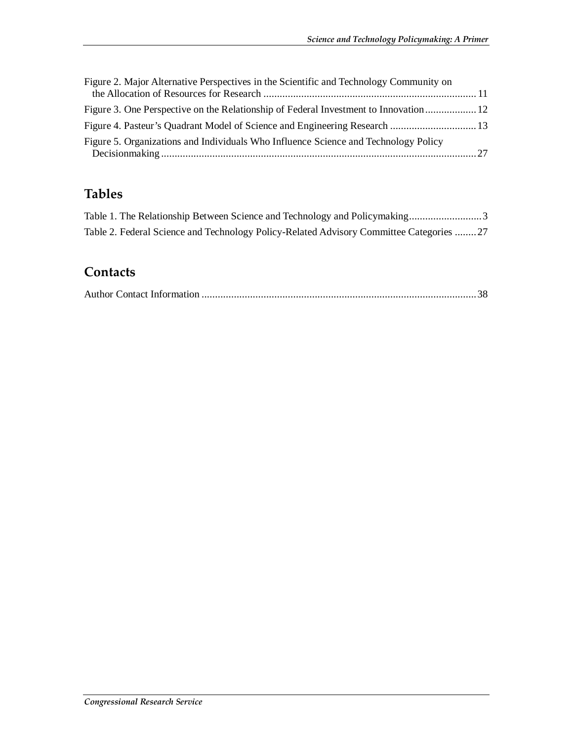Figure 2. Major Alternative Perspectives in the Scientific and Technology Community on the Allocation of Resources for Research ............................................................................... 11

Figure 3. One Perspective on the Relationship of Federal Investment to Innovation ................... 12

Figure 4. Pasteur's Quadrant Model of Science and Engineering Research ................................ 13

Figure 5. Organizations and Individuals Who Influence Science and Technology Policy Decisionmaking ..................................................................................................................... 27

## Tables

Table 1. The Relationship Between Science and Technology and Policymaking........................... 3

Table 2. Federal Science and Technology Policy-Related Advisory Committee Categories ........ 27

## Contacts

Author Contact Information ...................................................................................................... 38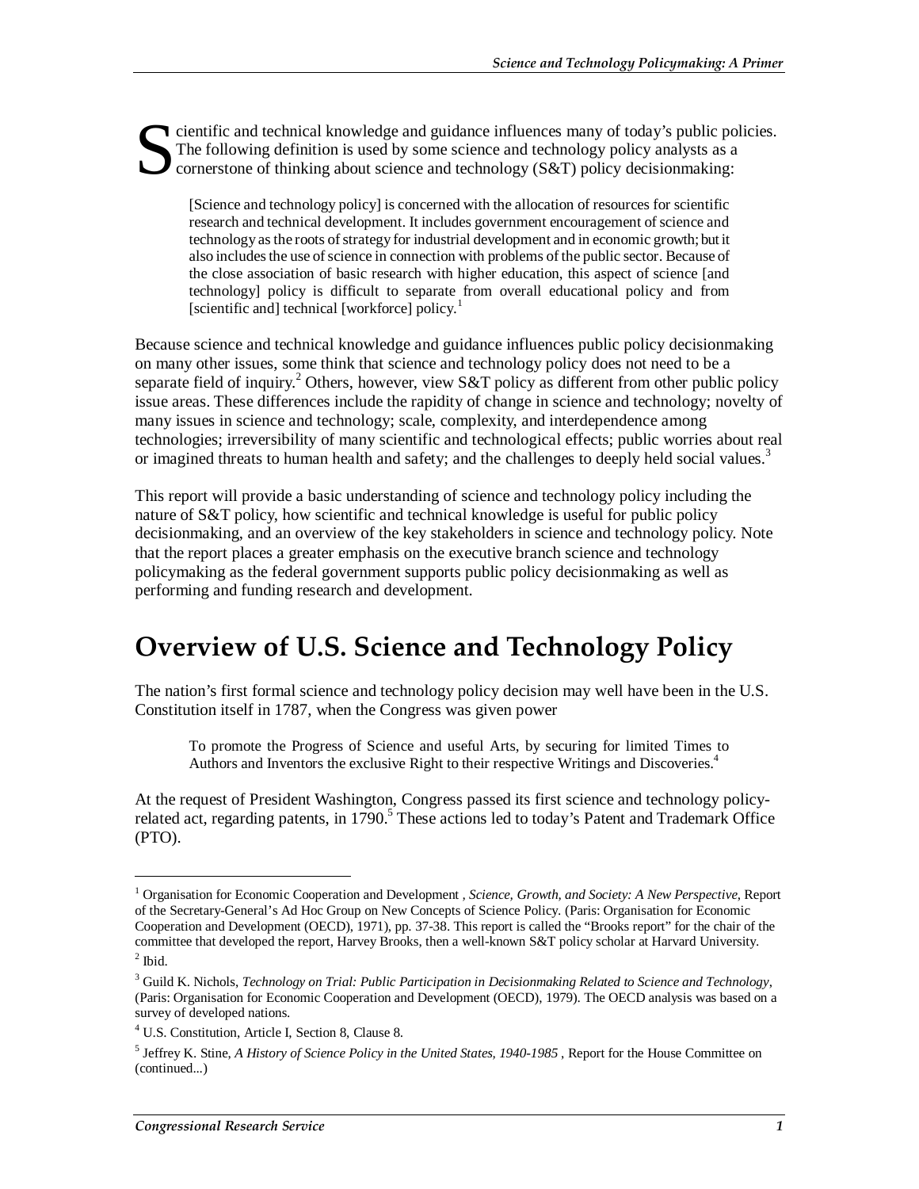Scientific and technical knowledge and guidance influences many of today's public policies. The following definition is used by some science and technology policy analysts as a cornerstone of thinking about science and technology (S&T) policy decisionmaking:

> [Science and technology policy] is concerned with the allocation of resources for scientific research and technical development. It includes government encouragement of science and technology as the roots of strategy for industrial development and in economic growth; but it also includes the use of science in connection with problems of the public sector. Because of the close association of basic research with higher education, this aspect of science [and technology] policy is difficult to separate from overall educational policy and from [scientific and] technical [workforce] policy.[1]

Because science and technical knowledge and guidance influences public policy decisionmaking on many other issues, some think that science and technology policy does not need to be a separate field of inquiry.[2] Others, however, view S&T policy as different from other public policy issue areas. These differences include the rapidity of change in science and technology; novelty of many issues in science and technology; scale, complexity, and interdependence among technologies; irreversibility of many scientific and technological effects; public worries about real or imagined threats to human health and safety; and the challenges to deeply held social values.[3]

This report will provide a basic understanding of science and technology policy including the nature of S&T policy, how scientific and technical knowledge is useful for public policy decisionmaking, and an overview of the key stakeholders in science and technology policy. Note that the report places a greater emphasis on the executive branch science and technology policymaking as the federal government supports public policy decisionmaking as well as performing and funding research and development.

# Overview of U.S. Science and Technology Policy

The nation's first formal science and technology policy decision may well have been in the U.S. Constitution itself in 1787, when the Congress was given power

> To promote the Progress of Science and useful Arts, by securing for limited Times to Authors and Inventors the exclusive Right to their respective Writings and Discoveries.[4]

At the request of President Washington, Congress passed its first science and technology policy-related act, regarding patents, in 1790.[5] These actions led to today's Patent and Trademark Office (PTO).

---

[1] Organisation for Economic Cooperation and Development , *Science, Growth, and Society: A New Perspective*, Report of the Secretary-General's Ad Hoc Group on New Concepts of Science Policy. (Paris: Organisation for Economic Cooperation and Development (OECD), 1971), pp. 37-38. This report is called the "Brooks report" for the chair of the committee that developed the report, Harvey Brooks, then a well-known S&T policy scholar at Harvard University.

[2] Ibid.

[3] Guild K. Nichols, *Technology on Trial: Public Participation in Decisionmaking Related to Science and Technology*, (Paris: Organisation for Economic Cooperation and Development (OECD), 1979). The OECD analysis was based on a survey of developed nations.

[4] U.S. Constitution, Article I, Section 8, Clause 8.

[5] Jeffrey K. Stine, *A History of Science Policy in the United States, 1940-1985* , Report for the House Committee on (continued...)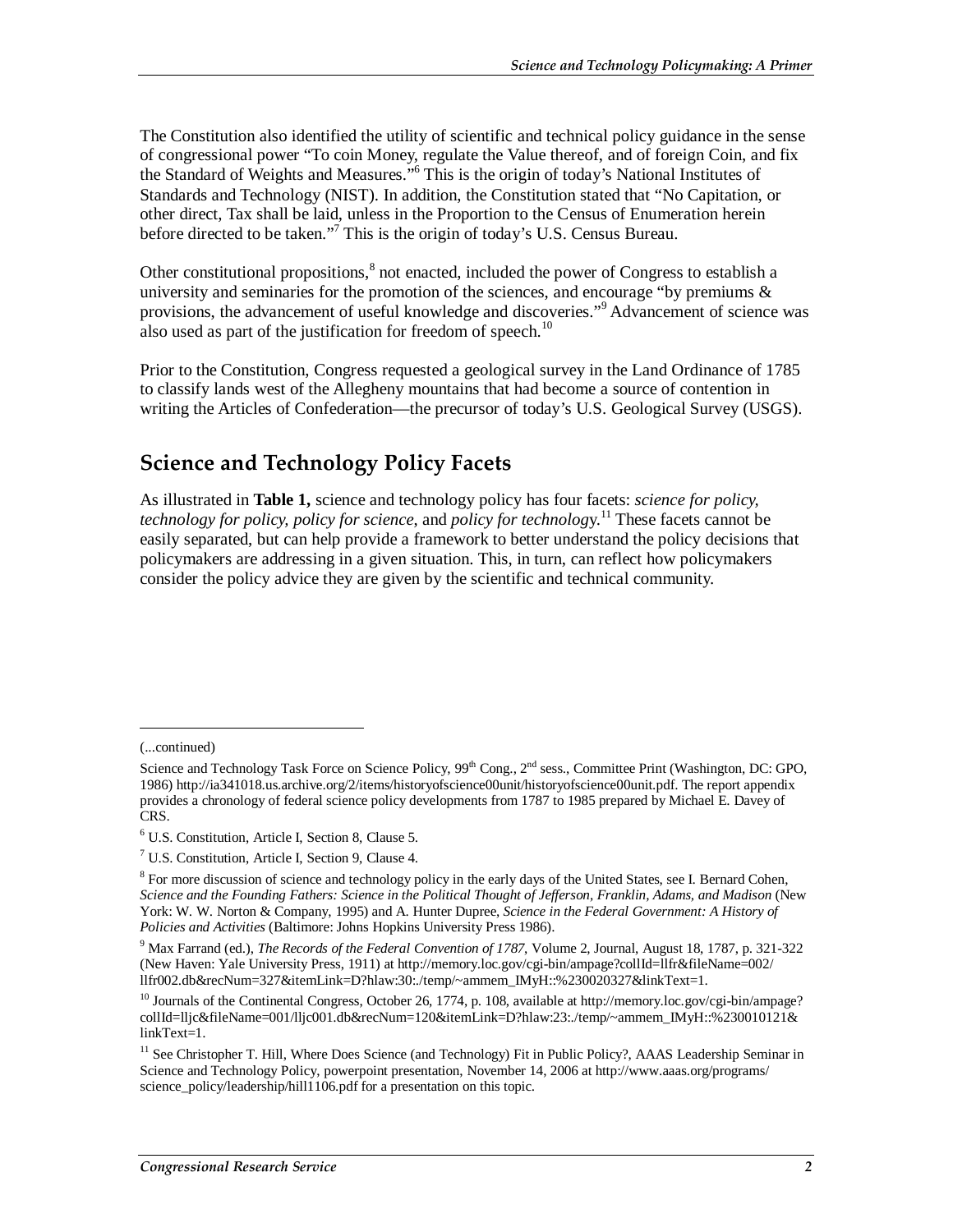The Constitution also identified the utility of scientific and technical policy guidance in the sense of congressional power "To coin Money, regulate the Value thereof, and of foreign Coin, and fix the Standard of Weights and Measures."[6] This is the origin of today's National Institutes of Standards and Technology (NIST). In addition, the Constitution stated that "No Capitation, or other direct, Tax shall be laid, unless in the Proportion to the Census of Enumeration herein before directed to be taken."[7] This is the origin of today's U.S. Census Bureau.

Other constitutional propositions,[8] not enacted, included the power of Congress to establish a university and seminaries for the promotion of the sciences, and encourage "by premiums & provisions, the advancement of useful knowledge and discoveries."[9] Advancement of science was also used as part of the justification for freedom of speech.[10]

Prior to the Constitution, Congress requested a geological survey in the Land Ordinance of 1785 to classify lands west of the Allegheny mountains that had become a source of contention in writing the Articles of Confederation—the precursor of today's U.S. Geological Survey (USGS).

## Science and Technology Policy Facets

As illustrated in **Table 1,** science and technology policy has four facets: *science for policy, technology for policy, policy for science*, and *policy for technology*.[11] These facets cannot be easily separated, but can help provide a framework to better understand the policy decisions that policymakers are addressing in a given situation. This, in turn, can reflect how policymakers consider the policy advice they are given by the scientific and technical community.

---

(...continued)

Science and Technology Task Force on Science Policy, 99th Cong., 2nd sess., Committee Print (Washington, DC: GPO, 1986) http://ia341018.us.archive.org/2/items/historyofscience00unit/historyofscience00unit.pdf. The report appendix provides a chronology of federal science policy developments from 1787 to 1985 prepared by Michael E. Davey of CRS.

[6] U.S. Constitution, Article I, Section 8, Clause 5.

[7] U.S. Constitution, Article I, Section 9, Clause 4.

[8] For more discussion of science and technology policy in the early days of the United States, see I. Bernard Cohen, *Science and the Founding Fathers: Science in the Political Thought of Jefferson, Franklin, Adams, and Madison* (New York: W. W. Norton & Company, 1995) and A. Hunter Dupree, *Science in the Federal Government: A History of Policies and Activities* (Baltimore: Johns Hopkins University Press 1986).

[9] Max Farrand (ed.), *The Records of the Federal Convention of 1787*, Volume 2, Journal, August 18, 1787, p. 321-322 (New Haven: Yale University Press, 1911) at http://memory.loc.gov/cgi-bin/ampage?collId=llfr&fileName=002/llfr002.db&recNum=327&itemLink=D?hlaw:30:./temp/~ammem_IMyH::%230020327&linkText=1.

[10] Journals of the Continental Congress, October 26, 1774, p. 108, available at http://memory.loc.gov/cgi-bin/ampage?collId=lljc&fileName=001/lljc001.db&recNum=120&itemLink=D?hlaw:23:./temp/~ammem_IMyH::%230010121&linkText=1.

[11] See Christopher T. Hill, Where Does Science (and Technology) Fit in Public Policy?, AAAS Leadership Seminar in Science and Technology Policy, powerpoint presentation, November 14, 2006 at http://www.aaas.org/programs/science_policy/leadership/hill1106.pdf for a presentation on this topic.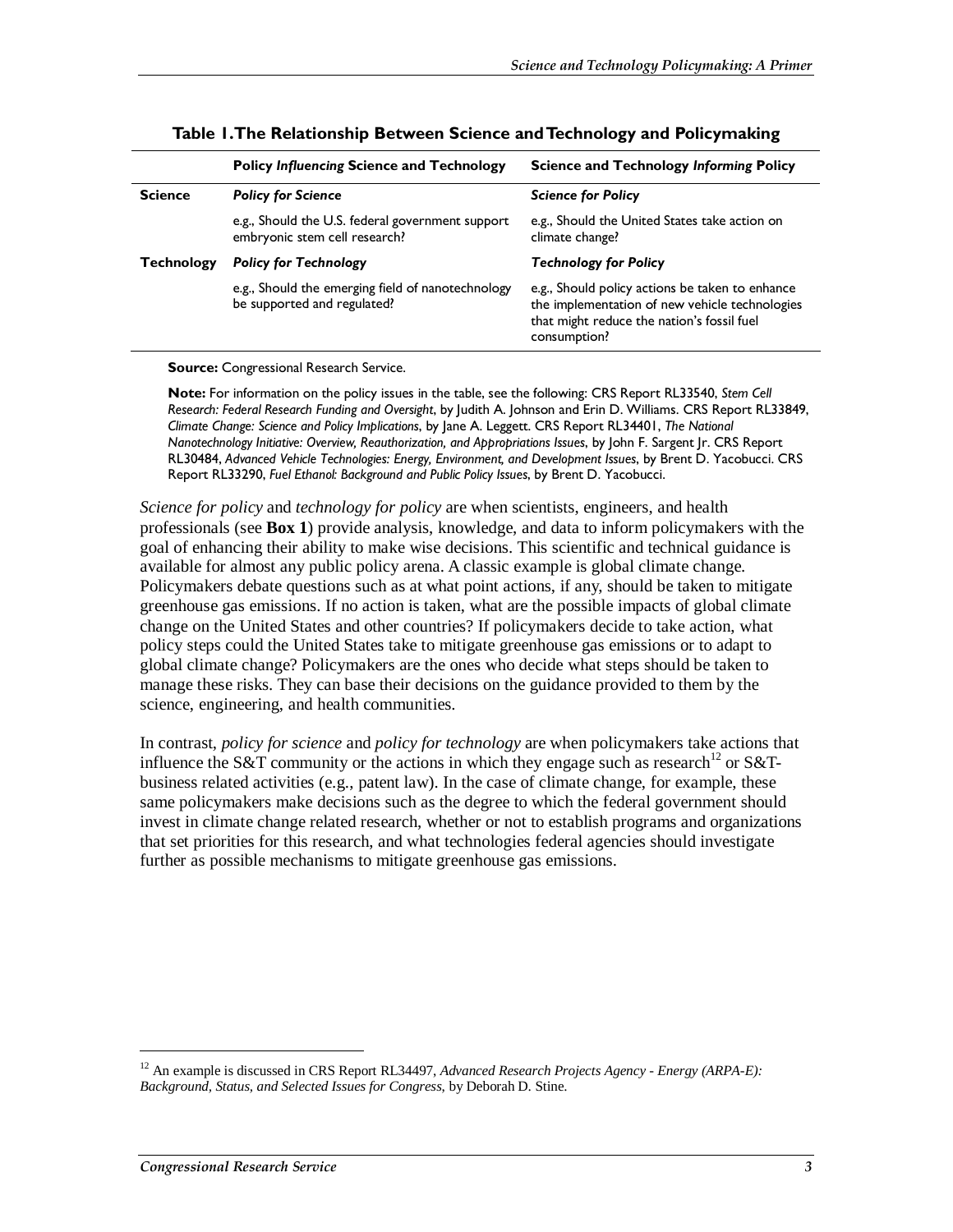**Table 1. The Relationship Between Science and Technology and Policymaking**

| | Policy *Influencing* Science and Technology | Science and Technology *Informing* Policy |
|---|---|---|
| **Science** | ***Policy for Science*** | ***Science for Policy*** |
| | e.g., Should the U.S. federal government support embryonic stem cell research? | e.g., Should the United States take action on climate change? |
| **Technology** | ***Policy for Technology*** | ***Technology for Policy*** |
| | e.g., Should the emerging field of nanotechnology be supported and regulated? | e.g., Should policy actions be taken to enhance the implementation of new vehicle technologies that might reduce the nation's fossil fuel consumption? |

**Source:** Congressional Research Service.

**Note:** For information on the policy issues in the table, see the following: CRS Report RL33540, *Stem Cell Research: Federal Research Funding and Oversight*, by Judith A. Johnson and Erin D. Williams. CRS Report RL33849, *Climate Change: Science and Policy Implications*, by Jane A. Leggett. CRS Report RL34401, *The National Nanotechnology Initiative: Overview, Reauthorization, and Appropriations Issues*, by John F. Sargent Jr. CRS Report RL30484, *Advanced Vehicle Technologies: Energy, Environment, and Development Issues*, by Brent D. Yacobucci. CRS Report RL33290, *Fuel Ethanol: Background and Public Policy Issues*, by Brent D. Yacobucci.

*Science for policy* and *technology for policy* are when scientists, engineers, and health professionals (see **Box 1**) provide analysis, knowledge, and data to inform policymakers with the goal of enhancing their ability to make wise decisions. This scientific and technical guidance is available for almost any public policy arena. A classic example is global climate change. Policymakers debate questions such as at what point actions, if any, should be taken to mitigate greenhouse gas emissions. If no action is taken, what are the possible impacts of global climate change on the United States and other countries? If policymakers decide to take action, what policy steps could the United States take to mitigate greenhouse gas emissions or to adapt to global climate change? Policymakers are the ones who decide what steps should be taken to manage these risks. They can base their decisions on the guidance provided to them by the science, engineering, and health communities.

In contrast, *policy for science* and *policy for technology* are when policymakers take actions that influence the S&T community or the actions in which they engage such as research[12] or S&T-business related activities (e.g., patent law). In the case of climate change, for example, these same policymakers make decisions such as the degree to which the federal government should invest in climate change related research, whether or not to establish programs and organizations that set priorities for this research, and what technologies federal agencies should investigate further as possible mechanisms to mitigate greenhouse gas emissions.

[12] An example is discussed in CRS Report RL34497, *Advanced Research Projects Agency - Energy (ARPA-E): Background, Status, and Selected Issues for Congress*, by Deborah D. Stine.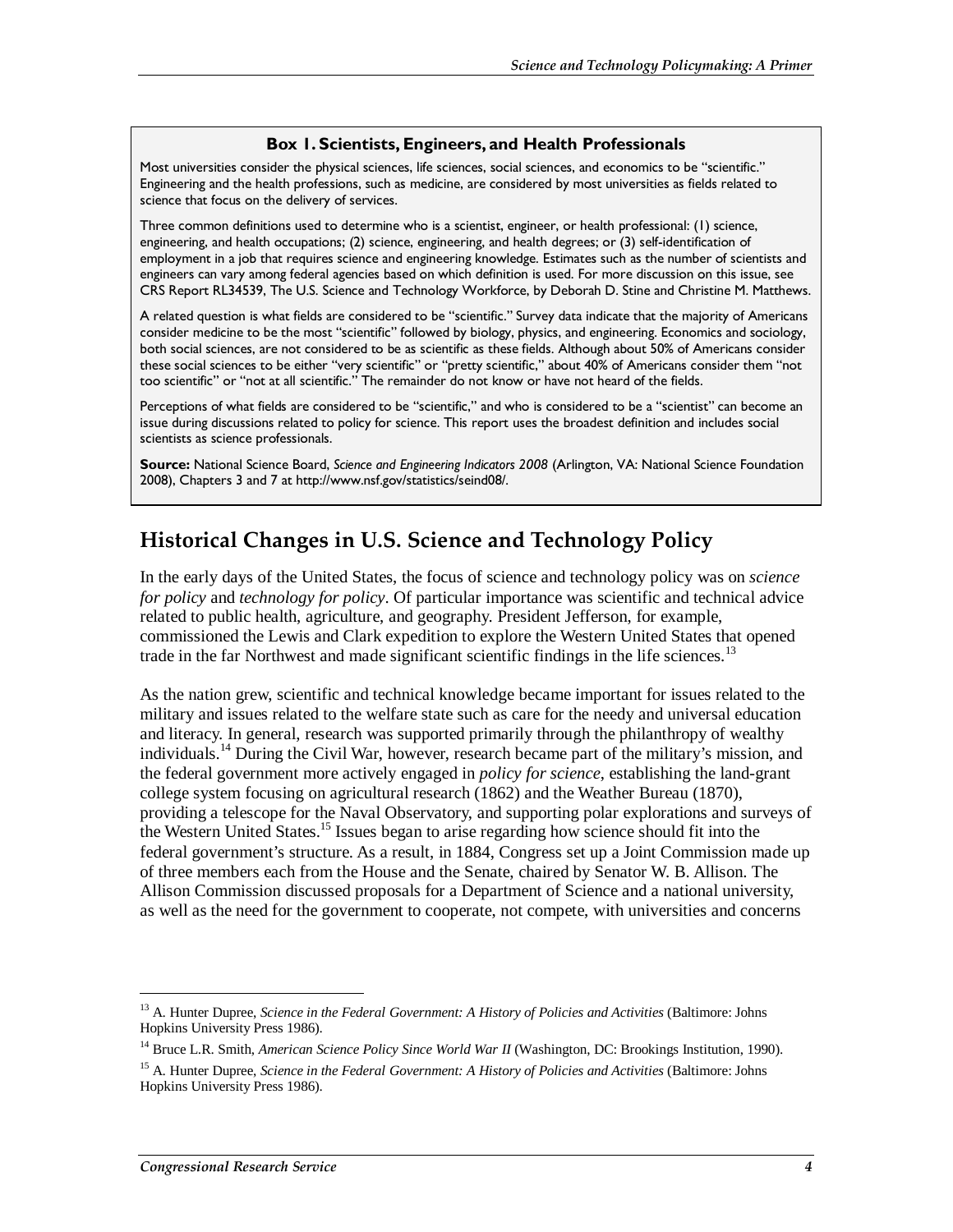**Box 1. Scientists, Engineers, and Health Professionals**

Most universities consider the physical sciences, life sciences, social sciences, and economics to be "scientific." Engineering and the health professions, such as medicine, are considered by most universities as fields related to science that focus on the delivery of services.

Three common definitions used to determine who is a scientist, engineer, or health professional: (1) science, engineering, and health occupations; (2) science, engineering, and health degrees; or (3) self-identification of employment in a job that requires science and engineering knowledge. Estimates such as the number of scientists and engineers can vary among federal agencies based on which definition is used. For more discussion on this issue, see CRS Report RL34539, The U.S. Science and Technology Workforce, by Deborah D. Stine and Christine M. Matthews.

A related question is what fields are considered to be "scientific." Survey data indicate that the majority of Americans consider medicine to be the most "scientific" followed by biology, physics, and engineering. Economics and sociology, both social sciences, are not considered to be as scientific as these fields. Although about 50% of Americans consider these social sciences to be either "very scientific" or "pretty scientific," about 40% of Americans consider them "not too scientific" or "not at all scientific." The remainder do not know or have not heard of the fields.

Perceptions of what fields are considered to be "scientific," and who is considered to be a "scientist" can become an issue during discussions related to policy for science. This report uses the broadest definition and includes social scientists as science professionals.

**Source:** National Science Board, *Science and Engineering Indicators 2008* (Arlington, VA: National Science Foundation 2008), Chapters 3 and 7 at http://www.nsf.gov/statistics/seind08/.

## Historical Changes in U.S. Science and Technology Policy

In the early days of the United States, the focus of science and technology policy was on *science for policy* and *technology for policy*. Of particular importance was scientific and technical advice related to public health, agriculture, and geography. President Jefferson, for example, commissioned the Lewis and Clark expedition to explore the Western United States that opened trade in the far Northwest and made significant scientific findings in the life sciences.[13]

As the nation grew, scientific and technical knowledge became important for issues related to the military and issues related to the welfare state such as care for the needy and universal education and literacy. In general, research was supported primarily through the philanthropy of wealthy individuals.[14] During the Civil War, however, research became part of the military's mission, and the federal government more actively engaged in *policy for science*, establishing the land-grant college system focusing on agricultural research (1862) and the Weather Bureau (1870), providing a telescope for the Naval Observatory, and supporting polar explorations and surveys of the Western United States.[15] Issues began to arise regarding how science should fit into the federal government's structure. As a result, in 1884, Congress set up a Joint Commission made up of three members each from the House and the Senate, chaired by Senator W. B. Allison. The Allison Commission discussed proposals for a Department of Science and a national university, as well as the need for the government to cooperate, not compete, with universities and concerns

---

[13] A. Hunter Dupree, *Science in the Federal Government: A History of Policies and Activities* (Baltimore: Johns Hopkins University Press 1986).

[14] Bruce L.R. Smith, *American Science Policy Since World War II* (Washington, DC: Brookings Institution, 1990).

[15] A. Hunter Dupree, *Science in the Federal Government: A History of Policies and Activities* (Baltimore: Johns Hopkins University Press 1986).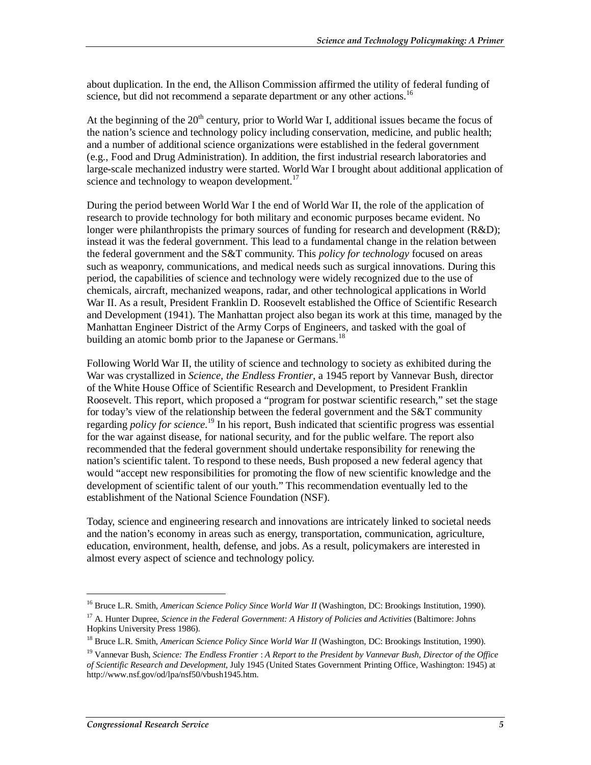about duplication. In the end, the Allison Commission affirmed the utility of federal funding of science, but did not recommend a separate department or any other actions.[16]

At the beginning of the 20th century, prior to World War I, additional issues became the focus of the nation's science and technology policy including conservation, medicine, and public health; and a number of additional science organizations were established in the federal government (e.g., Food and Drug Administration). In addition, the first industrial research laboratories and large-scale mechanized industry were started. World War I brought about additional application of science and technology to weapon development.[17]

During the period between World War I the end of World War II, the role of the application of research to provide technology for both military and economic purposes became evident. No longer were philanthropists the primary sources of funding for research and development (R&D); instead it was the federal government. This lead to a fundamental change in the relation between the federal government and the S&T community. This *policy for technology* focused on areas such as weaponry, communications, and medical needs such as surgical innovations. During this period, the capabilities of science and technology were widely recognized due to the use of chemicals, aircraft, mechanized weapons, radar, and other technological applications in World War II. As a result, President Franklin D. Roosevelt established the Office of Scientific Research and Development (1941). The Manhattan project also began its work at this time, managed by the Manhattan Engineer District of the Army Corps of Engineers, and tasked with the goal of building an atomic bomb prior to the Japanese or Germans.[18]

Following World War II, the utility of science and technology to society as exhibited during the War was crystallized in *Science, the Endless Frontier*, a 1945 report by Vannevar Bush, director of the White House Office of Scientific Research and Development, to President Franklin Roosevelt. This report, which proposed a "program for postwar scientific research," set the stage for today's view of the relationship between the federal government and the S&T community regarding *policy for science*.[19] In his report, Bush indicated that scientific progress was essential for the war against disease, for national security, and for the public welfare. The report also recommended that the federal government should undertake responsibility for renewing the nation's scientific talent. To respond to these needs, Bush proposed a new federal agency that would "accept new responsibilities for promoting the flow of new scientific knowledge and the development of scientific talent of our youth." This recommendation eventually led to the establishment of the National Science Foundation (NSF).

Today, science and engineering research and innovations are intricately linked to societal needs and the nation's economy in areas such as energy, transportation, communication, agriculture, education, environment, health, defense, and jobs. As a result, policymakers are interested in almost every aspect of science and technology policy.

---

[16] Bruce L.R. Smith, *American Science Policy Since World War II* (Washington, DC: Brookings Institution, 1990).

[17] A. Hunter Dupree, *Science in the Federal Government: A History of Policies and Activities* (Baltimore: Johns Hopkins University Press 1986).

[18] Bruce L.R. Smith, *American Science Policy Since World War II* (Washington, DC: Brookings Institution, 1990).

[19] Vannevar Bush, *Science: The Endless Frontier* : *A Report to the President by Vannevar Bush, Director of the Office of Scientific Research and Development*, July 1945 (United States Government Printing Office, Washington: 1945) at http://www.nsf.gov/od/lpa/nsf50/vbush1945.htm.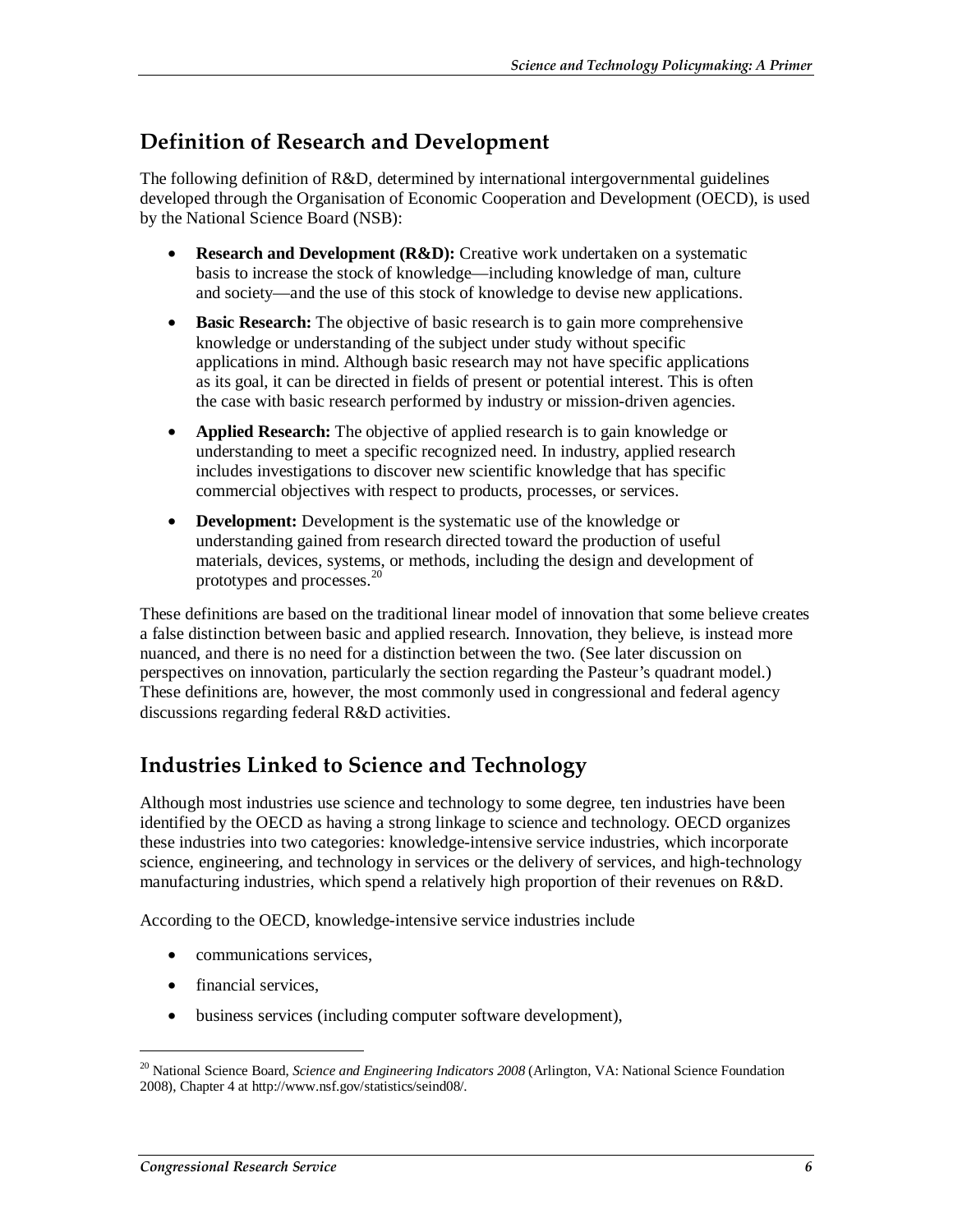## Definition of Research and Development

The following definition of R&D, determined by international intergovernmental guidelines developed through the Organisation of Economic Cooperation and Development (OECD), is used by the National Science Board (NSB):

- **Research and Development (R&D):** Creative work undertaken on a systematic basis to increase the stock of knowledge—including knowledge of man, culture and society—and the use of this stock of knowledge to devise new applications.
- **Basic Research:** The objective of basic research is to gain more comprehensive knowledge or understanding of the subject under study without specific applications in mind. Although basic research may not have specific applications as its goal, it can be directed in fields of present or potential interest. This is often the case with basic research performed by industry or mission-driven agencies.
- **Applied Research:** The objective of applied research is to gain knowledge or understanding to meet a specific recognized need. In industry, applied research includes investigations to discover new scientific knowledge that has specific commercial objectives with respect to products, processes, or services.
- **Development:** Development is the systematic use of the knowledge or understanding gained from research directed toward the production of useful materials, devices, systems, or methods, including the design and development of prototypes and processes.[20]

These definitions are based on the traditional linear model of innovation that some believe creates a false distinction between basic and applied research. Innovation, they believe, is instead more nuanced, and there is no need for a distinction between the two. (See later discussion on perspectives on innovation, particularly the section regarding the Pasteur's quadrant model.) These definitions are, however, the most commonly used in congressional and federal agency discussions regarding federal R&D activities.

## Industries Linked to Science and Technology

Although most industries use science and technology to some degree, ten industries have been identified by the OECD as having a strong linkage to science and technology. OECD organizes these industries into two categories: knowledge-intensive service industries, which incorporate science, engineering, and technology in services or the delivery of services, and high-technology manufacturing industries, which spend a relatively high proportion of their revenues on R&D.

According to the OECD, knowledge-intensive service industries include

- communications services,
- financial services,
- business services (including computer software development),

---

[20] National Science Board, *Science and Engineering Indicators 2008* (Arlington, VA: National Science Foundation 2008), Chapter 4 at http://www.nsf.gov/statistics/seind08/.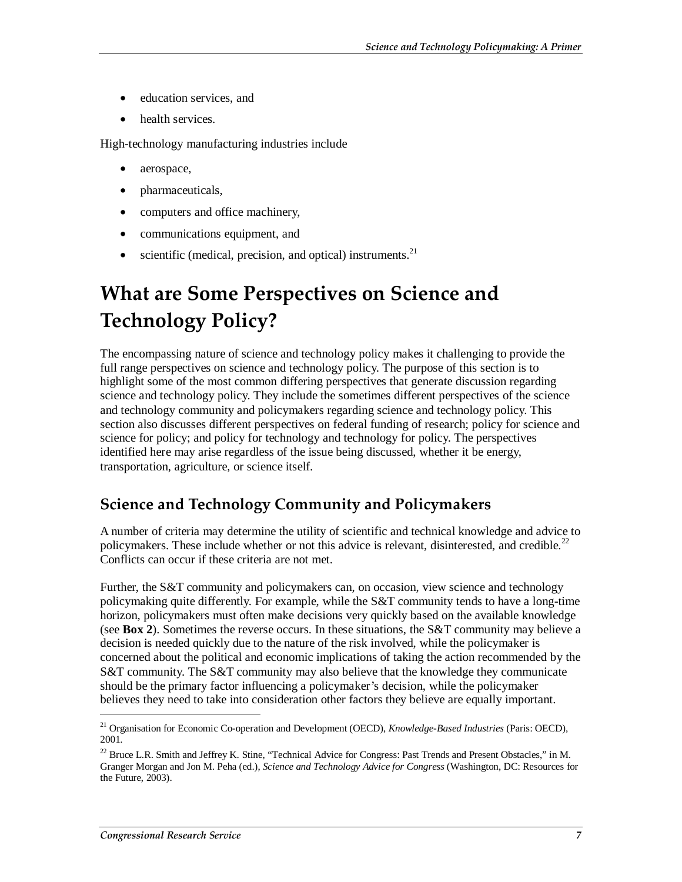- education services, and
- health services.

High-technology manufacturing industries include

- aerospace,
- pharmaceuticals,
- computers and office machinery,
- communications equipment, and
- scientific (medical, precision, and optical) instruments.[21]

# What are Some Perspectives on Science and Technology Policy?

The encompassing nature of science and technology policy makes it challenging to provide the full range perspectives on science and technology policy. The purpose of this section is to highlight some of the most common differing perspectives that generate discussion regarding science and technology policy. They include the sometimes different perspectives of the science and technology community and policymakers regarding science and technology policy. This section also discusses different perspectives on federal funding of research; policy for science and science for policy; and policy for technology and technology for policy. The perspectives identified here may arise regardless of the issue being discussed, whether it be energy, transportation, agriculture, or science itself.

## Science and Technology Community and Policymakers

A number of criteria may determine the utility of scientific and technical knowledge and advice to policymakers. These include whether or not this advice is relevant, disinterested, and credible.[22] Conflicts can occur if these criteria are not met.

Further, the S&T community and policymakers can, on occasion, view science and technology policymaking quite differently. For example, while the S&T community tends to have a long-time horizon, policymakers must often make decisions very quickly based on the available knowledge (see **Box 2**). Sometimes the reverse occurs. In these situations, the S&T community may believe a decision is needed quickly due to the nature of the risk involved, while the policymaker is concerned about the political and economic implications of taking the action recommended by the S&T community. The S&T community may also believe that the knowledge they communicate should be the primary factor influencing a policymaker's decision, while the policymaker believes they need to take into consideration other factors they believe are equally important.

---

[21] Organisation for Economic Co-operation and Development (OECD), *Knowledge-Based Industries* (Paris: OECD), 2001.

[22] Bruce L.R. Smith and Jeffrey K. Stine, "Technical Advice for Congress: Past Trends and Present Obstacles," in M. Granger Morgan and Jon M. Peha (ed.), *Science and Technology Advice for Congress* (Washington, DC: Resources for the Future, 2003).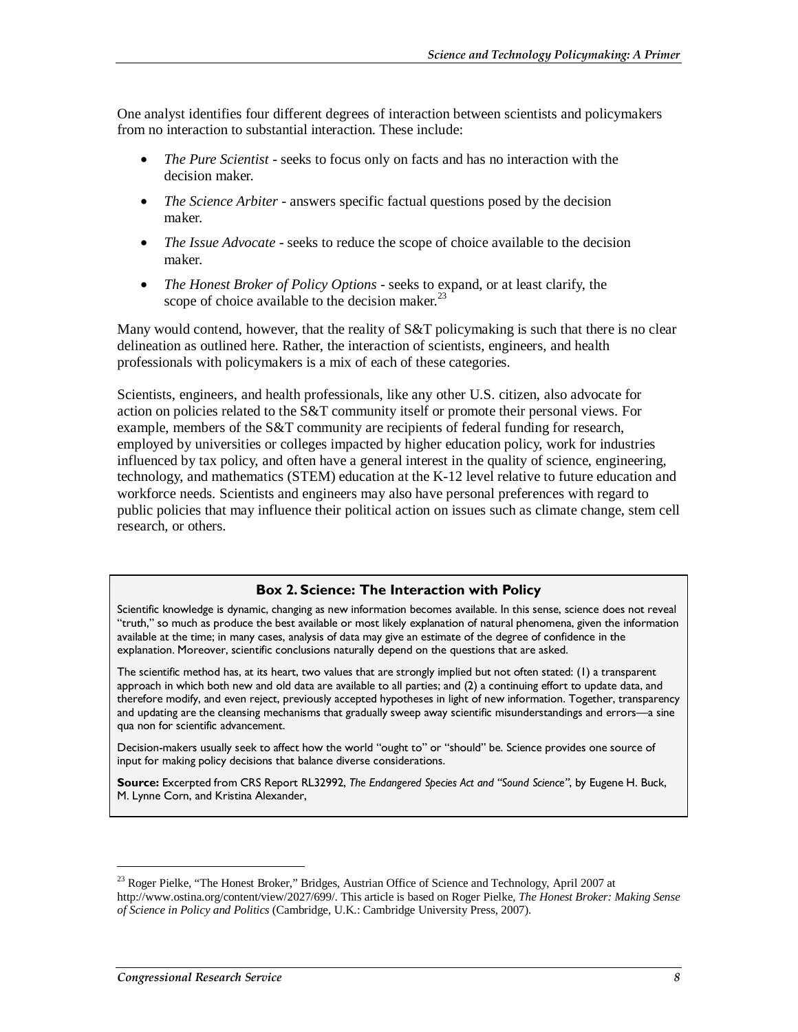One analyst identifies four different degrees of interaction between scientists and policymakers from no interaction to substantial interaction. These include:

- *The Pure Scientist* - seeks to focus only on facts and has no interaction with the decision maker.
- *The Science Arbiter* - answers specific factual questions posed by the decision maker.
- *The Issue Advocate* - seeks to reduce the scope of choice available to the decision maker.
- *The Honest Broker of Policy Options* - seeks to expand, or at least clarify, the scope of choice available to the decision maker.[23]

Many would contend, however, that the reality of S&T policymaking is such that there is no clear delineation as outlined here. Rather, the interaction of scientists, engineers, and health professionals with policymakers is a mix of each of these categories.

Scientists, engineers, and health professionals, like any other U.S. citizen, also advocate for action on policies related to the S&T community itself or promote their personal views. For example, members of the S&T community are recipients of federal funding for research, employed by universities or colleges impacted by higher education policy, work for industries influenced by tax policy, and often have a general interest in the quality of science, engineering, technology, and mathematics (STEM) education at the K-12 level relative to future education and workforce needs. Scientists and engineers may also have personal preferences with regard to public policies that may influence their political action on issues such as climate change, stem cell research, or others.

**Box 2. Science: The Interaction with Policy**

Scientific knowledge is dynamic, changing as new information becomes available. In this sense, science does not reveal "truth," so much as produce the best available or most likely explanation of natural phenomena, given the information available at the time; in many cases, analysis of data may give an estimate of the degree of confidence in the explanation. Moreover, scientific conclusions naturally depend on the questions that are asked.

The scientific method has, at its heart, two values that are strongly implied but not often stated: (1) a transparent approach in which both new and old data are available to all parties; and (2) a continuing effort to update data, and therefore modify, and even reject, previously accepted hypotheses in light of new information. Together, transparency and updating are the cleansing mechanisms that gradually sweep away scientific misunderstandings and errors—a sine qua non for scientific advancement.

Decision-makers usually seek to affect how the world "ought to" or "should" be. Science provides one source of input for making policy decisions that balance diverse considerations.

**Source:** Excerpted from CRS Report RL32992, *The Endangered Species Act and "Sound Science"*, by Eugene H. Buck, M. Lynne Corn, and Kristina Alexander,

---

[23] Roger Pielke, "The Honest Broker," Bridges, Austrian Office of Science and Technology, April 2007 at http://www.ostina.org/content/view/2027/699/. This article is based on Roger Pielke, *The Honest Broker: Making Sense of Science in Policy and Politics* (Cambridge, U.K.: Cambridge University Press, 2007).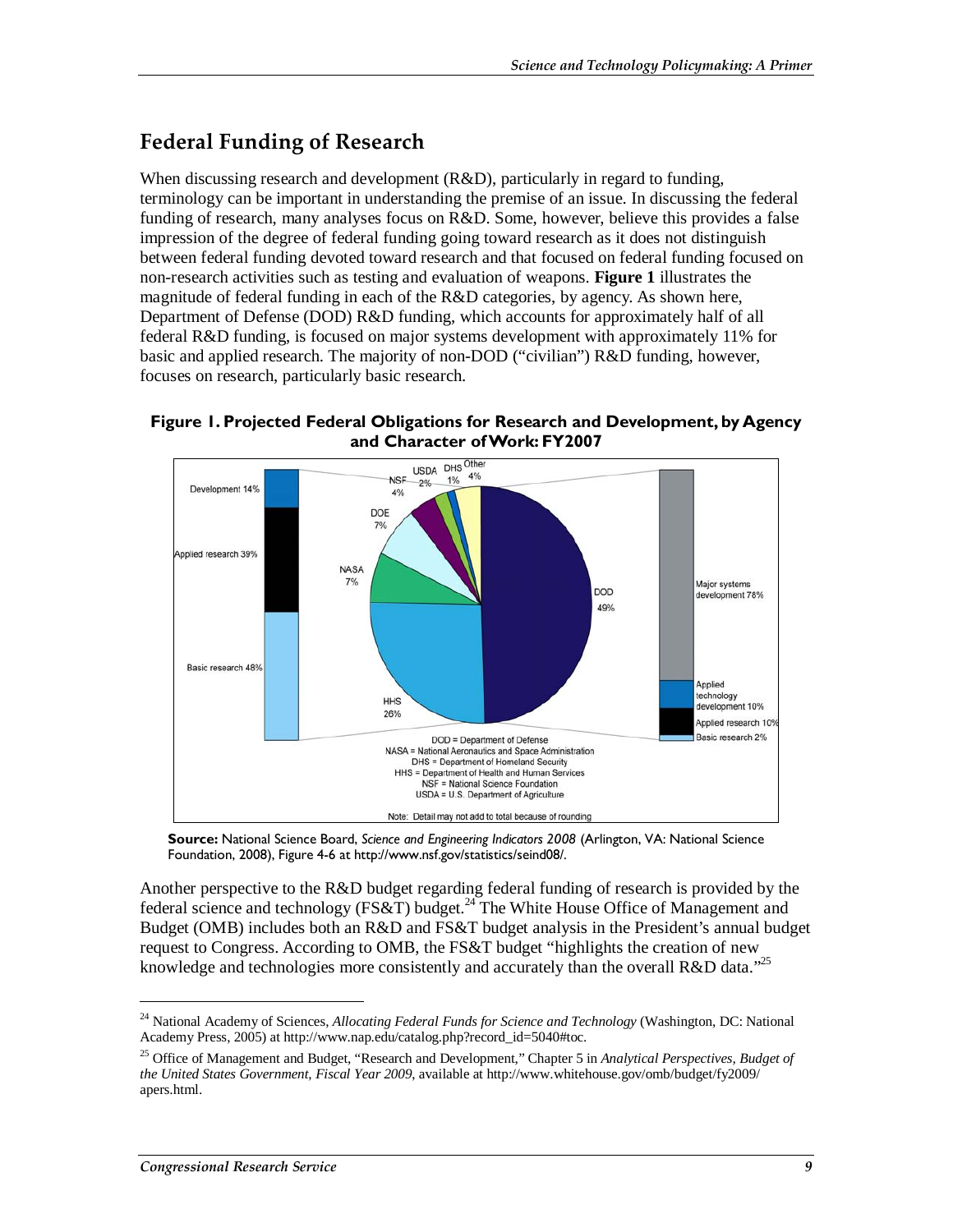## Federal Funding of Research

When discussing research and development (R&D), particularly in regard to funding, terminology can be important in understanding the premise of an issue. In discussing the federal funding of research, many analyses focus on R&D. Some, however, believe this provides a false impression of the degree of federal funding going toward research as it does not distinguish between federal funding devoted toward research and that focused on federal funding focused on non-research activities such as testing and evaluation of weapons. **Figure 1** illustrates the magnitude of federal funding in each of the R&D categories, by agency. As shown here, Department of Defense (DOD) R&D funding, which accounts for approximately half of all federal R&D funding, is focused on major systems development with approximately 11% for basic and applied research. The majority of non-DOD ("civilian") R&D funding, however, focuses on research, particularly basic research.

**Figure 1. Projected Federal Obligations for Research and Development, by Agency and Character of Work: FY2007**

Development 14%
Applied research 39%
Basic research 48%

USDA 2%, DHS 1%, Other 4%, NSF 4%, DOE 7%, NASA 7%, HHS 26%, DOD 49%

Major systems development 78%
Applied technology development 10%
Applied research 10%
Basic research 2%

DOD = Department of Defense
NASA = National Aeronautics and Space Administration
DHS = Department of Homeland Security
HHS = Department of Health and Human Services
NSF = National Science Foundation
USDA = U.S. Department of Agriculture

Note: Detail may not add to total because of rounding

**Source:** National Science Board, *Science and Engineering Indicators 2008* (Arlington, VA: National Science Foundation, 2008), Figure 4-6 at http://www.nsf.gov/statistics/seind08/.

Another perspective to the R&D budget regarding federal funding of research is provided by the federal science and technology (FS&T) budget.[24] The White House Office of Management and Budget (OMB) includes both an R&D and FS&T budget analysis in the President's annual budget request to Congress. According to OMB, the FS&T budget "highlights the creation of new knowledge and technologies more consistently and accurately than the overall R&D data."[25]

[24] National Academy of Sciences, *Allocating Federal Funds for Science and Technology* (Washington, DC: National Academy Press, 2005) at http://www.nap.edu/catalog.php?record_id=5040#toc.

[25] Office of Management and Budget, "Research and Development," Chapter 5 in *Analytical Perspectives, Budget of the United States Government, Fiscal Year 2009*, available at http://www.whitehouse.gov/omb/budget/fy2009/apers.html.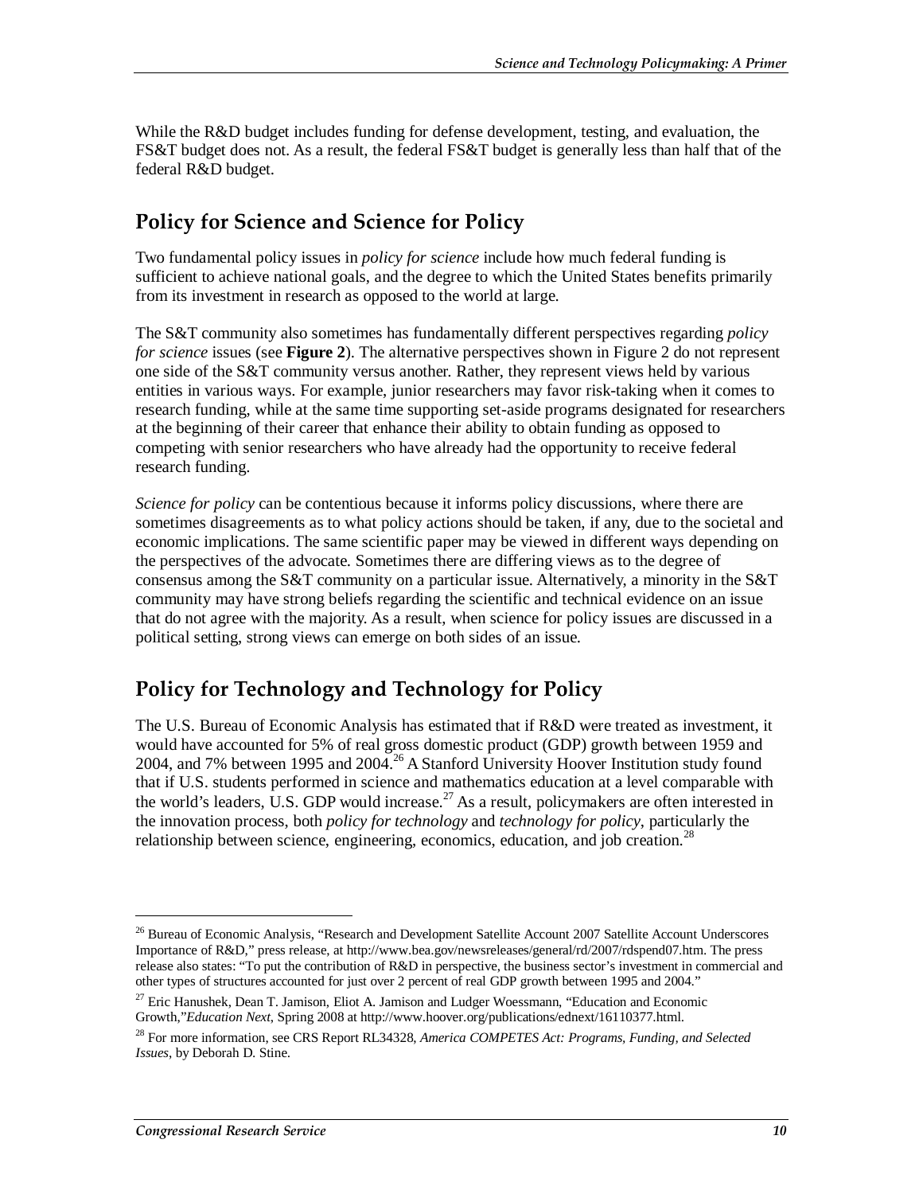While the R&D budget includes funding for defense development, testing, and evaluation, the FS&T budget does not. As a result, the federal FS&T budget is generally less than half that of the federal R&D budget.

## Policy for Science and Science for Policy

Two fundamental policy issues in *policy for science* include how much federal funding is sufficient to achieve national goals, and the degree to which the United States benefits primarily from its investment in research as opposed to the world at large.

The S&T community also sometimes has fundamentally different perspectives regarding *policy for science* issues (see **Figure 2**). The alternative perspectives shown in Figure 2 do not represent one side of the S&T community versus another. Rather, they represent views held by various entities in various ways. For example, junior researchers may favor risk-taking when it comes to research funding, while at the same time supporting set-aside programs designated for researchers at the beginning of their career that enhance their ability to obtain funding as opposed to competing with senior researchers who have already had the opportunity to receive federal research funding.

*Science for policy* can be contentious because it informs policy discussions, where there are sometimes disagreements as to what policy actions should be taken, if any, due to the societal and economic implications. The same scientific paper may be viewed in different ways depending on the perspectives of the advocate. Sometimes there are differing views as to the degree of consensus among the S&T community on a particular issue. Alternatively, a minority in the S&T community may have strong beliefs regarding the scientific and technical evidence on an issue that do not agree with the majority. As a result, when science for policy issues are discussed in a political setting, strong views can emerge on both sides of an issue.

## Policy for Technology and Technology for Policy

The U.S. Bureau of Economic Analysis has estimated that if R&D were treated as investment, it would have accounted for 5% of real gross domestic product (GDP) growth between 1959 and 2004, and 7% between 1995 and 2004.[26] A Stanford University Hoover Institution study found that if U.S. students performed in science and mathematics education at a level comparable with the world's leaders, U.S. GDP would increase.[27] As a result, policymakers are often interested in the innovation process, both *policy for technology* and *technology for policy*, particularly the relationship between science, engineering, economics, education, and job creation.[28]

---

[26] Bureau of Economic Analysis, "Research and Development Satellite Account 2007 Satellite Account Underscores Importance of R&D," press release, at http://www.bea.gov/newsreleases/general/rd/2007/rdspend07.htm. The press release also states: "To put the contribution of R&D in perspective, the business sector's investment in commercial and other types of structures accounted for just over 2 percent of real GDP growth between 1995 and 2004."

[27] Eric Hanushek, Dean T. Jamison, Eliot A. Jamison and Ludger Woessmann, "Education and Economic Growth,"*Education Next*, Spring 2008 at http://www.hoover.org/publications/ednext/16110377.html.

[28] For more information, see CRS Report RL34328, *America COMPETES Act: Programs, Funding, and Selected Issues*, by Deborah D. Stine.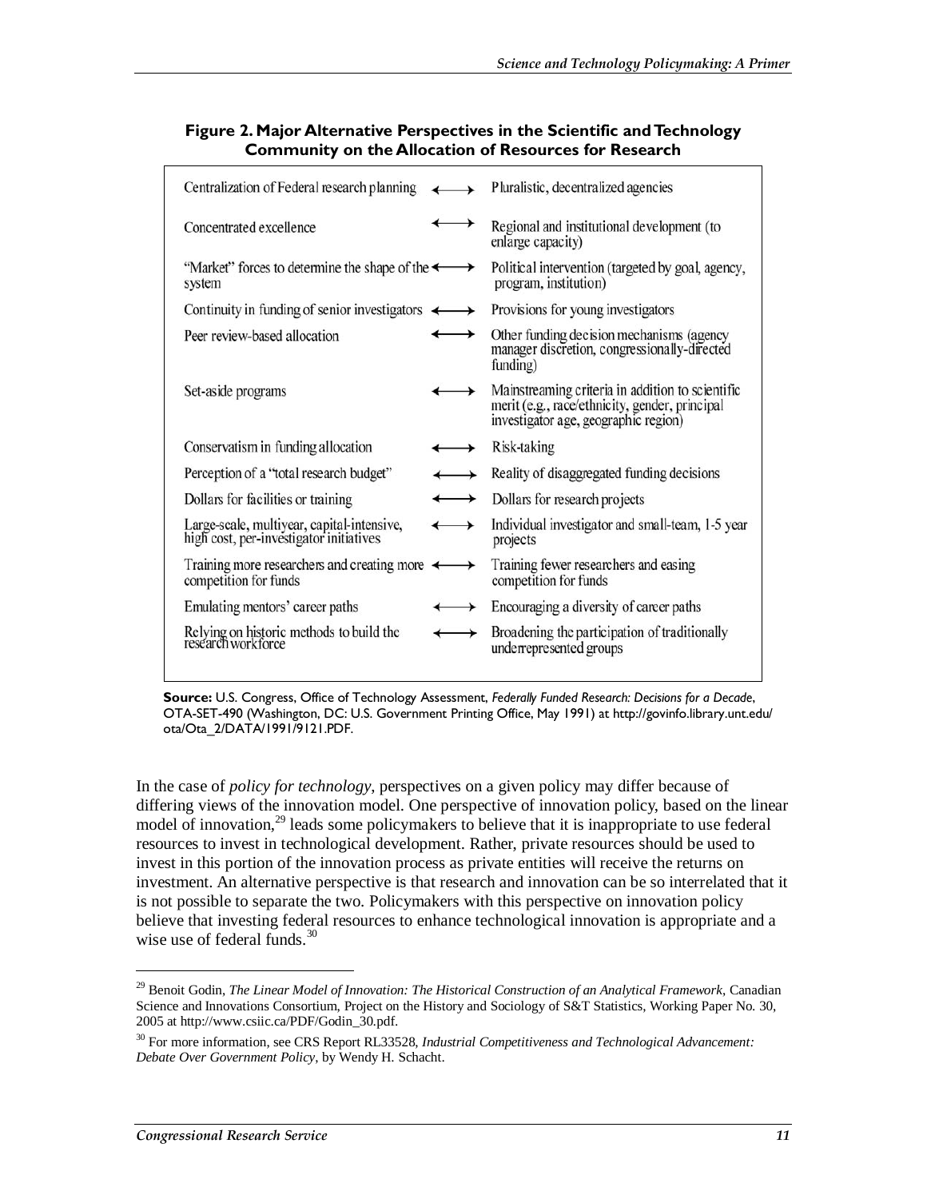**Figure 2. Major Alternative Perspectives in the Scientific and Technology Community on the Allocation of Resources for Research**

| | | |
|---|---|---|
| Centralization of Federal research planning | ⟷ | Pluralistic, decentralized agencies |
| Concentrated excellence | ⟷ | Regional and institutional development (to enlarge capacity) |
| "Market" forces to determine the shape of the system | ⟷ | Political intervention (targeted by goal, agency, program, institution) |
| Continuity in funding of senior investigators | ⟷ | Provisions for young investigators |
| Peer review-based allocation | ⟷ | Other funding decision mechanisms (agency manager discretion, congressionally-directed funding) |
| Set-aside programs | ⟷ | Mainstreaming criteria in addition to scientific merit (e.g., race/ethnicity, gender, principal investigator age, geographic region) |
| Conservatism in funding allocation | ⟷ | Risk-taking |
| Perception of a "total research budget" | ⟷ | Reality of disaggregated funding decisions |
| Dollars for facilities or training | ⟷ | Dollars for research projects |
| Large-scale, multiyear, capital-intensive, high cost, per-investigator initiatives | ⟷ | Individual investigator and small-team, 1-5 year projects |
| Training more researchers and creating more competition for funds | ⟷ | Training fewer researchers and easing competition for funds |
| Emulating mentors' career paths | ⟷ | Encouraging a diversity of career paths |
| Relying on historic methods to build the research workforce | ⟷ | Broadening the participation of traditionally underrepresented groups |

**Source:** U.S. Congress, Office of Technology Assessment, *Federally Funded Research: Decisions for a Decade*, OTA-SET-490 (Washington, DC: U.S. Government Printing Office, May 1991) at http://govinfo.library.unt.edu/ota/Ota_2/DATA/1991/9121.PDF.

In the case of *policy for technology*, perspectives on a given policy may differ because of differing views of the innovation model. One perspective of innovation policy, based on the linear model of innovation,[29] leads some policymakers to believe that it is inappropriate to use federal resources to invest in technological development. Rather, private resources should be used to invest in this portion of the innovation process as private entities will receive the returns on investment. An alternative perspective is that research and innovation can be so interrelated that it is not possible to separate the two. Policymakers with this perspective on innovation policy believe that investing federal resources to enhance technological innovation is appropriate and a wise use of federal funds.[30]

---

[29] Benoit Godin, *The Linear Model of Innovation: The Historical Construction of an Analytical Framework*, Canadian Science and Innovations Consortium, Project on the History and Sociology of S&T Statistics, Working Paper No. 30, 2005 at http://www.csiic.ca/PDF/Godin_30.pdf.

[30] For more information, see CRS Report RL33528, *Industrial Competitiveness and Technological Advancement: Debate Over Government Policy*, by Wendy H. Schacht.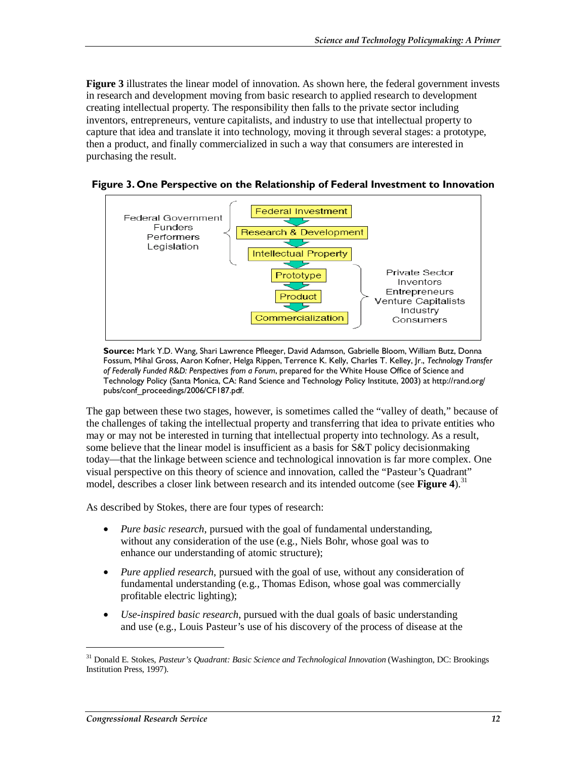**Figure 3** illustrates the linear model of innovation. As shown here, the federal government invests in research and development moving from basic research to applied research to development creating intellectual property. The responsibility then falls to the private sector including inventors, entrepreneurs, venture capitalists, and industry to use that intellectual property to capture that idea and translate it into technology, moving it through several stages: a prototype, then a product, and finally commercialized in such a way that consumers are interested in purchasing the result.

**Figure 3. One Perspective on the Relationship of Federal Investment to Innovation**

Federal Government
Funders
Performers
Legislation

Federal Investment
Research & Development
Intellectual Property
Prototype
Product
Commercialization

Private Sector
Inventors
Entrepreneurs
Venture Capitalists
Industry
Consumers

**Source:** Mark Y.D. Wang, Shari Lawrence Pfleeger, David Adamson, Gabrielle Bloom, William Butz, Donna Fossum, Mihal Gross, Aaron Kofner, Helga Rippen, Terrence K. Kelly, Charles T. Kelley, Jr., *Technology Transfer of Federally Funded R&D: Perspectives from a Forum*, prepared for the White House Office of Science and Technology Policy (Santa Monica, CA: Rand Science and Technology Policy Institute, 2003) at http://rand.org/pubs/conf_proceedings/2006/CF187.pdf.

The gap between these two stages, however, is sometimes called the "valley of death," because of the challenges of taking the intellectual property and transferring that idea to private entities who may or may not be interested in turning that intellectual property into technology. As a result, some believe that the linear model is insufficient as a basis for S&T policy decisionmaking today—that the linkage between science and technological innovation is far more complex. One visual perspective on this theory of science and innovation, called the "Pasteur's Quadrant" model, describes a closer link between research and its intended outcome (see **Figure 4**).[31]

As described by Stokes, there are four types of research:

- *Pure basic research*, pursued with the goal of fundamental understanding, without any consideration of the use (e.g., Niels Bohr, whose goal was to enhance our understanding of atomic structure);
- *Pure applied research*, pursued with the goal of use, without any consideration of fundamental understanding (e.g., Thomas Edison, whose goal was commercially profitable electric lighting);
- *Use-inspired basic research*, pursued with the dual goals of basic understanding and use (e.g., Louis Pasteur's use of his discovery of the process of disease at the

[31] Donald E. Stokes, *Pasteur's Quadrant: Basic Science and Technological Innovation* (Washington, DC: Brookings Institution Press, 1997).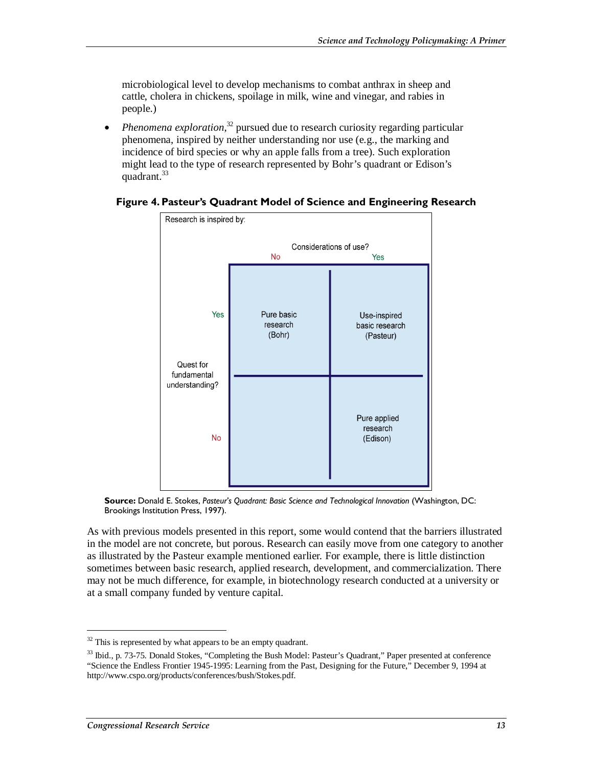microbiological level to develop mechanisms to combat anthrax in sheep and cattle, cholera in chickens, spoilage in milk, wine and vinegar, and rabies in people.)

- *Phenomena exploration*,[32] pursued due to research curiosity regarding particular phenomena, inspired by neither understanding nor use (e.g., the marking and incidence of bird species or why an apple falls from a tree). Such exploration might lead to the type of research represented by Bohr's quadrant or Edison's quadrant.[33]

**Figure 4. Pasteur's Quadrant Model of Science and Engineering Research**

Research is inspired by:

| Quest for fundamental understanding? | Considerations of use? No | Considerations of use? Yes |
|---|---|---|
| Yes | Pure basic research (Bohr) | Use-inspired basic research (Pasteur) |
| No | | Pure applied research (Edison) |

**Source:** Donald E. Stokes, *Pasteur's Quadrant: Basic Science and Technological Innovation* (Washington, DC: Brookings Institution Press, 1997).

As with previous models presented in this report, some would contend that the barriers illustrated in the model are not concrete, but porous. Research can easily move from one category to another as illustrated by the Pasteur example mentioned earlier. For example, there is little distinction sometimes between basic research, applied research, development, and commercialization. There may not be much difference, for example, in biotechnology research conducted at a university or at a small company funded by venture capital.

[32] This is represented by what appears to be an empty quadrant.

[33] Ibid., p. 73-75. Donald Stokes, "Completing the Bush Model: Pasteur's Quadrant," Paper presented at conference "Science the Endless Frontier 1945-1995: Learning from the Past, Designing for the Future," December 9, 1994 at http://www.cspo.org/products/conferences/bush/Stokes.pdf.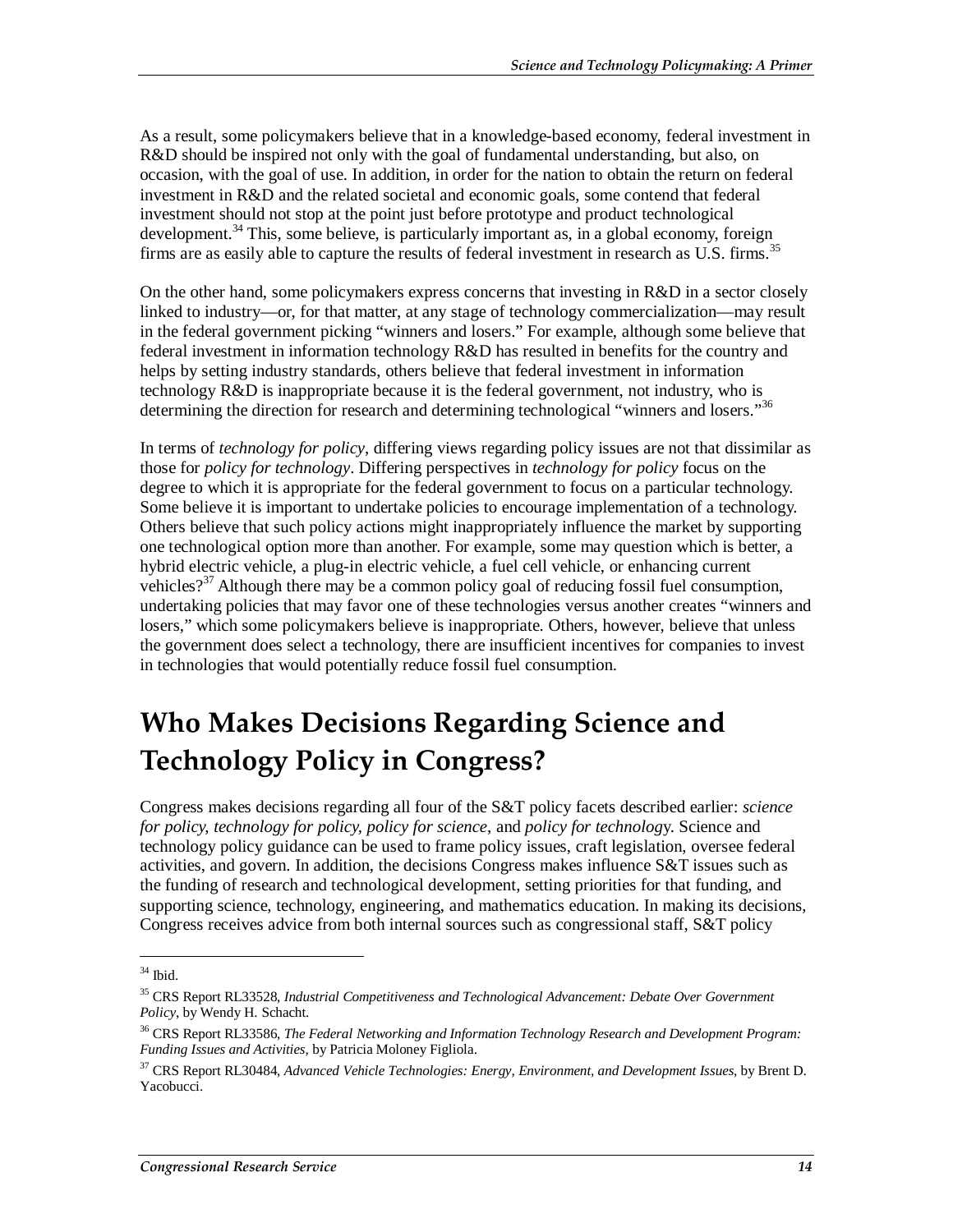As a result, some policymakers believe that in a knowledge-based economy, federal investment in R&D should be inspired not only with the goal of fundamental understanding, but also, on occasion, with the goal of use. In addition, in order for the nation to obtain the return on federal investment in R&D and the related societal and economic goals, some contend that federal investment should not stop at the point just before prototype and product technological development.[34] This, some believe, is particularly important as, in a global economy, foreign firms are as easily able to capture the results of federal investment in research as U.S. firms.[35]

On the other hand, some policymakers express concerns that investing in R&D in a sector closely linked to industry—or, for that matter, at any stage of technology commercialization—may result in the federal government picking "winners and losers." For example, although some believe that federal investment in information technology R&D has resulted in benefits for the country and helps by setting industry standards, others believe that federal investment in information technology R&D is inappropriate because it is the federal government, not industry, who is determining the direction for research and determining technological "winners and losers."[36]

In terms of *technology for policy*, differing views regarding policy issues are not that dissimilar as those for *policy for technology*. Differing perspectives in *technology for policy* focus on the degree to which it is appropriate for the federal government to focus on a particular technology. Some believe it is important to undertake policies to encourage implementation of a technology. Others believe that such policy actions might inappropriately influence the market by supporting one technological option more than another. For example, some may question which is better, a hybrid electric vehicle, a plug-in electric vehicle, a fuel cell vehicle, or enhancing current vehicles?[37] Although there may be a common policy goal of reducing fossil fuel consumption, undertaking policies that may favor one of these technologies versus another creates "winners and losers," which some policymakers believe is inappropriate. Others, however, believe that unless the government does select a technology, there are insufficient incentives for companies to invest in technologies that would potentially reduce fossil fuel consumption.

# Who Makes Decisions Regarding Science and Technology Policy in Congress?

Congress makes decisions regarding all four of the S&T policy facets described earlier: *science for policy, technology for policy, policy for science*, and *policy for technology*. Science and technology policy guidance can be used to frame policy issues, craft legislation, oversee federal activities, and govern. In addition, the decisions Congress makes influence S&T issues such as the funding of research and technological development, setting priorities for that funding, and supporting science, technology, engineering, and mathematics education. In making its decisions, Congress receives advice from both internal sources such as congressional staff, S&T policy

---

[34] Ibid.

[35] CRS Report RL33528, *Industrial Competitiveness and Technological Advancement: Debate Over Government Policy*, by Wendy H. Schacht.

[36] CRS Report RL33586, *The Federal Networking and Information Technology Research and Development Program: Funding Issues and Activities*, by Patricia Moloney Figliola.

[37] CRS Report RL30484, *Advanced Vehicle Technologies: Energy, Environment, and Development Issues*, by Brent D. Yacobucci.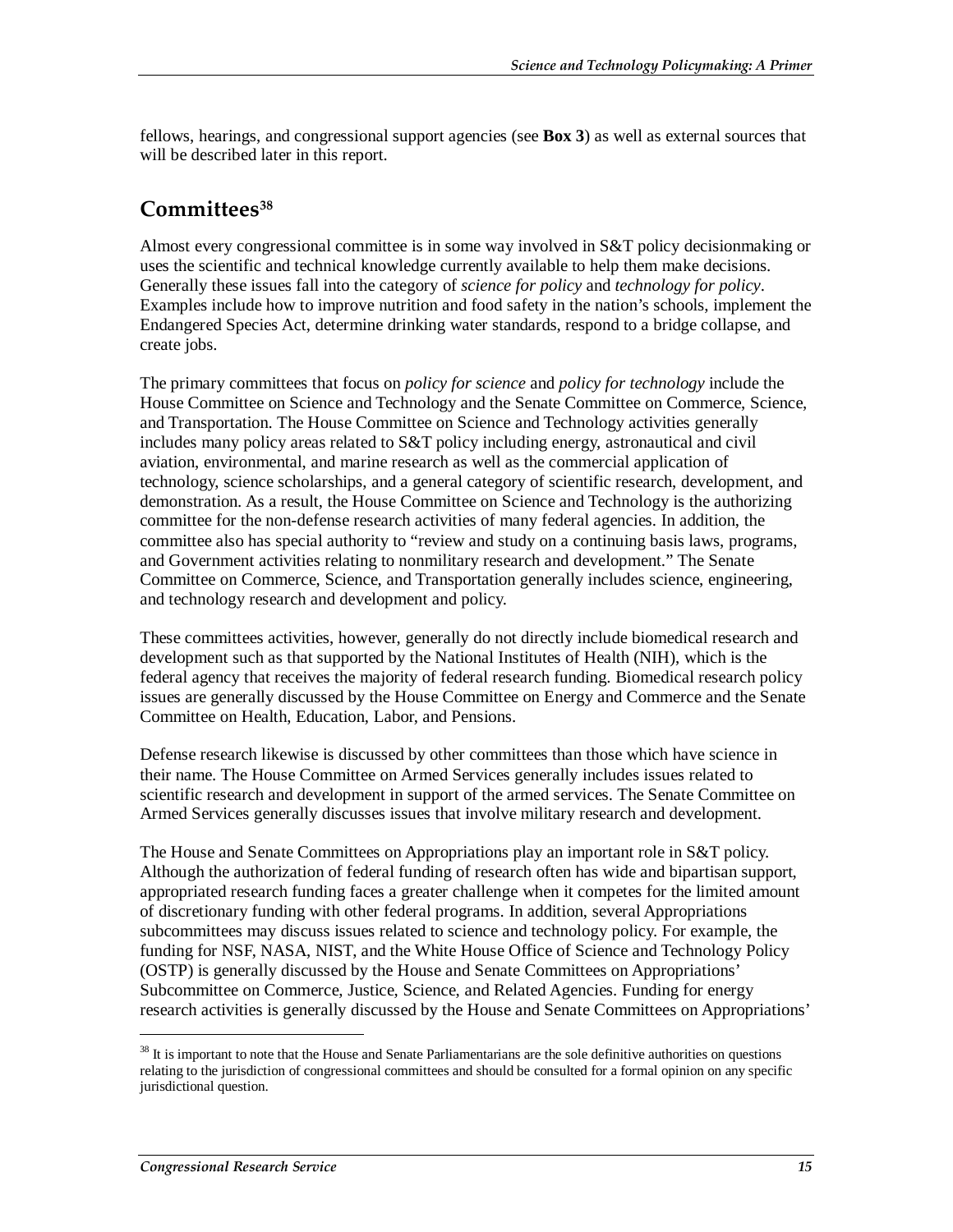fellows, hearings, and congressional support agencies (see **Box 3**) as well as external sources that will be described later in this report.

## Committees[38]

Almost every congressional committee is in some way involved in S&T policy decisionmaking or uses the scientific and technical knowledge currently available to help them make decisions. Generally these issues fall into the category of *science for policy* and *technology for policy*. Examples include how to improve nutrition and food safety in the nation's schools, implement the Endangered Species Act, determine drinking water standards, respond to a bridge collapse, and create jobs.

The primary committees that focus on *policy for science* and *policy for technology* include the House Committee on Science and Technology and the Senate Committee on Commerce, Science, and Transportation. The House Committee on Science and Technology activities generally includes many policy areas related to S&T policy including energy, astronautical and civil aviation, environmental, and marine research as well as the commercial application of technology, science scholarships, and a general category of scientific research, development, and demonstration. As a result, the House Committee on Science and Technology is the authorizing committee for the non-defense research activities of many federal agencies. In addition, the committee also has special authority to "review and study on a continuing basis laws, programs, and Government activities relating to nonmilitary research and development." The Senate Committee on Commerce, Science, and Transportation generally includes science, engineering, and technology research and development and policy.

These committees activities, however, generally do not directly include biomedical research and development such as that supported by the National Institutes of Health (NIH), which is the federal agency that receives the majority of federal research funding. Biomedical research policy issues are generally discussed by the House Committee on Energy and Commerce and the Senate Committee on Health, Education, Labor, and Pensions.

Defense research likewise is discussed by other committees than those which have science in their name. The House Committee on Armed Services generally includes issues related to scientific research and development in support of the armed services. The Senate Committee on Armed Services generally discusses issues that involve military research and development.

The House and Senate Committees on Appropriations play an important role in S&T policy. Although the authorization of federal funding of research often has wide and bipartisan support, appropriated research funding faces a greater challenge when it competes for the limited amount of discretionary funding with other federal programs. In addition, several Appropriations subcommittees may discuss issues related to science and technology policy. For example, the funding for NSF, NASA, NIST, and the White House Office of Science and Technology Policy (OSTP) is generally discussed by the House and Senate Committees on Appropriations' Subcommittee on Commerce, Justice, Science, and Related Agencies. Funding for energy research activities is generally discussed by the House and Senate Committees on Appropriations'

---

[38] It is important to note that the House and Senate Parliamentarians are the sole definitive authorities on questions relating to the jurisdiction of congressional committees and should be consulted for a formal opinion on any specific jurisdictional question.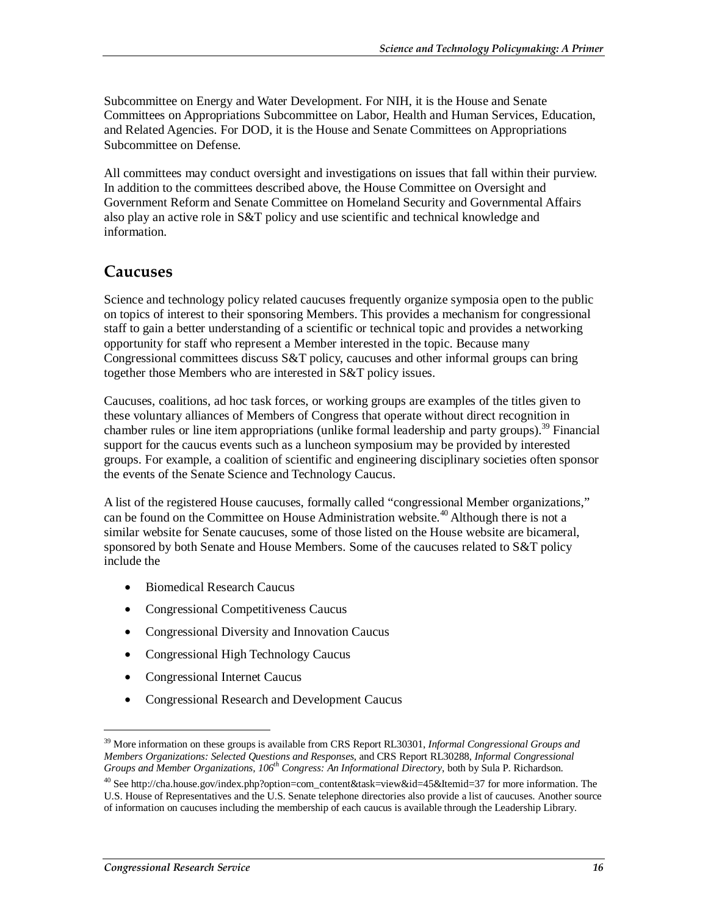Subcommittee on Energy and Water Development. For NIH, it is the House and Senate Committees on Appropriations Subcommittee on Labor, Health and Human Services, Education, and Related Agencies. For DOD, it is the House and Senate Committees on Appropriations Subcommittee on Defense.

All committees may conduct oversight and investigations on issues that fall within their purview. In addition to the committees described above, the House Committee on Oversight and Government Reform and Senate Committee on Homeland Security and Governmental Affairs also play an active role in S&T policy and use scientific and technical knowledge and information.

## Caucuses

Science and technology policy related caucuses frequently organize symposia open to the public on topics of interest to their sponsoring Members. This provides a mechanism for congressional staff to gain a better understanding of a scientific or technical topic and provides a networking opportunity for staff who represent a Member interested in the topic. Because many Congressional committees discuss S&T policy, caucuses and other informal groups can bring together those Members who are interested in S&T policy issues.

Caucuses, coalitions, ad hoc task forces, or working groups are examples of the titles given to these voluntary alliances of Members of Congress that operate without direct recognition in chamber rules or line item appropriations (unlike formal leadership and party groups).[39] Financial support for the caucus events such as a luncheon symposium may be provided by interested groups. For example, a coalition of scientific and engineering disciplinary societies often sponsor the events of the Senate Science and Technology Caucus.

A list of the registered House caucuses, formally called "congressional Member organizations," can be found on the Committee on House Administration website.[40] Although there is not a similar website for Senate caucuses, some of those listed on the House website are bicameral, sponsored by both Senate and House Members. Some of the caucuses related to S&T policy include the

- Biomedical Research Caucus
- Congressional Competitiveness Caucus
- Congressional Diversity and Innovation Caucus
- Congressional High Technology Caucus
- Congressional Internet Caucus
- Congressional Research and Development Caucus

---

[39] More information on these groups is available from CRS Report RL30301, *Informal Congressional Groups and Members Organizations: Selected Questions and Responses*, and CRS Report RL30288, *Informal Congressional Groups and Member Organizations, 106th Congress: An Informational Directory*, both by Sula P. Richardson.

[40] See http://cha.house.gov/index.php?option=com_content&task=view&id=45&Itemid=37 for more information. The U.S. House of Representatives and the U.S. Senate telephone directories also provide a list of caucuses. Another source of information on caucuses including the membership of each caucus is available through the Leadership Library.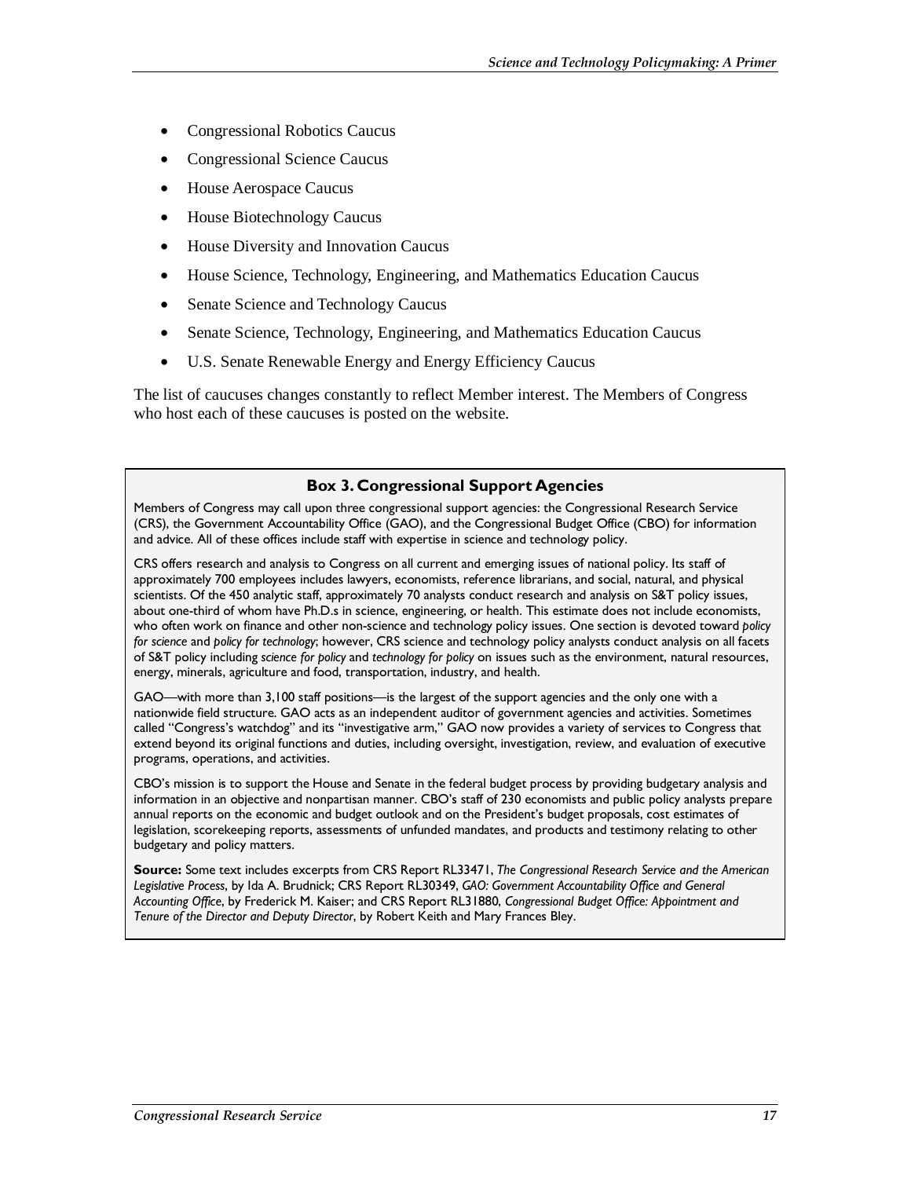- Congressional Robotics Caucus
- Congressional Science Caucus
- House Aerospace Caucus
- House Biotechnology Caucus
- House Diversity and Innovation Caucus
- House Science, Technology, Engineering, and Mathematics Education Caucus
- Senate Science and Technology Caucus
- Senate Science, Technology, Engineering, and Mathematics Education Caucus
- U.S. Senate Renewable Energy and Energy Efficiency Caucus

The list of caucuses changes constantly to reflect Member interest. The Members of Congress who host each of these caucuses is posted on the website.

### Box 3. Congressional Support Agencies

Members of Congress may call upon three congressional support agencies: the Congressional Research Service (CRS), the Government Accountability Office (GAO), and the Congressional Budget Office (CBO) for information and advice. All of these offices include staff with expertise in science and technology policy.

CRS offers research and analysis to Congress on all current and emerging issues of national policy. Its staff of approximately 700 employees includes lawyers, economists, reference librarians, and social, natural, and physical scientists. Of the 450 analytic staff, approximately 70 analysts conduct research and analysis on S&T policy issues, about one-third of whom have Ph.D.s in science, engineering, or health. This estimate does not include economists, who often work on finance and other non-science and technology policy issues. One section is devoted toward *policy for science* and *policy for technology*; however, CRS science and technology policy analysts conduct analysis on all facets of S&T policy including *science for policy* and *technology for policy* on issues such as the environment, natural resources, energy, minerals, agriculture and food, transportation, industry, and health.

GAO—with more than 3,100 staff positions—is the largest of the support agencies and the only one with a nationwide field structure. GAO acts as an independent auditor of government agencies and activities. Sometimes called "Congress's watchdog" and its "investigative arm," GAO now provides a variety of services to Congress that extend beyond its original functions and duties, including oversight, investigation, review, and evaluation of executive programs, operations, and activities.

CBO's mission is to support the House and Senate in the federal budget process by providing budgetary analysis and information in an objective and nonpartisan manner. CBO's staff of 230 economists and public policy analysts prepare annual reports on the economic and budget outlook and on the President's budget proposals, cost estimates of legislation, scorekeeping reports, assessments of unfunded mandates, and products and testimony relating to other budgetary and policy matters.

**Source:** Some text includes excerpts from CRS Report RL33471, *The Congressional Research Service and the American Legislative Process*, by Ida A. Brudnick; CRS Report RL30349, *GAO: Government Accountability Office and General Accounting Office*, by Frederick M. Kaiser; and CRS Report RL31880, *Congressional Budget Office: Appointment and Tenure of the Director and Deputy Director*, by Robert Keith and Mary Frances Bley.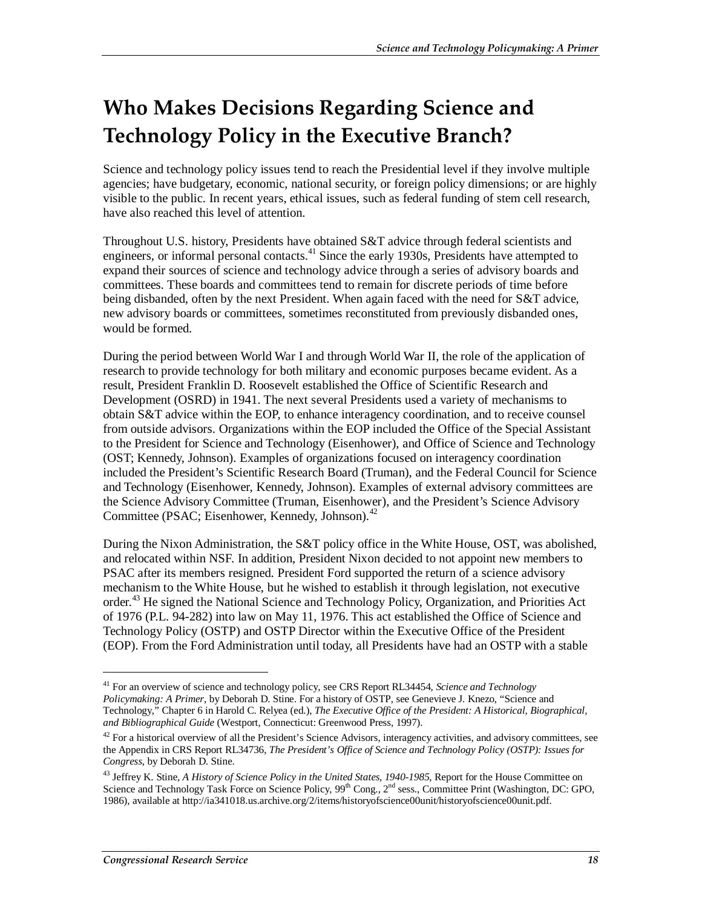# Who Makes Decisions Regarding Science and Technology Policy in the Executive Branch?

Science and technology policy issues tend to reach the Presidential level if they involve multiple agencies; have budgetary, economic, national security, or foreign policy dimensions; or are highly visible to the public. In recent years, ethical issues, such as federal funding of stem cell research, have also reached this level of attention.

Throughout U.S. history, Presidents have obtained S&T advice through federal scientists and engineers, or informal personal contacts.[41] Since the early 1930s, Presidents have attempted to expand their sources of science and technology advice through a series of advisory boards and committees. These boards and committees tend to remain for discrete periods of time before being disbanded, often by the next President. When again faced with the need for S&T advice, new advisory boards or committees, sometimes reconstituted from previously disbanded ones, would be formed.

During the period between World War I and through World War II, the role of the application of research to provide technology for both military and economic purposes became evident. As a result, President Franklin D. Roosevelt established the Office of Scientific Research and Development (OSRD) in 1941. The next several Presidents used a variety of mechanisms to obtain S&T advice within the EOP, to enhance interagency coordination, and to receive counsel from outside advisors. Organizations within the EOP included the Office of the Special Assistant to the President for Science and Technology (Eisenhower), and Office of Science and Technology (OST; Kennedy, Johnson). Examples of organizations focused on interagency coordination included the President's Scientific Research Board (Truman), and the Federal Council for Science and Technology (Eisenhower, Kennedy, Johnson). Examples of external advisory committees are the Science Advisory Committee (Truman, Eisenhower), and the President's Science Advisory Committee (PSAC; Eisenhower, Kennedy, Johnson).[42]

During the Nixon Administration, the S&T policy office in the White House, OST, was abolished, and relocated within NSF. In addition, President Nixon decided to not appoint new members to PSAC after its members resigned. President Ford supported the return of a science advisory mechanism to the White House, but he wished to establish it through legislation, not executive order.[43] He signed the National Science and Technology Policy, Organization, and Priorities Act of 1976 (P.L. 94-282) into law on May 11, 1976. This act established the Office of Science and Technology Policy (OSTP) and OSTP Director within the Executive Office of the President (EOP). From the Ford Administration until today, all Presidents have had an OSTP with a stable

---

[41] For an overview of science and technology policy, see CRS Report RL34454, *Science and Technology Policymaking: A Primer*, by Deborah D. Stine. For a history of OSTP, see Genevieve J. Knezo, "Science and Technology," Chapter 6 in Harold C. Relyea (ed.), *The Executive Office of the President: A Historical, Biographical, and Bibliographical Guide* (Westport, Connecticut: Greenwood Press, 1997).

[42] For a historical overview of all the President's Science Advisors, interagency activities, and advisory committees, see the Appendix in CRS Report RL34736, *The President's Office of Science and Technology Policy (OSTP): Issues for Congress*, by Deborah D. Stine.

[43] Jeffrey K. Stine, *A History of Science Policy in the United States, 1940-1985*, Report for the House Committee on Science and Technology Task Force on Science Policy, 99th Cong., 2nd sess., Committee Print (Washington, DC: GPO, 1986), available at http://ia341018.us.archive.org/2/items/historyofscience00unit/historyofscience00unit.pdf.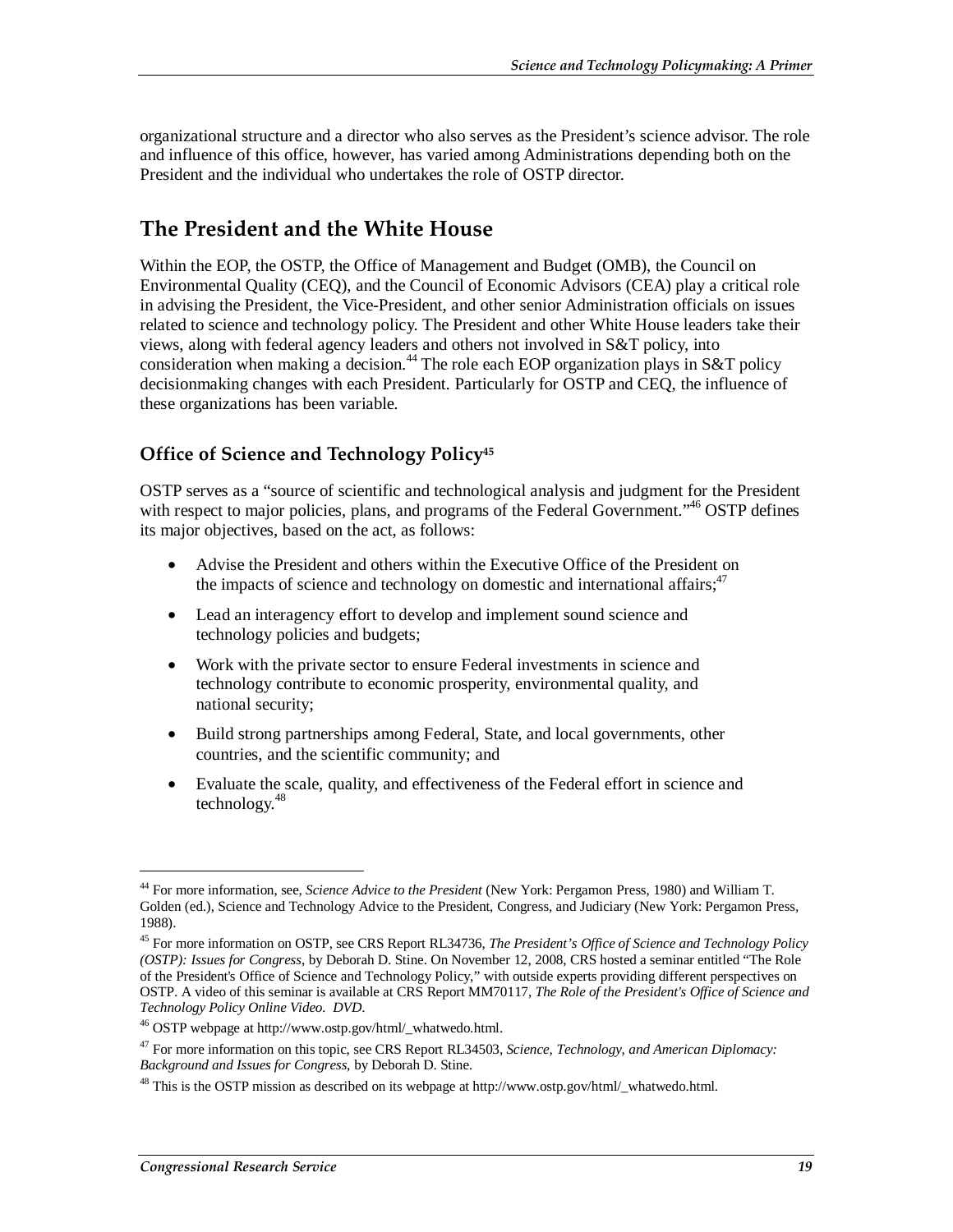organizational structure and a director who also serves as the President's science advisor. The role and influence of this office, however, has varied among Administrations depending both on the President and the individual who undertakes the role of OSTP director.

## The President and the White House

Within the EOP, the OSTP, the Office of Management and Budget (OMB), the Council on Environmental Quality (CEQ), and the Council of Economic Advisors (CEA) play a critical role in advising the President, the Vice-President, and other senior Administration officials on issues related to science and technology policy. The President and other White House leaders take their views, along with federal agency leaders and others not involved in S&T policy, into consideration when making a decision.[44] The role each EOP organization plays in S&T policy decisionmaking changes with each President. Particularly for OSTP and CEQ, the influence of these organizations has been variable.

### Office of Science and Technology Policy[45]

OSTP serves as a "source of scientific and technological analysis and judgment for the President with respect to major policies, plans, and programs of the Federal Government."[46] OSTP defines its major objectives, based on the act, as follows:

- Advise the President and others within the Executive Office of the President on the impacts of science and technology on domestic and international affairs;[47]
- Lead an interagency effort to develop and implement sound science and technology policies and budgets;
- Work with the private sector to ensure Federal investments in science and technology contribute to economic prosperity, environmental quality, and national security;
- Build strong partnerships among Federal, State, and local governments, other countries, and the scientific community; and
- Evaluate the scale, quality, and effectiveness of the Federal effort in science and technology.[48]

---

[44] For more information, see, *Science Advice to the President* (New York: Pergamon Press, 1980) and William T. Golden (ed.), Science and Technology Advice to the President, Congress, and Judiciary (New York: Pergamon Press, 1988).

[45] For more information on OSTP, see CRS Report RL34736, *The President's Office of Science and Technology Policy (OSTP): Issues for Congress*, by Deborah D. Stine. On November 12, 2008, CRS hosted a seminar entitled "The Role of the President's Office of Science and Technology Policy," with outside experts providing different perspectives on OSTP. A video of this seminar is available at CRS Report MM70117, *The Role of the President's Office of Science and Technology Policy Online Video. DVD*.

[46] OSTP webpage at http://www.ostp.gov/html/_whatwedo.html.

[47] For more information on this topic, see CRS Report RL34503, *Science, Technology, and American Diplomacy: Background and Issues for Congress*, by Deborah D. Stine.

[48] This is the OSTP mission as described on its webpage at http://www.ostp.gov/html/_whatwedo.html.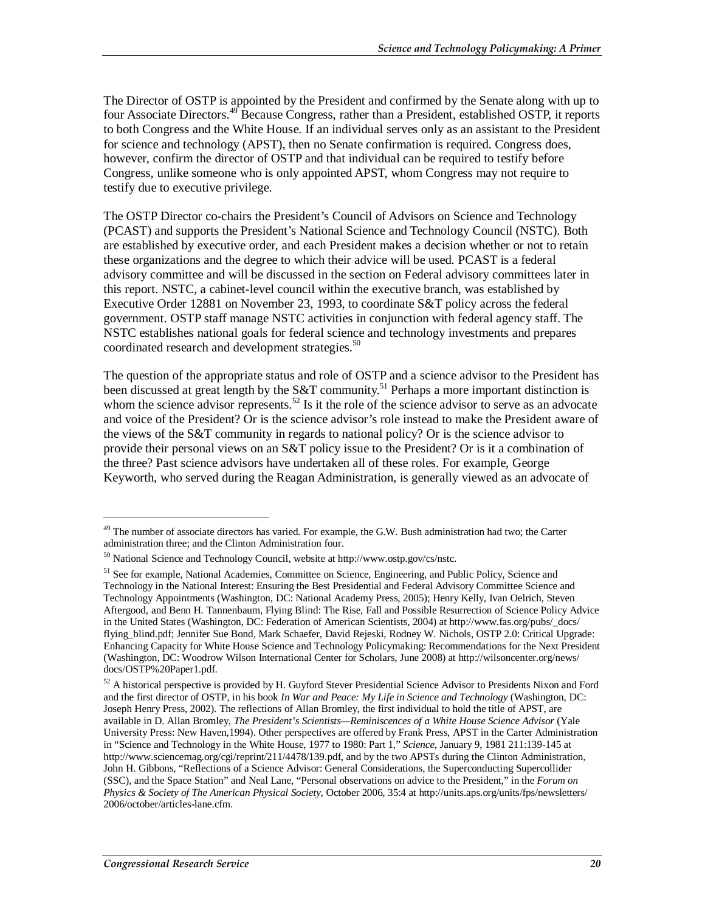The Director of OSTP is appointed by the President and confirmed by the Senate along with up to four Associate Directors.[49] Because Congress, rather than a President, established OSTP, it reports to both Congress and the White House. If an individual serves only as an assistant to the President for science and technology (APST), then no Senate confirmation is required. Congress does, however, confirm the director of OSTP and that individual can be required to testify before Congress, unlike someone who is only appointed APST, whom Congress may not require to testify due to executive privilege.

The OSTP Director co-chairs the President's Council of Advisors on Science and Technology (PCAST) and supports the President's National Science and Technology Council (NSTC). Both are established by executive order, and each President makes a decision whether or not to retain these organizations and the degree to which their advice will be used. PCAST is a federal advisory committee and will be discussed in the section on Federal advisory committees later in this report. NSTC, a cabinet-level council within the executive branch, was established by Executive Order 12881 on November 23, 1993, to coordinate S&T policy across the federal government. OSTP staff manage NSTC activities in conjunction with federal agency staff. The NSTC establishes national goals for federal science and technology investments and prepares coordinated research and development strategies.[50]

The question of the appropriate status and role of OSTP and a science advisor to the President has been discussed at great length by the S&T community.[51] Perhaps a more important distinction is whom the science advisor represents.[52] Is it the role of the science advisor to serve as an advocate and voice of the President? Or is the science advisor's role instead to make the President aware of the views of the S&T community in regards to national policy? Or is the science advisor to provide their personal views on an S&T policy issue to the President? Or is it a combination of the three? Past science advisors have undertaken all of these roles. For example, George Keyworth, who served during the Reagan Administration, is generally viewed as an advocate of

---

[49] The number of associate directors has varied. For example, the G.W. Bush administration had two; the Carter administration three; and the Clinton Administration four.

[50] National Science and Technology Council, website at http://www.ostp.gov/cs/nstc.

[51] See for example, National Academies, Committee on Science, Engineering, and Public Policy, Science and Technology in the National Interest: Ensuring the Best Presidential and Federal Advisory Committee Science and Technology Appointments (Washington, DC: National Academy Press, 2005); Henry Kelly, Ivan Oelrich, Steven Aftergood, and Benn H. Tannenbaum, Flying Blind: The Rise, Fall and Possible Resurrection of Science Policy Advice in the United States (Washington, DC: Federation of American Scientists, 2004) at http://www.fas.org/pubs/_docs/flying_blind.pdf; Jennifer Sue Bond, Mark Schaefer, David Rejeski, Rodney W. Nichols, OSTP 2.0: Critical Upgrade: Enhancing Capacity for White House Science and Technology Policymaking: Recommendations for the Next President (Washington, DC: Woodrow Wilson International Center for Scholars, June 2008) at http://wilsoncenter.org/news/docs/OSTP%20Paper1.pdf.

[52] A historical perspective is provided by H. Guyford Stever Presidential Science Advisor to Presidents Nixon and Ford and the first director of OSTP, in his book *In War and Peace: My Life in Science and Technology* (Washington, DC: Joseph Henry Press, 2002). The reflections of Allan Bromley, the first individual to hold the title of APST, are available in D. Allan Bromley, *The President's Scientists—Reminiscences of a White House Science Advisor* (Yale University Press: New Haven,1994). Other perspectives are offered by Frank Press, APST in the Carter Administration in "Science and Technology in the White House, 1977 to 1980: Part 1," *Science*, January 9, 1981 211:139-145 at http://www.sciencemag.org/cgi/reprint/211/4478/139.pdf, and by the two APSTs during the Clinton Administration, John H. Gibbons, "Reflections of a Science Advisor: General Considerations, the Superconducting Supercollider (SSC), and the Space Station" and Neal Lane, "Personal observations on advice to the President," in the *Forum on Physics & Society of The American Physical Society*, October 2006, 35:4 at http://units.aps.org/units/fps/newsletters/2006/october/articles-lane.cfm.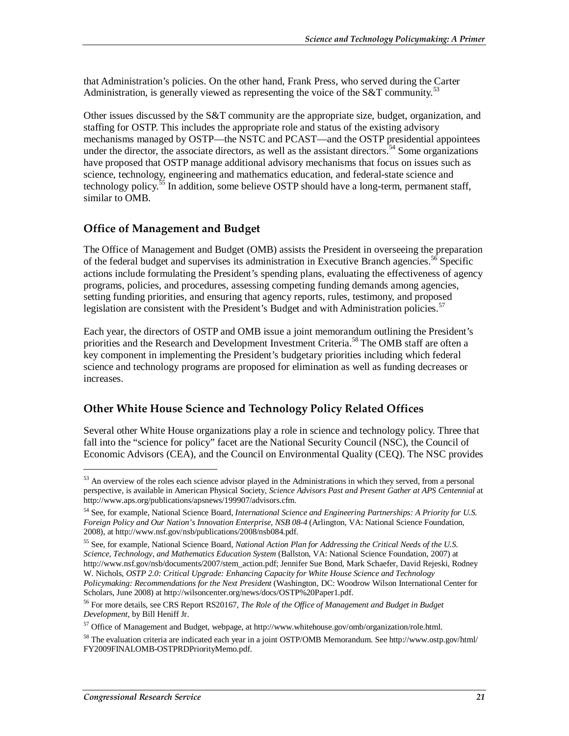that Administration's policies. On the other hand, Frank Press, who served during the Carter Administration, is generally viewed as representing the voice of the S&T community.[53]

Other issues discussed by the S&T community are the appropriate size, budget, organization, and staffing for OSTP. This includes the appropriate role and status of the existing advisory mechanisms managed by OSTP—the NSTC and PCAST—and the OSTP presidential appointees under the director, the associate directors, as well as the assistant directors.[54] Some organizations have proposed that OSTP manage additional advisory mechanisms that focus on issues such as science, technology, engineering and mathematics education, and federal-state science and technology policy.[55] In addition, some believe OSTP should have a long-term, permanent staff, similar to OMB.

## Office of Management and Budget

The Office of Management and Budget (OMB) assists the President in overseeing the preparation of the federal budget and supervises its administration in Executive Branch agencies.[56] Specific actions include formulating the President's spending plans, evaluating the effectiveness of agency programs, policies, and procedures, assessing competing funding demands among agencies, setting funding priorities, and ensuring that agency reports, rules, testimony, and proposed legislation are consistent with the President's Budget and with Administration policies.[57]

Each year, the directors of OSTP and OMB issue a joint memorandum outlining the President's priorities and the Research and Development Investment Criteria.[58] The OMB staff are often a key component in implementing the President's budgetary priorities including which federal science and technology programs are proposed for elimination as well as funding decreases or increases.

## Other White House Science and Technology Policy Related Offices

Several other White House organizations play a role in science and technology policy. Three that fall into the "science for policy" facet are the National Security Council (NSC), the Council of Economic Advisors (CEA), and the Council on Environmental Quality (CEQ). The NSC provides

---

[53] An overview of the roles each science advisor played in the Administrations in which they served, from a personal perspective, is available in American Physical Society, *Science Advisors Past and Present Gather at APS Centennial* at http://www.aps.org/publications/apsnews/199907/advisors.cfm.

[54] See, for example, National Science Board, *International Science and Engineering Partnerships: A Priority for U.S. Foreign Policy and Our Nation's Innovation Enterprise, NSB 08-4* (Arlington, VA: National Science Foundation, 2008), at http://www.nsf.gov/nsb/publications/2008/nsb084.pdf.

[55] See, for example, National Science Board, *National Action Plan for Addressing the Critical Needs of the U.S. Science, Technology, and Mathematics Education System* (Ballston, VA: National Science Foundation, 2007) at http://www.nsf.gov/nsb/documents/2007/stem_action.pdf; Jennifer Sue Bond, Mark Schaefer, David Rejeski, Rodney W. Nichols, *OSTP 2.0: Critical Upgrade: Enhancing Capacity for White House Science and Technology Policymaking: Recommendations for the Next President* (Washington, DC: Woodrow Wilson International Center for Scholars, June 2008) at http://wilsoncenter.org/news/docs/OSTP%20Paper1.pdf.

[56] For more details, see CRS Report RS20167, *The Role of the Office of Management and Budget in Budget Development*, by Bill Heniff Jr.

[57] Office of Management and Budget, webpage, at http://www.whitehouse.gov/omb/organization/role.html.

[58] The evaluation criteria are indicated each year in a joint OSTP/OMB Memorandum. See http://www.ostp.gov/html/FY2009FINALOMB-OSTPRDPriorityMemo.pdf.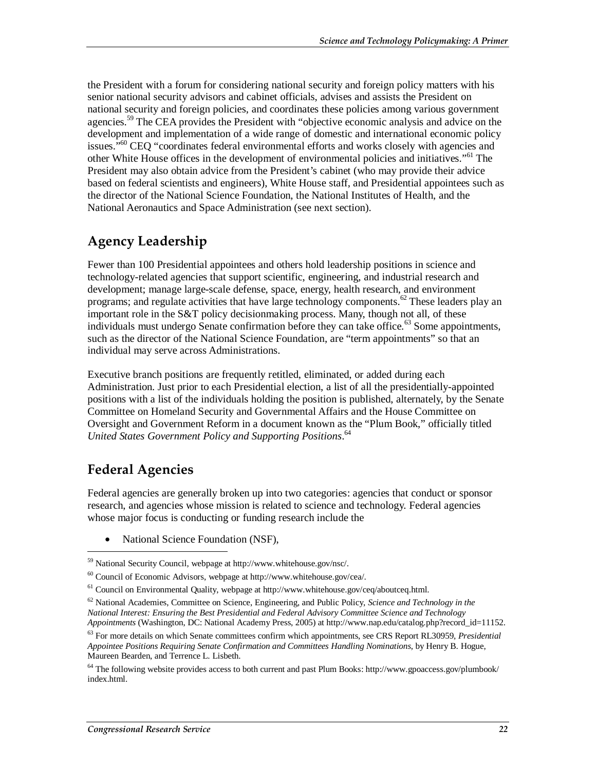the President with a forum for considering national security and foreign policy matters with his senior national security advisors and cabinet officials, advises and assists the President on national security and foreign policies, and coordinates these policies among various government agencies.[59] The CEA provides the President with "objective economic analysis and advice on the development and implementation of a wide range of domestic and international economic policy issues."[60] CEQ "coordinates federal environmental efforts and works closely with agencies and other White House offices in the development of environmental policies and initiatives."[61] The President may also obtain advice from the President's cabinet (who may provide their advice based on federal scientists and engineers), White House staff, and Presidential appointees such as the director of the National Science Foundation, the National Institutes of Health, and the National Aeronautics and Space Administration (see next section).

## Agency Leadership

Fewer than 100 Presidential appointees and others hold leadership positions in science and technology-related agencies that support scientific, engineering, and industrial research and development; manage large-scale defense, space, energy, health research, and environment programs; and regulate activities that have large technology components.[62] These leaders play an important role in the S&T policy decisionmaking process. Many, though not all, of these individuals must undergo Senate confirmation before they can take office.[63] Some appointments, such as the director of the National Science Foundation, are "term appointments" so that an individual may serve across Administrations.

Executive branch positions are frequently retitled, eliminated, or added during each Administration. Just prior to each Presidential election, a list of all the presidentially-appointed positions with a list of the individuals holding the position is published, alternately, by the Senate Committee on Homeland Security and Governmental Affairs and the House Committee on Oversight and Government Reform in a document known as the "Plum Book," officially titled *United States Government Policy and Supporting Positions*.[64]

## Federal Agencies

Federal agencies are generally broken up into two categories: agencies that conduct or sponsor research, and agencies whose mission is related to science and technology. Federal agencies whose major focus is conducting or funding research include the

- National Science Foundation (NSF),

---

[59] National Security Council, webpage at http://www.whitehouse.gov/nsc/.

[60] Council of Economic Advisors, webpage at http://www.whitehouse.gov/cea/.

[61] Council on Environmental Quality, webpage at http://www.whitehouse.gov/ceq/aboutceq.html.

[62] National Academies, Committee on Science, Engineering, and Public Policy, *Science and Technology in the National Interest: Ensuring the Best Presidential and Federal Advisory Committee Science and Technology Appointments* (Washington, DC: National Academy Press, 2005) at http://www.nap.edu/catalog.php?record_id=11152.

[63] For more details on which Senate committees confirm which appointments, see CRS Report RL30959, *Presidential Appointee Positions Requiring Senate Confirmation and Committees Handling Nominations*, by Henry B. Hogue, Maureen Bearden, and Terrence L. Lisbeth.

[64] The following website provides access to both current and past Plum Books: http://www.gpoaccess.gov/plumbook/index.html.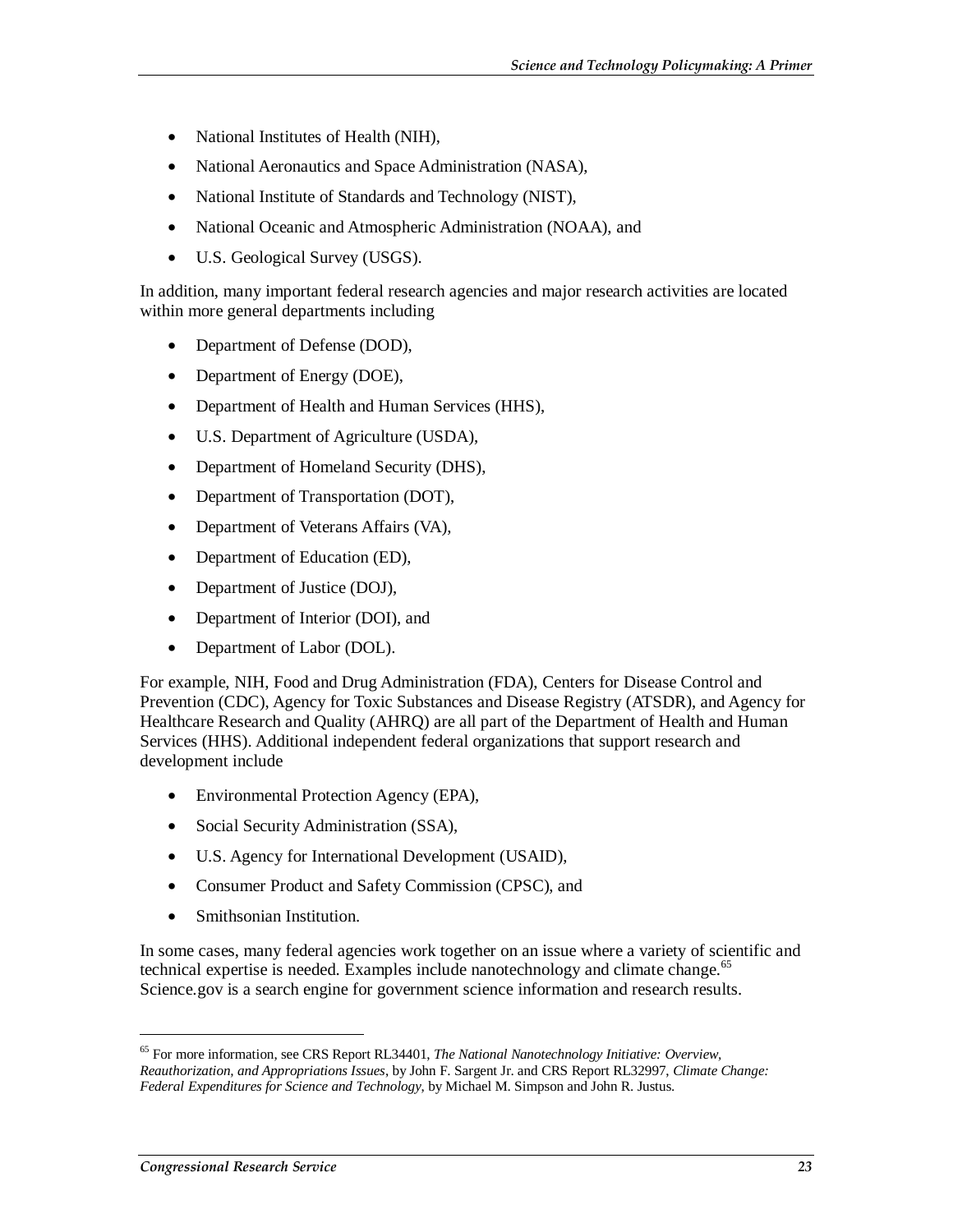- National Institutes of Health (NIH),
- National Aeronautics and Space Administration (NASA),
- National Institute of Standards and Technology (NIST),
- National Oceanic and Atmospheric Administration (NOAA), and
- U.S. Geological Survey (USGS).

In addition, many important federal research agencies and major research activities are located within more general departments including

- Department of Defense (DOD),
- Department of Energy (DOE),
- Department of Health and Human Services (HHS),
- U.S. Department of Agriculture (USDA),
- Department of Homeland Security (DHS),
- Department of Transportation (DOT),
- Department of Veterans Affairs (VA),
- Department of Education (ED),
- Department of Justice (DOJ),
- Department of Interior (DOI), and
- Department of Labor (DOL).

For example, NIH, Food and Drug Administration (FDA), Centers for Disease Control and Prevention (CDC), Agency for Toxic Substances and Disease Registry (ATSDR), and Agency for Healthcare Research and Quality (AHRQ) are all part of the Department of Health and Human Services (HHS). Additional independent federal organizations that support research and development include

- Environmental Protection Agency (EPA),
- Social Security Administration (SSA),
- U.S. Agency for International Development (USAID),
- Consumer Product and Safety Commission (CPSC), and
- Smithsonian Institution.

In some cases, many federal agencies work together on an issue where a variety of scientific and technical expertise is needed. Examples include nanotechnology and climate change.[65] Science.gov is a search engine for government science information and research results.

---

[65] For more information, see CRS Report RL34401, *The National Nanotechnology Initiative: Overview, Reauthorization, and Appropriations Issues*, by John F. Sargent Jr. and CRS Report RL32997, *Climate Change: Federal Expenditures for Science and Technology*, by Michael M. Simpson and John R. Justus.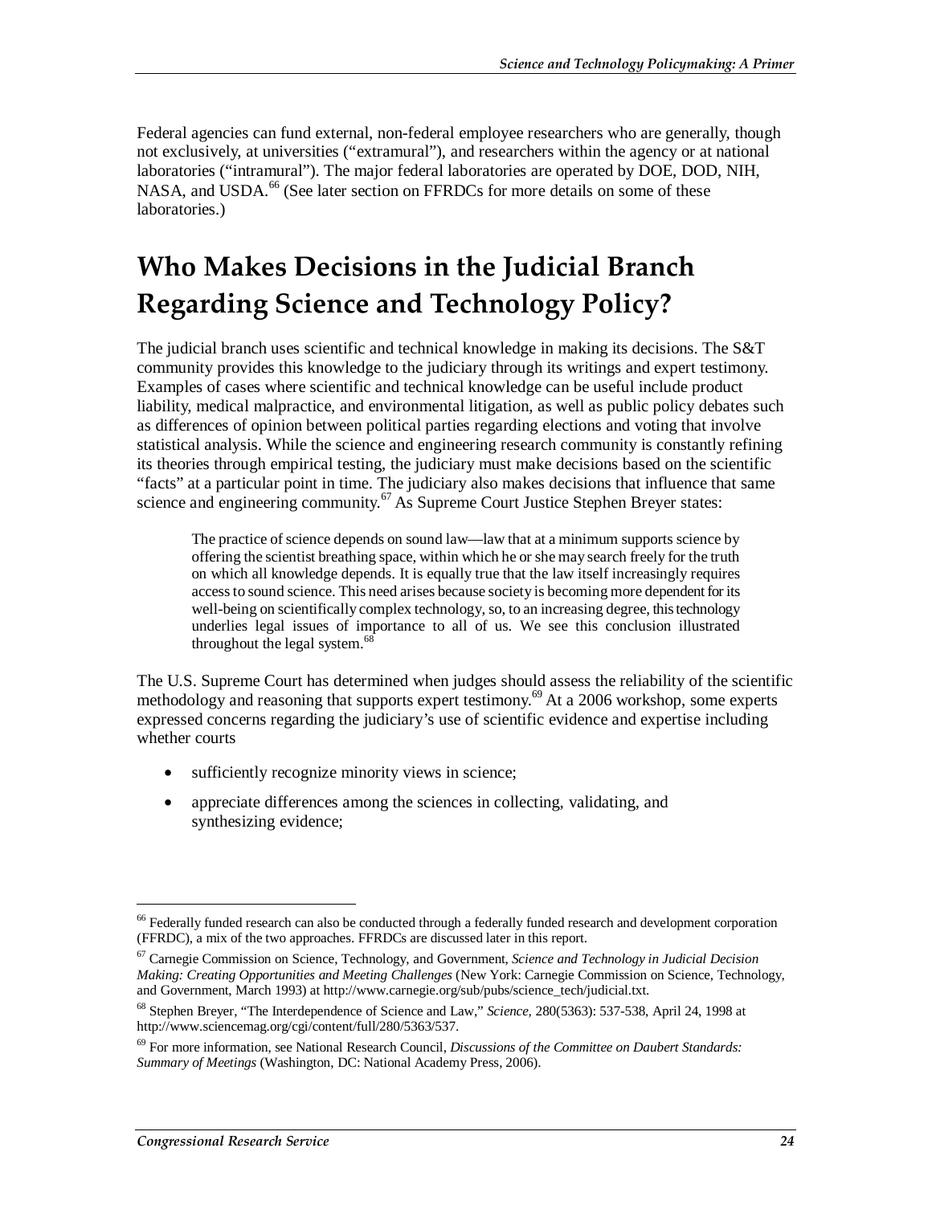Federal agencies can fund external, non-federal employee researchers who are generally, though not exclusively, at universities ("extramural"), and researchers within the agency or at national laboratories ("intramural"). The major federal laboratories are operated by DOE, DOD, NIH, NASA, and USDA.[66] (See later section on FFRDCs for more details on some of these laboratories.)

# Who Makes Decisions in the Judicial Branch Regarding Science and Technology Policy?

The judicial branch uses scientific and technical knowledge in making its decisions. The S&T community provides this knowledge to the judiciary through its writings and expert testimony. Examples of cases where scientific and technical knowledge can be useful include product liability, medical malpractice, and environmental litigation, as well as public policy debates such as differences of opinion between political parties regarding elections and voting that involve statistical analysis. While the science and engineering research community is constantly refining its theories through empirical testing, the judiciary must make decisions based on the scientific "facts" at a particular point in time. The judiciary also makes decisions that influence that same science and engineering community.[67] As Supreme Court Justice Stephen Breyer states:

> The practice of science depends on sound law—law that at a minimum supports science by offering the scientist breathing space, within which he or she may search freely for the truth on which all knowledge depends. It is equally true that the law itself increasingly requires access to sound science. This need arises because society is becoming more dependent for its well-being on scientifically complex technology, so, to an increasing degree, this technology underlies legal issues of importance to all of us. We see this conclusion illustrated throughout the legal system.[68]

The U.S. Supreme Court has determined when judges should assess the reliability of the scientific methodology and reasoning that supports expert testimony.[69] At a 2006 workshop, some experts expressed concerns regarding the judiciary's use of scientific evidence and expertise including whether courts

- sufficiently recognize minority views in science;
- appreciate differences among the sciences in collecting, validating, and synthesizing evidence;

---

[66] Federally funded research can also be conducted through a federally funded research and development corporation (FFRDC), a mix of the two approaches. FFRDCs are discussed later in this report.

[67] Carnegie Commission on Science, Technology, and Government, *Science and Technology in Judicial Decision Making: Creating Opportunities and Meeting Challenges* (New York: Carnegie Commission on Science, Technology, and Government, March 1993) at http://www.carnegie.org/sub/pubs/science_tech/judicial.txt.

[68] Stephen Breyer, "The Interdependence of Science and Law," *Science,* 280(5363): 537-538, April 24, 1998 at http://www.sciencemag.org/cgi/content/full/280/5363/537.

[69] For more information, see National Research Council, *Discussions of the Committee on Daubert Standards: Summary of Meetings* (Washington, DC: National Academy Press, 2006).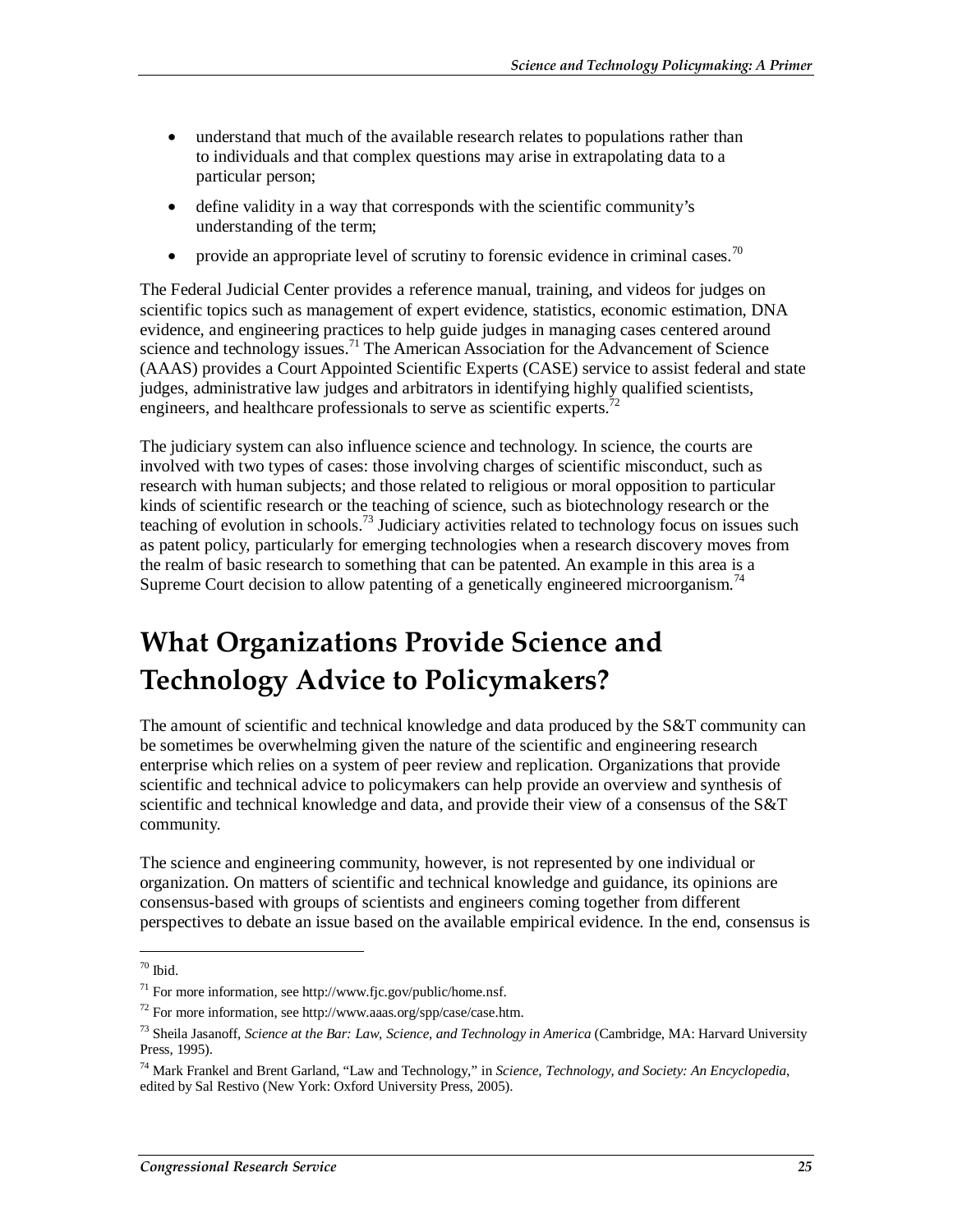- understand that much of the available research relates to populations rather than to individuals and that complex questions may arise in extrapolating data to a particular person;
- define validity in a way that corresponds with the scientific community's understanding of the term;
- provide an appropriate level of scrutiny to forensic evidence in criminal cases.[70]

The Federal Judicial Center provides a reference manual, training, and videos for judges on scientific topics such as management of expert evidence, statistics, economic estimation, DNA evidence, and engineering practices to help guide judges in managing cases centered around science and technology issues.[71] The American Association for the Advancement of Science (AAAS) provides a Court Appointed Scientific Experts (CASE) service to assist federal and state judges, administrative law judges and arbitrators in identifying highly qualified scientists, engineers, and healthcare professionals to serve as scientific experts.[72]

The judiciary system can also influence science and technology. In science, the courts are involved with two types of cases: those involving charges of scientific misconduct, such as research with human subjects; and those related to religious or moral opposition to particular kinds of scientific research or the teaching of science, such as biotechnology research or the teaching of evolution in schools.[73] Judiciary activities related to technology focus on issues such as patent policy, particularly for emerging technologies when a research discovery moves from the realm of basic research to something that can be patented. An example in this area is a Supreme Court decision to allow patenting of a genetically engineered microorganism.[74]

# What Organizations Provide Science and Technology Advice to Policymakers?

The amount of scientific and technical knowledge and data produced by the S&T community can be sometimes be overwhelming given the nature of the scientific and engineering research enterprise which relies on a system of peer review and replication. Organizations that provide scientific and technical advice to policymakers can help provide an overview and synthesis of scientific and technical knowledge and data, and provide their view of a consensus of the S&T community.

The science and engineering community, however, is not represented by one individual or organization. On matters of scientific and technical knowledge and guidance, its opinions are consensus-based with groups of scientists and engineers coming together from different perspectives to debate an issue based on the available empirical evidence. In the end, consensus is

---

[70] Ibid.

[71] For more information, see http://www.fjc.gov/public/home.nsf.

[72] For more information, see http://www.aaas.org/spp/case/case.htm.

[73] Sheila Jasanoff, *Science at the Bar: Law, Science, and Technology in America* (Cambridge, MA: Harvard University Press, 1995).

[74] Mark Frankel and Brent Garland, "Law and Technology," in *Science, Technology, and Society: An Encyclopedia*, edited by Sal Restivo (New York: Oxford University Press, 2005).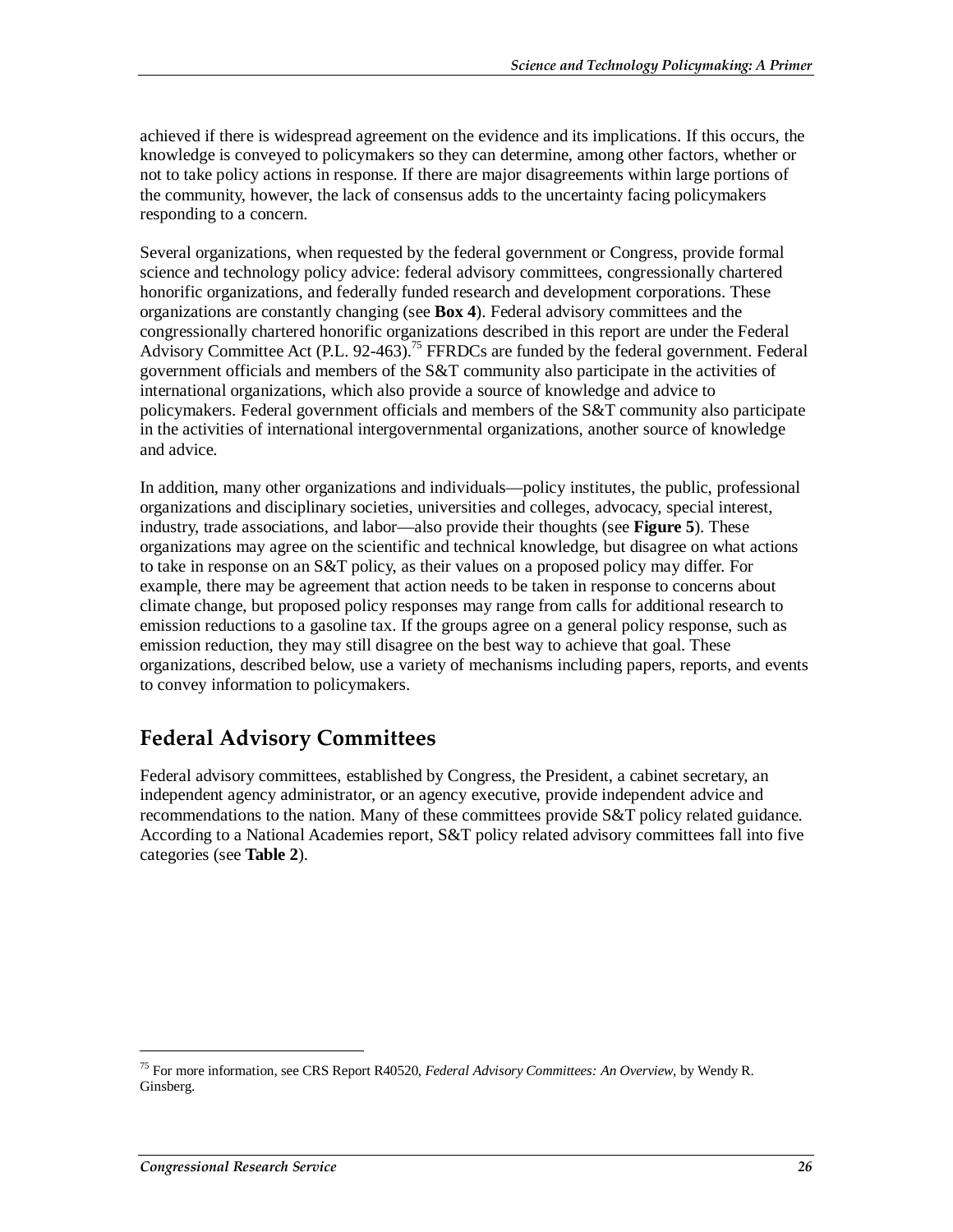achieved if there is widespread agreement on the evidence and its implications. If this occurs, the knowledge is conveyed to policymakers so they can determine, among other factors, whether or not to take policy actions in response. If there are major disagreements within large portions of the community, however, the lack of consensus adds to the uncertainty facing policymakers responding to a concern.

Several organizations, when requested by the federal government or Congress, provide formal science and technology policy advice: federal advisory committees, congressionally chartered honorific organizations, and federally funded research and development corporations. These organizations are constantly changing (see **Box 4**). Federal advisory committees and the congressionally chartered honorific organizations described in this report are under the Federal Advisory Committee Act (P.L. 92-463).[75] FFRDCs are funded by the federal government. Federal government officials and members of the S&T community also participate in the activities of international organizations, which also provide a source of knowledge and advice to policymakers. Federal government officials and members of the S&T community also participate in the activities of international intergovernmental organizations, another source of knowledge and advice.

In addition, many other organizations and individuals—policy institutes, the public, professional organizations and disciplinary societies, universities and colleges, advocacy, special interest, industry, trade associations, and labor—also provide their thoughts (see **Figure 5**). These organizations may agree on the scientific and technical knowledge, but disagree on what actions to take in response on an S&T policy, as their values on a proposed policy may differ. For example, there may be agreement that action needs to be taken in response to concerns about climate change, but proposed policy responses may range from calls for additional research to emission reductions to a gasoline tax. If the groups agree on a general policy response, such as emission reduction, they may still disagree on the best way to achieve that goal. These organizations, described below, use a variety of mechanisms including papers, reports, and events to convey information to policymakers.

## Federal Advisory Committees

Federal advisory committees, established by Congress, the President, a cabinet secretary, an independent agency administrator, or an agency executive, provide independent advice and recommendations to the nation. Many of these committees provide S&T policy related guidance. According to a National Academies report, S&T policy related advisory committees fall into five categories (see **Table 2**).

---

[75] For more information, see CRS Report R40520, *Federal Advisory Committees: An Overview*, by Wendy R. Ginsberg.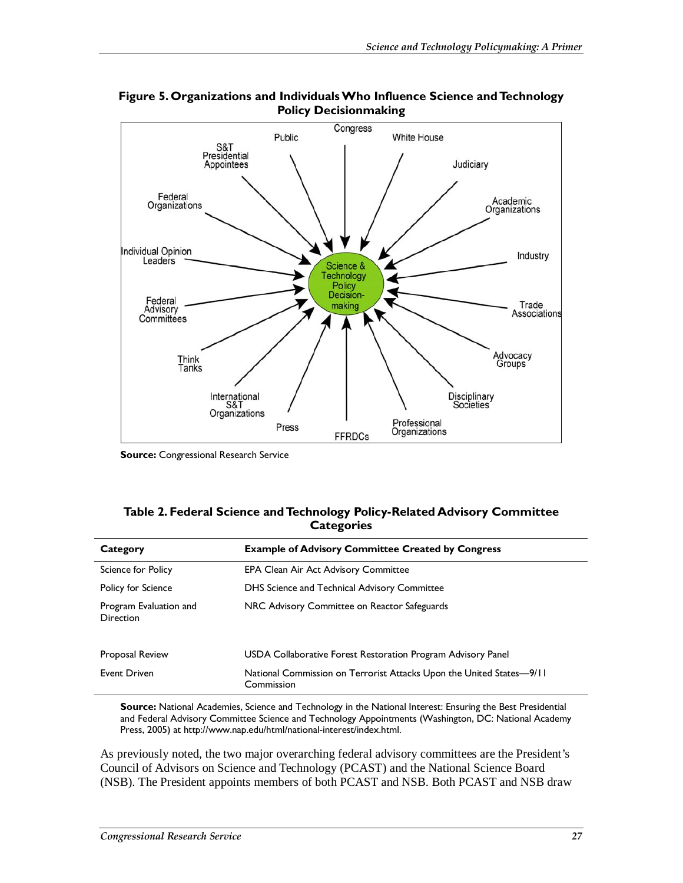**Figure 5. Organizations and Individuals Who Influence Science and Technology Policy Decisionmaking**

Congress, White House, Judiciary, Academic Organizations, Industry, Trade Associations, Advocacy Groups, Disciplinary Societies, Professional Organizations, FFRDCs, Press, International S&T Organizations, Think Tanks, Federal Advisory Committees, Individual Opinion Leaders, Federal Organizations, S&T Presidential Appointees, Public → Science & Technology Policy Decision-making

**Source:** Congressional Research Service

**Table 2. Federal Science and Technology Policy-Related Advisory Committee Categories**

| Category | Example of Advisory Committee Created by Congress |
|---|---|
| Science for Policy | EPA Clean Air Act Advisory Committee |
| Policy for Science | DHS Science and Technical Advisory Committee |
| Program Evaluation and Direction | NRC Advisory Committee on Reactor Safeguards |
| Proposal Review | USDA Collaborative Forest Restoration Program Advisory Panel |
| Event Driven | National Commission on Terrorist Attacks Upon the United States—9/11 Commission |

**Source:** National Academies, Science and Technology in the National Interest: Ensuring the Best Presidential and Federal Advisory Committee Science and Technology Appointments (Washington, DC: National Academy Press, 2005) at http://www.nap.edu/html/national-interest/index.html.

As previously noted, the two major overarching federal advisory committees are the President's Council of Advisors on Science and Technology (PCAST) and the National Science Board (NSB). The President appoints members of both PCAST and NSB. Both PCAST and NSB draw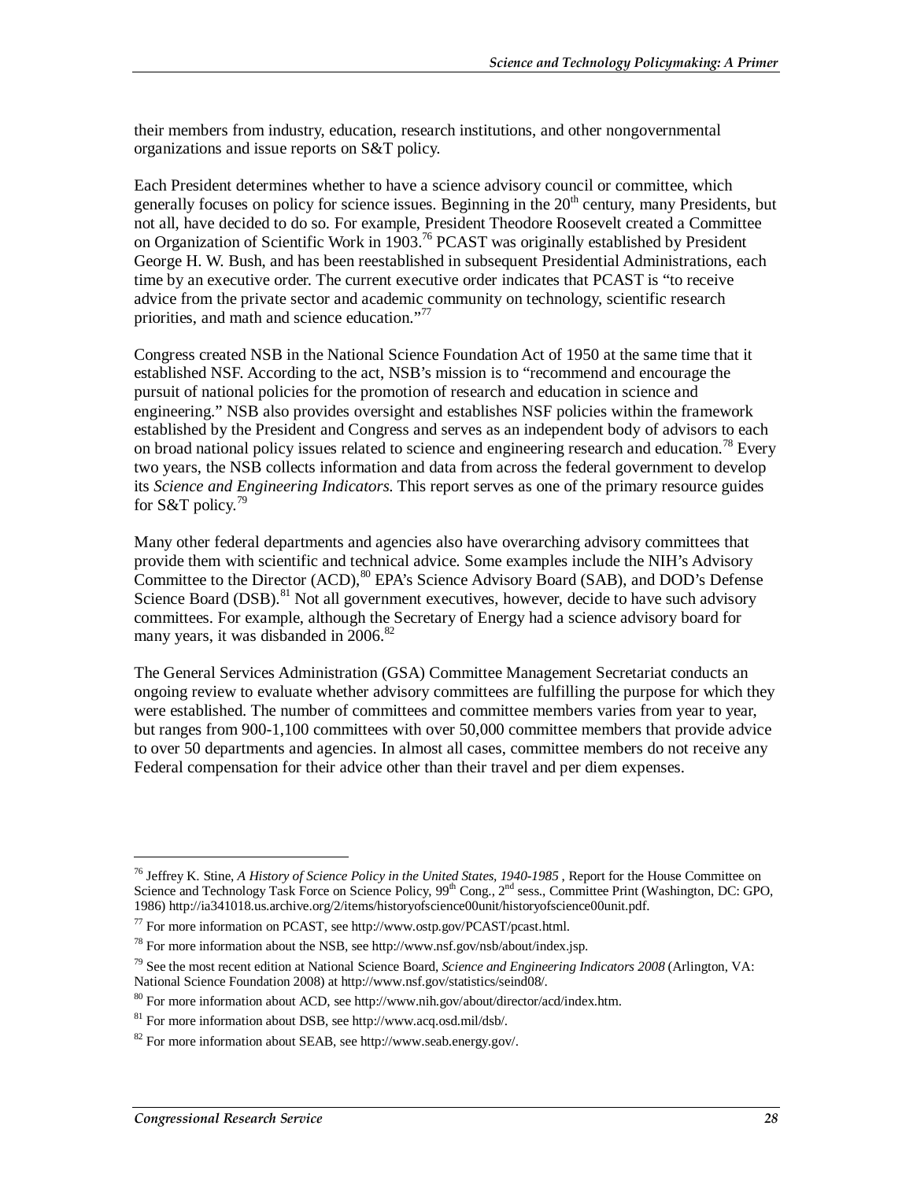their members from industry, education, research institutions, and other nongovernmental organizations and issue reports on S&T policy.

Each President determines whether to have a science advisory council or committee, which generally focuses on policy for science issues. Beginning in the 20th century, many Presidents, but not all, have decided to do so. For example, President Theodore Roosevelt created a Committee on Organization of Scientific Work in 1903.[76] PCAST was originally established by President George H. W. Bush, and has been reestablished in subsequent Presidential Administrations, each time by an executive order. The current executive order indicates that PCAST is "to receive advice from the private sector and academic community on technology, scientific research priorities, and math and science education."[77]

Congress created NSB in the National Science Foundation Act of 1950 at the same time that it established NSF. According to the act, NSB's mission is to "recommend and encourage the pursuit of national policies for the promotion of research and education in science and engineering." NSB also provides oversight and establishes NSF policies within the framework established by the President and Congress and serves as an independent body of advisors to each on broad national policy issues related to science and engineering research and education.[78] Every two years, the NSB collects information and data from across the federal government to develop its *Science and Engineering Indicators*. This report serves as one of the primary resource guides for S&T policy.[79]

Many other federal departments and agencies also have overarching advisory committees that provide them with scientific and technical advice. Some examples include the NIH's Advisory Committee to the Director (ACD),[80] EPA's Science Advisory Board (SAB), and DOD's Defense Science Board (DSB).[81] Not all government executives, however, decide to have such advisory committees. For example, although the Secretary of Energy had a science advisory board for many years, it was disbanded in 2006.[82]

The General Services Administration (GSA) Committee Management Secretariat conducts an ongoing review to evaluate whether advisory committees are fulfilling the purpose for which they were established. The number of committees and committee members varies from year to year, but ranges from 900-1,100 committees with over 50,000 committee members that provide advice to over 50 departments and agencies. In almost all cases, committee members do not receive any Federal compensation for their advice other than their travel and per diem expenses.

---

[76] Jeffrey K. Stine, *A History of Science Policy in the United States, 1940-1985* , Report for the House Committee on Science and Technology Task Force on Science Policy, 99th Cong., 2nd sess., Committee Print (Washington, DC: GPO, 1986) http://ia341018.us.archive.org/2/items/historyofscience00unit/historyofscience00unit.pdf.

[77] For more information on PCAST, see http://www.ostp.gov/PCAST/pcast.html.

[78] For more information about the NSB, see http://www.nsf.gov/nsb/about/index.jsp.

[79] See the most recent edition at National Science Board, *Science and Engineering Indicators 2008* (Arlington, VA: National Science Foundation 2008) at http://www.nsf.gov/statistics/seind08/.

[80] For more information about ACD, see http://www.nih.gov/about/director/acd/index.htm.

[81] For more information about DSB, see http://www.acq.osd.mil/dsb/.

[82] For more information about SEAB, see http://www.seab.energy.gov/.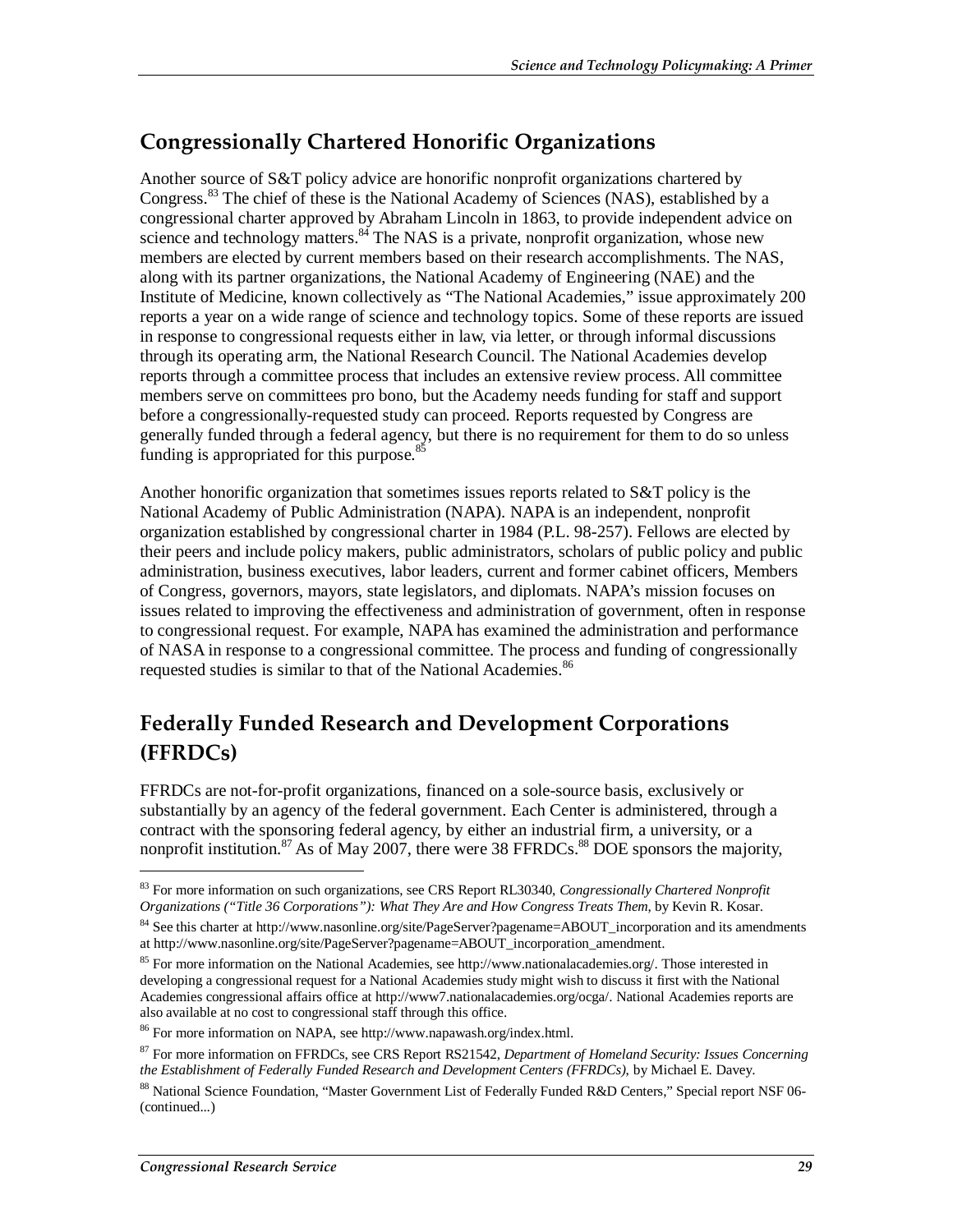## Congressionally Chartered Honorific Organizations

Another source of S&T policy advice are honorific nonprofit organizations chartered by Congress.[83] The chief of these is the National Academy of Sciences (NAS), established by a congressional charter approved by Abraham Lincoln in 1863, to provide independent advice on science and technology matters.[84] The NAS is a private, nonprofit organization, whose new members are elected by current members based on their research accomplishments. The NAS, along with its partner organizations, the National Academy of Engineering (NAE) and the Institute of Medicine, known collectively as "The National Academies," issue approximately 200 reports a year on a wide range of science and technology topics. Some of these reports are issued in response to congressional requests either in law, via letter, or through informal discussions through its operating arm, the National Research Council. The National Academies develop reports through a committee process that includes an extensive review process. All committee members serve on committees pro bono, but the Academy needs funding for staff and support before a congressionally-requested study can proceed. Reports requested by Congress are generally funded through a federal agency, but there is no requirement for them to do so unless funding is appropriated for this purpose.[85]

Another honorific organization that sometimes issues reports related to S&T policy is the National Academy of Public Administration (NAPA). NAPA is an independent, nonprofit organization established by congressional charter in 1984 (P.L. 98-257). Fellows are elected by their peers and include policy makers, public administrators, scholars of public policy and public administration, business executives, labor leaders, current and former cabinet officers, Members of Congress, governors, mayors, state legislators, and diplomats. NAPA's mission focuses on issues related to improving the effectiveness and administration of government, often in response to congressional request. For example, NAPA has examined the administration and performance of NASA in response to a congressional committee. The process and funding of congressionally requested studies is similar to that of the National Academies.[86]

## Federally Funded Research and Development Corporations (FFRDCs)

FFRDCs are not-for-profit organizations, financed on a sole-source basis, exclusively or substantially by an agency of the federal government. Each Center is administered, through a contract with the sponsoring federal agency, by either an industrial firm, a university, or a nonprofit institution.[87] As of May 2007, there were 38 FFRDCs.[88] DOE sponsors the majority,

---

[83] For more information on such organizations, see CRS Report RL30340, *Congressionally Chartered Nonprofit Organizations ("Title 36 Corporations"): What They Are and How Congress Treats Them*, by Kevin R. Kosar.

[84] See this charter at http://www.nasonline.org/site/PageServer?pagename=ABOUT_incorporation and its amendments at http://www.nasonline.org/site/PageServer?pagename=ABOUT_incorporation_amendment.

[85] For more information on the National Academies, see http://www.nationalacademies.org/. Those interested in developing a congressional request for a National Academies study might wish to discuss it first with the National Academies congressional affairs office at http://www7.nationalacademies.org/ocga/. National Academies reports are also available at no cost to congressional staff through this office.

[86] For more information on NAPA, see http://www.napawash.org/index.html.

[87] For more information on FFRDCs, see CRS Report RS21542, *Department of Homeland Security: Issues Concerning the Establishment of Federally Funded Research and Development Centers (FFRDCs)*, by Michael E. Davey.

[88] National Science Foundation, "Master Government List of Federally Funded R&D Centers," Special report NSF 06-(continued...)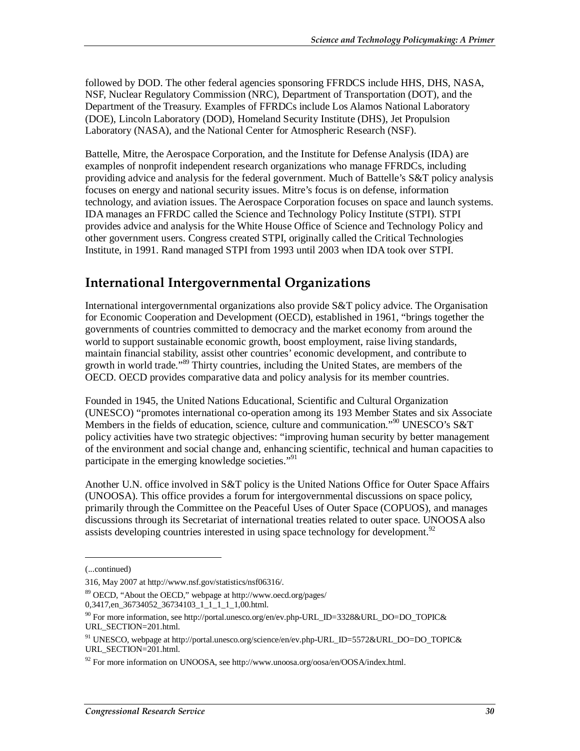followed by DOD. The other federal agencies sponsoring FFRDCS include HHS, DHS, NASA, NSF, Nuclear Regulatory Commission (NRC), Department of Transportation (DOT), and the Department of the Treasury. Examples of FFRDCs include Los Alamos National Laboratory (DOE), Lincoln Laboratory (DOD), Homeland Security Institute (DHS), Jet Propulsion Laboratory (NASA), and the National Center for Atmospheric Research (NSF).

Battelle, Mitre, the Aerospace Corporation, and the Institute for Defense Analysis (IDA) are examples of nonprofit independent research organizations who manage FFRDCs, including providing advice and analysis for the federal government. Much of Battelle's S&T policy analysis focuses on energy and national security issues. Mitre's focus is on defense, information technology, and aviation issues. The Aerospace Corporation focuses on space and launch systems. IDA manages an FFRDC called the Science and Technology Policy Institute (STPI). STPI provides advice and analysis for the White House Office of Science and Technology Policy and other government users. Congress created STPI, originally called the Critical Technologies Institute, in 1991. Rand managed STPI from 1993 until 2003 when IDA took over STPI.

## International Intergovernmental Organizations

International intergovernmental organizations also provide S&T policy advice. The Organisation for Economic Cooperation and Development (OECD), established in 1961, "brings together the governments of countries committed to democracy and the market economy from around the world to support sustainable economic growth, boost employment, raise living standards, maintain financial stability, assist other countries' economic development, and contribute to growth in world trade."[89] Thirty countries, including the United States, are members of the OECD. OECD provides comparative data and policy analysis for its member countries.

Founded in 1945, the United Nations Educational, Scientific and Cultural Organization (UNESCO) "promotes international co-operation among its 193 Member States and six Associate Members in the fields of education, science, culture and communication."[90] UNESCO's S&T policy activities have two strategic objectives: "improving human security by better management of the environment and social change and, enhancing scientific, technical and human capacities to participate in the emerging knowledge societies."[91]

Another U.N. office involved in S&T policy is the United Nations Office for Outer Space Affairs (UNOOSA). This office provides a forum for intergovernmental discussions on space policy, primarily through the Committee on the Peaceful Uses of Outer Space (COPUOS), and manages discussions through its Secretariat of international treaties related to outer space. UNOOSA also assists developing countries interested in using space technology for development.[92]

---

(...continued)

316, May 2007 at http://www.nsf.gov/statistics/nsf06316/.

[89] OECD, "About the OECD," webpage at http://www.oecd.org/pages/0,3417,en_36734052_36734103_1_1_1_1_1,00.html.

[90] For more information, see http://portal.unesco.org/en/ev.php-URL_ID=3328&URL_DO=DO_TOPIC&URL_SECTION=201.html.

[91] UNESCO, webpage at http://portal.unesco.org/science/en/ev.php-URL_ID=5572&URL_DO=DO_TOPIC&URL_SECTION=201.html.

[92] For more information on UNOOSA, see http://www.unoosa.org/oosa/en/OOSA/index.html.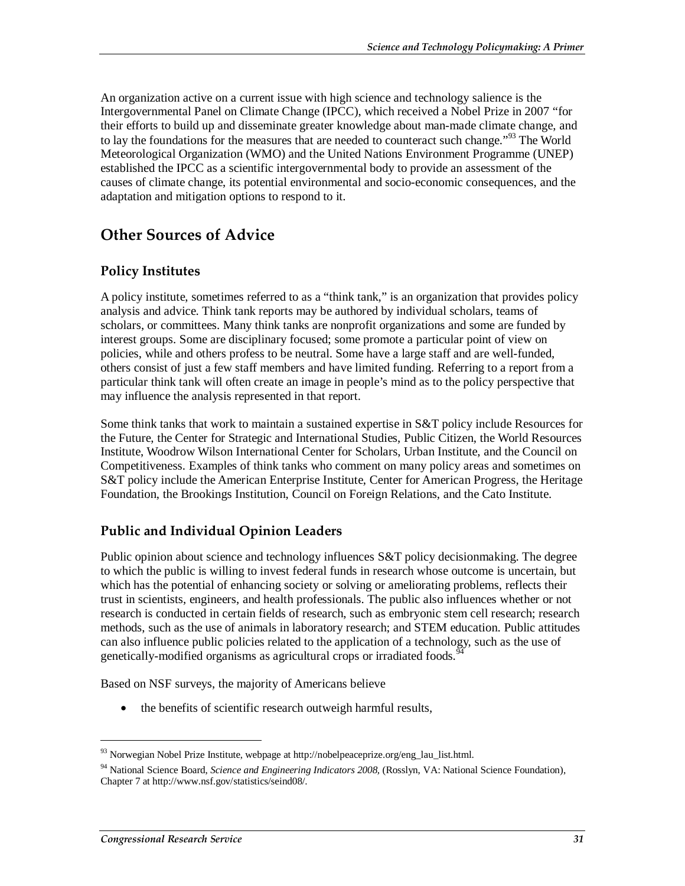An organization active on a current issue with high science and technology salience is the Intergovernmental Panel on Climate Change (IPCC), which received a Nobel Prize in 2007 "for their efforts to build up and disseminate greater knowledge about man-made climate change, and to lay the foundations for the measures that are needed to counteract such change."[93] The World Meteorological Organization (WMO) and the United Nations Environment Programme (UNEP) established the IPCC as a scientific intergovernmental body to provide an assessment of the causes of climate change, its potential environmental and socio-economic consequences, and the adaptation and mitigation options to respond to it.

## Other Sources of Advice

### Policy Institutes

A policy institute, sometimes referred to as a "think tank," is an organization that provides policy analysis and advice. Think tank reports may be authored by individual scholars, teams of scholars, or committees. Many think tanks are nonprofit organizations and some are funded by interest groups. Some are disciplinary focused; some promote a particular point of view on policies, while and others profess to be neutral. Some have a large staff and are well-funded, others consist of just a few staff members and have limited funding. Referring to a report from a particular think tank will often create an image in people's mind as to the policy perspective that may influence the analysis represented in that report.

Some think tanks that work to maintain a sustained expertise in S&T policy include Resources for the Future, the Center for Strategic and International Studies, Public Citizen, the World Resources Institute, Woodrow Wilson International Center for Scholars, Urban Institute, and the Council on Competitiveness. Examples of think tanks who comment on many policy areas and sometimes on S&T policy include the American Enterprise Institute, Center for American Progress, the Heritage Foundation, the Brookings Institution, Council on Foreign Relations, and the Cato Institute.

### Public and Individual Opinion Leaders

Public opinion about science and technology influences S&T policy decisionmaking. The degree to which the public is willing to invest federal funds in research whose outcome is uncertain, but which has the potential of enhancing society or solving or ameliorating problems, reflects their trust in scientists, engineers, and health professionals. The public also influences whether or not research is conducted in certain fields of research, such as embryonic stem cell research; research methods, such as the use of animals in laboratory research; and STEM education. Public attitudes can also influence public policies related to the application of a technology, such as the use of genetically-modified organisms as agricultural crops or irradiated foods.[94]

Based on NSF surveys, the majority of Americans believe

- the benefits of scientific research outweigh harmful results,

---

[93] Norwegian Nobel Prize Institute, webpage at http://nobelpeaceprize.org/eng_lau_list.html.

[94] National Science Board, *Science and Engineering Indicators 2008*, (Rosslyn, VA: National Science Foundation), Chapter 7 at http://www.nsf.gov/statistics/seind08/.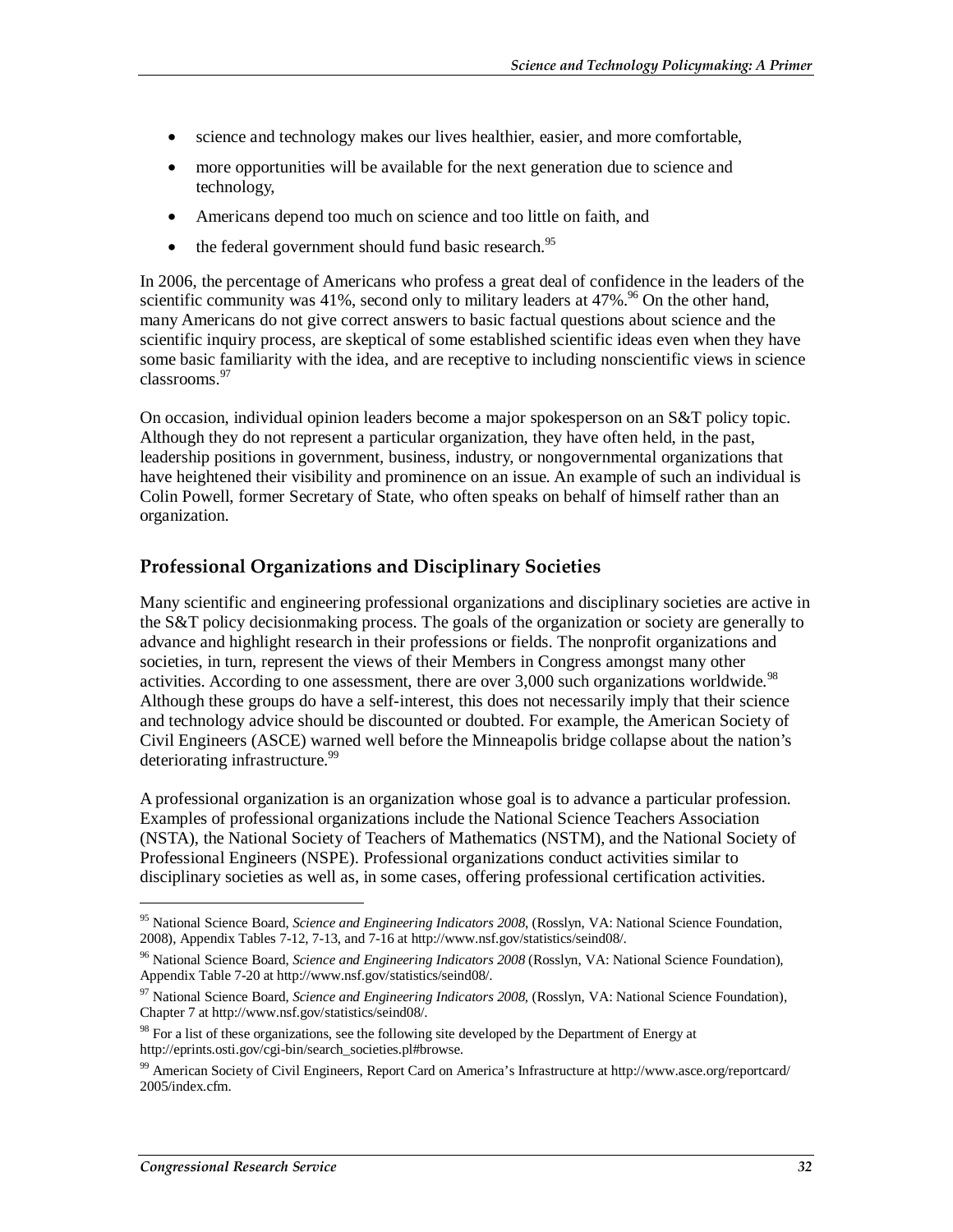- science and technology makes our lives healthier, easier, and more comfortable,
- more opportunities will be available for the next generation due to science and technology,
- Americans depend too much on science and too little on faith, and
- the federal government should fund basic research.[95]

In 2006, the percentage of Americans who profess a great deal of confidence in the leaders of the scientific community was 41%, second only to military leaders at 47%.[96] On the other hand, many Americans do not give correct answers to basic factual questions about science and the scientific inquiry process, are skeptical of some established scientific ideas even when they have some basic familiarity with the idea, and are receptive to including nonscientific views in science classrooms.[97]

On occasion, individual opinion leaders become a major spokesperson on an S&T policy topic. Although they do not represent a particular organization, they have often held, in the past, leadership positions in government, business, industry, or nongovernmental organizations that have heightened their visibility and prominence on an issue. An example of such an individual is Colin Powell, former Secretary of State, who often speaks on behalf of himself rather than an organization.

## Professional Organizations and Disciplinary Societies

Many scientific and engineering professional organizations and disciplinary societies are active in the S&T policy decisionmaking process. The goals of the organization or society are generally to advance and highlight research in their professions or fields. The nonprofit organizations and societies, in turn, represent the views of their Members in Congress amongst many other activities. According to one assessment, there are over 3,000 such organizations worldwide.[98] Although these groups do have a self-interest, this does not necessarily imply that their science and technology advice should be discounted or doubted. For example, the American Society of Civil Engineers (ASCE) warned well before the Minneapolis bridge collapse about the nation's deteriorating infrastructure.[99]

A professional organization is an organization whose goal is to advance a particular profession. Examples of professional organizations include the National Science Teachers Association (NSTA), the National Society of Teachers of Mathematics (NSTM), and the National Society of Professional Engineers (NSPE). Professional organizations conduct activities similar to disciplinary societies as well as, in some cases, offering professional certification activities.

---

[95] National Science Board, *Science and Engineering Indicators 2008*, (Rosslyn, VA: National Science Foundation, 2008), Appendix Tables 7-12, 7-13, and 7-16 at http://www.nsf.gov/statistics/seind08/.

[96] National Science Board, *Science and Engineering Indicators 2008* (Rosslyn, VA: National Science Foundation), Appendix Table 7-20 at http://www.nsf.gov/statistics/seind08/.

[97] National Science Board, *Science and Engineering Indicators 2008*, (Rosslyn, VA: National Science Foundation), Chapter 7 at http://www.nsf.gov/statistics/seind08/.

[98] For a list of these organizations, see the following site developed by the Department of Energy at http://eprints.osti.gov/cgi-bin/search_societies.pl#browse.

[99] American Society of Civil Engineers, Report Card on America's Infrastructure at http://www.asce.org/reportcard/2005/index.cfm.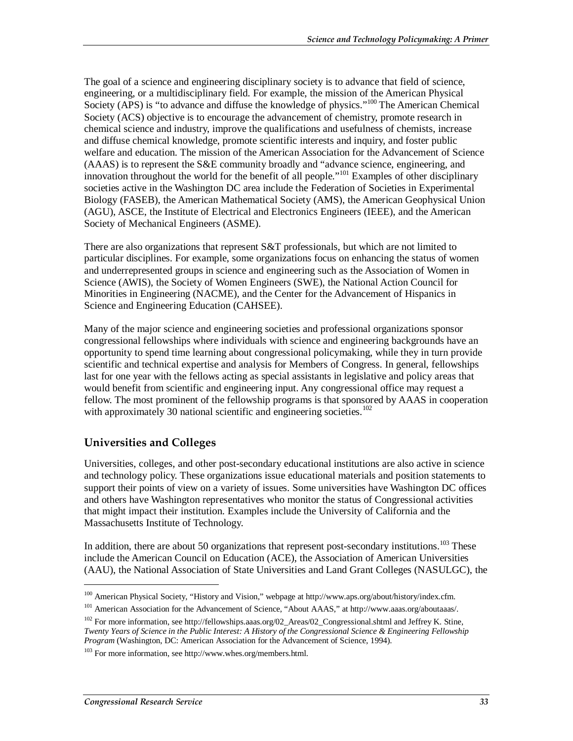The goal of a science and engineering disciplinary society is to advance that field of science, engineering, or a multidisciplinary field. For example, the mission of the American Physical Society (APS) is "to advance and diffuse the knowledge of physics."[100] The American Chemical Society (ACS) objective is to encourage the advancement of chemistry, promote research in chemical science and industry, improve the qualifications and usefulness of chemists, increase and diffuse chemical knowledge, promote scientific interests and inquiry, and foster public welfare and education. The mission of the American Association for the Advancement of Science (AAAS) is to represent the S&E community broadly and "advance science, engineering, and innovation throughout the world for the benefit of all people."[101] Examples of other disciplinary societies active in the Washington DC area include the Federation of Societies in Experimental Biology (FASEB), the American Mathematical Society (AMS), the American Geophysical Union (AGU), ASCE, the Institute of Electrical and Electronics Engineers (IEEE), and the American Society of Mechanical Engineers (ASME).

There are also organizations that represent S&T professionals, but which are not limited to particular disciplines. For example, some organizations focus on enhancing the status of women and underrepresented groups in science and engineering such as the Association of Women in Science (AWIS), the Society of Women Engineers (SWE), the National Action Council for Minorities in Engineering (NACME), and the Center for the Advancement of Hispanics in Science and Engineering Education (CAHSEE).

Many of the major science and engineering societies and professional organizations sponsor congressional fellowships where individuals with science and engineering backgrounds have an opportunity to spend time learning about congressional policymaking, while they in turn provide scientific and technical expertise and analysis for Members of Congress. In general, fellowships last for one year with the fellows acting as special assistants in legislative and policy areas that would benefit from scientific and engineering input. Any congressional office may request a fellow. The most prominent of the fellowship programs is that sponsored by AAAS in cooperation with approximately 30 national scientific and engineering societies.[102]

## Universities and Colleges

Universities, colleges, and other post-secondary educational institutions are also active in science and technology policy. These organizations issue educational materials and position statements to support their points of view on a variety of issues. Some universities have Washington DC offices and others have Washington representatives who monitor the status of Congressional activities that might impact their institution. Examples include the University of California and the Massachusetts Institute of Technology.

In addition, there are about 50 organizations that represent post-secondary institutions.[103] These include the American Council on Education (ACE), the Association of American Universities (AAU), the National Association of State Universities and Land Grant Colleges (NASULGC), the

---

[100] American Physical Society, "History and Vision," webpage at http://www.aps.org/about/history/index.cfm.

[101] American Association for the Advancement of Science, "About AAAS," at http://www.aaas.org/aboutaaas/.

[102] For more information, see http://fellowships.aaas.org/02_Areas/02_Congressional.shtml and Jeffrey K. Stine, *Twenty Years of Science in the Public Interest: A History of the Congressional Science & Engineering Fellowship Program* (Washington, DC: American Association for the Advancement of Science, 1994).

[103] For more information, see http://www.whes.org/members.html.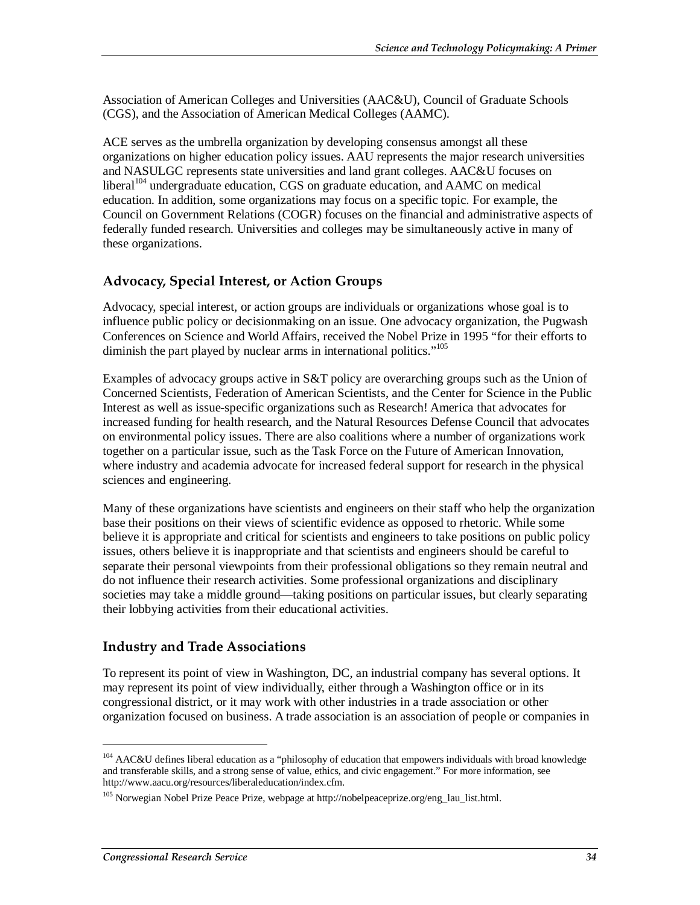Association of American Colleges and Universities (AAC&U), Council of Graduate Schools (CGS), and the Association of American Medical Colleges (AAMC).

ACE serves as the umbrella organization by developing consensus amongst all these organizations on higher education policy issues. AAU represents the major research universities and NASULGC represents state universities and land grant colleges. AAC&U focuses on liberal[104] undergraduate education, CGS on graduate education, and AAMC on medical education. In addition, some organizations may focus on a specific topic. For example, the Council on Government Relations (COGR) focuses on the financial and administrative aspects of federally funded research. Universities and colleges may be simultaneously active in many of these organizations.

## Advocacy, Special Interest, or Action Groups

Advocacy, special interest, or action groups are individuals or organizations whose goal is to influence public policy or decisionmaking on an issue. One advocacy organization, the Pugwash Conferences on Science and World Affairs, received the Nobel Prize in 1995 "for their efforts to diminish the part played by nuclear arms in international politics."[105]

Examples of advocacy groups active in S&T policy are overarching groups such as the Union of Concerned Scientists, Federation of American Scientists, and the Center for Science in the Public Interest as well as issue-specific organizations such as Research! America that advocates for increased funding for health research, and the Natural Resources Defense Council that advocates on environmental policy issues. There are also coalitions where a number of organizations work together on a particular issue, such as the Task Force on the Future of American Innovation, where industry and academia advocate for increased federal support for research in the physical sciences and engineering.

Many of these organizations have scientists and engineers on their staff who help the organization base their positions on their views of scientific evidence as opposed to rhetoric. While some believe it is appropriate and critical for scientists and engineers to take positions on public policy issues, others believe it is inappropriate and that scientists and engineers should be careful to separate their personal viewpoints from their professional obligations so they remain neutral and do not influence their research activities. Some professional organizations and disciplinary societies may take a middle ground—taking positions on particular issues, but clearly separating their lobbying activities from their educational activities.

## Industry and Trade Associations

To represent its point of view in Washington, DC, an industrial company has several options. It may represent its point of view individually, either through a Washington office or in its congressional district, or it may work with other industries in a trade association or other organization focused on business. A trade association is an association of people or companies in

---

[104] AAC&U defines liberal education as a "philosophy of education that empowers individuals with broad knowledge and transferable skills, and a strong sense of value, ethics, and civic engagement." For more information, see http://www.aacu.org/resources/liberaleducation/index.cfm.

[105] Norwegian Nobel Prize Peace Prize, webpage at http://nobelpeaceprize.org/eng_lau_list.html.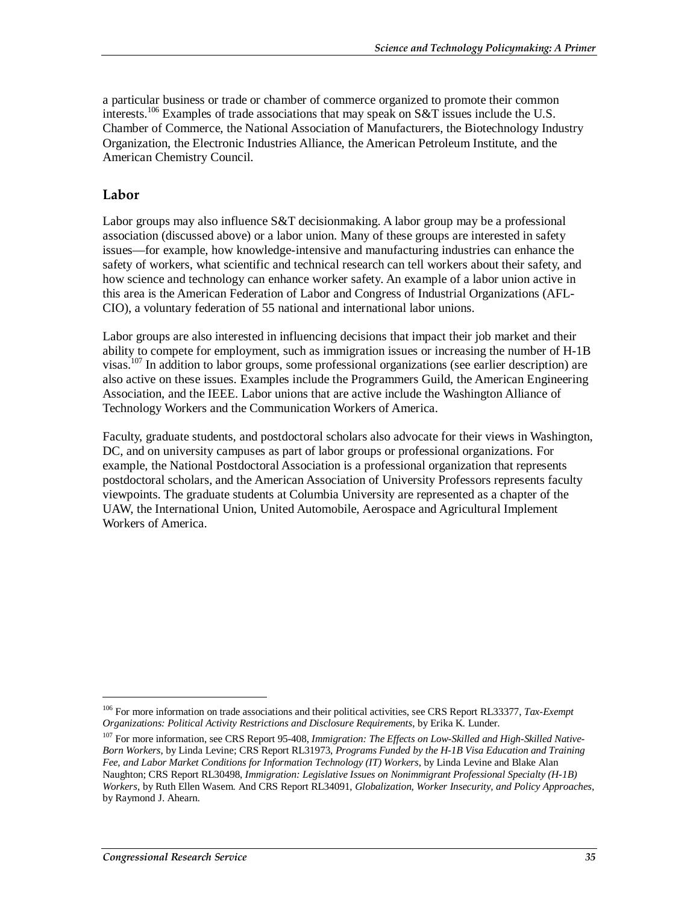a particular business or trade or chamber of commerce organized to promote their common interests.[106] Examples of trade associations that may speak on S&T issues include the U.S. Chamber of Commerce, the National Association of Manufacturers, the Biotechnology Industry Organization, the Electronic Industries Alliance, the American Petroleum Institute, and the American Chemistry Council.

## Labor

Labor groups may also influence S&T decisionmaking. A labor group may be a professional association (discussed above) or a labor union. Many of these groups are interested in safety issues—for example, how knowledge-intensive and manufacturing industries can enhance the safety of workers, what scientific and technical research can tell workers about their safety, and how science and technology can enhance worker safety. An example of a labor union active in this area is the American Federation of Labor and Congress of Industrial Organizations (AFL-CIO), a voluntary federation of 55 national and international labor unions.

Labor groups are also interested in influencing decisions that impact their job market and their ability to compete for employment, such as immigration issues or increasing the number of H-1B visas.[107] In addition to labor groups, some professional organizations (see earlier description) are also active on these issues. Examples include the Programmers Guild, the American Engineering Association, and the IEEE. Labor unions that are active include the Washington Alliance of Technology Workers and the Communication Workers of America.

Faculty, graduate students, and postdoctoral scholars also advocate for their views in Washington, DC, and on university campuses as part of labor groups or professional organizations. For example, the National Postdoctoral Association is a professional organization that represents postdoctoral scholars, and the American Association of University Professors represents faculty viewpoints. The graduate students at Columbia University are represented as a chapter of the UAW, the International Union, United Automobile, Aerospace and Agricultural Implement Workers of America.

---

[106] For more information on trade associations and their political activities, see CRS Report RL33377, *Tax-Exempt Organizations: Political Activity Restrictions and Disclosure Requirements*, by Erika K. Lunder.

[107] For more information, see CRS Report 95-408, *Immigration: The Effects on Low-Skilled and High-Skilled Native-Born Workers*, by Linda Levine; CRS Report RL31973, *Programs Funded by the H-1B Visa Education and Training Fee, and Labor Market Conditions for Information Technology (IT) Workers*, by Linda Levine and Blake Alan Naughton; CRS Report RL30498, *Immigration: Legislative Issues on Nonimmigrant Professional Specialty (H-1B) Workers*, by Ruth Ellen Wasem. And CRS Report RL34091, *Globalization, Worker Insecurity, and Policy Approaches*, by Raymond J. Ahearn.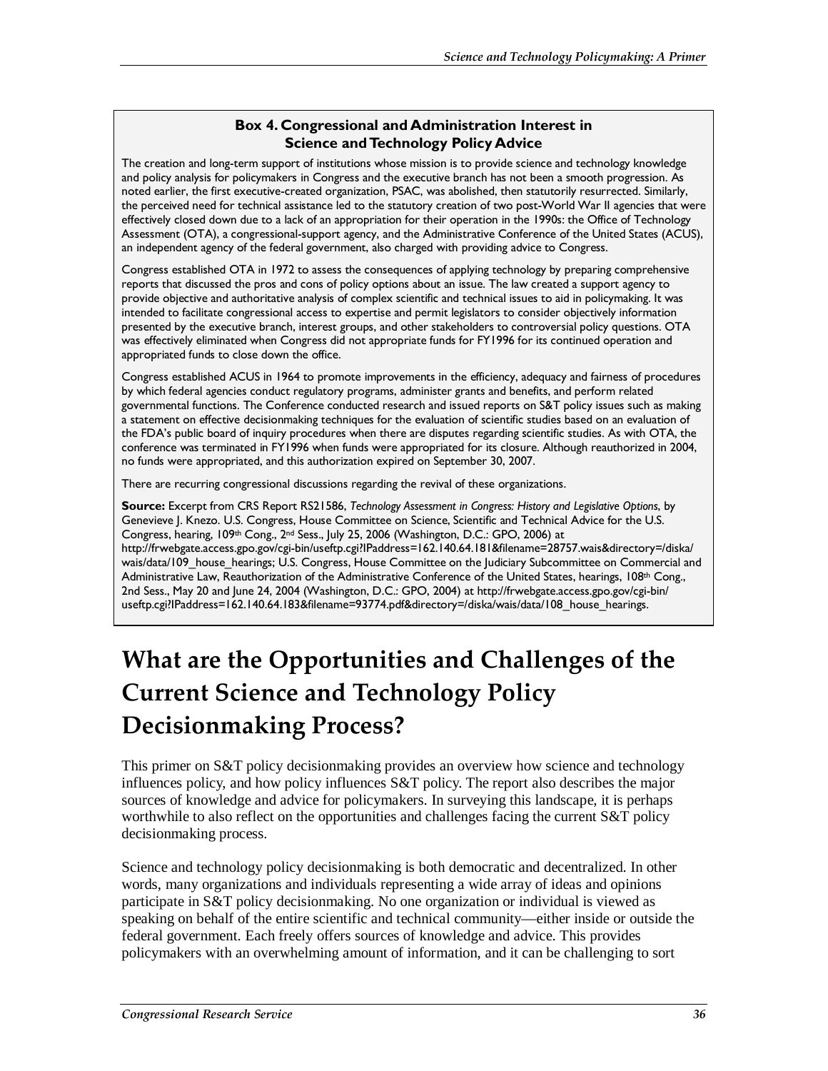**Box 4. Congressional and Administration Interest in Science and Technology Policy Advice**

The creation and long-term support of institutions whose mission is to provide science and technology knowledge and policy analysis for policymakers in Congress and the executive branch has not been a smooth progression. As noted earlier, the first executive-created organization, PSAC, was abolished, then statutorily resurrected. Similarly, the perceived need for technical assistance led to the statutory creation of two post-World War II agencies that were effectively closed down due to a lack of an appropriation for their operation in the 1990s: the Office of Technology Assessment (OTA), a congressional-support agency, and the Administrative Conference of the United States (ACUS), an independent agency of the federal government, also charged with providing advice to Congress.

Congress established OTA in 1972 to assess the consequences of applying technology by preparing comprehensive reports that discussed the pros and cons of policy options about an issue. The law created a support agency to provide objective and authoritative analysis of complex scientific and technical issues to aid in policymaking. It was intended to facilitate congressional access to expertise and permit legislators to consider objectively information presented by the executive branch, interest groups, and other stakeholders to controversial policy questions. OTA was effectively eliminated when Congress did not appropriate funds for FY1996 for its continued operation and appropriated funds to close down the office.

Congress established ACUS in 1964 to promote improvements in the efficiency, adequacy and fairness of procedures by which federal agencies conduct regulatory programs, administer grants and benefits, and perform related governmental functions. The Conference conducted research and issued reports on S&T policy issues such as making a statement on effective decisionmaking techniques for the evaluation of scientific studies based on an evaluation of the FDA's public board of inquiry procedures when there are disputes regarding scientific studies. As with OTA, the conference was terminated in FY1996 when funds were appropriated for its closure. Although reauthorized in 2004, no funds were appropriated, and this authorization expired on September 30, 2007.

There are recurring congressional discussions regarding the revival of these organizations.

**Source:** Excerpt from CRS Report RS21586, *Technology Assessment in Congress: History and Legislative Options*, by Genevieve J. Knezo. U.S. Congress, House Committee on Science, Scientific and Technical Advice for the U.S. Congress, hearing, 109th Cong., 2nd Sess., July 25, 2006 (Washington, D.C.: GPO, 2006) at http://frwebgate.access.gpo.gov/cgi-bin/useftp.cgi?IPaddress=162.140.64.181&filename=28757.wais&directory=/diska/wais/data/109_house_hearings; U.S. Congress, House Committee on the Judiciary Subcommittee on Commercial and Administrative Law, Reauthorization of the Administrative Conference of the United States, hearings, 108th Cong., 2nd Sess., May 20 and June 24, 2004 (Washington, D.C.: GPO, 2004) at http://frwebgate.access.gpo.gov/cgi-bin/useftp.cgi?IPaddress=162.140.64.183&filename=93774.pdf&directory=/diska/wais/data/108_house_hearings.

# What are the Opportunities and Challenges of the Current Science and Technology Policy Decisionmaking Process?

This primer on S&T policy decisionmaking provides an overview how science and technology influences policy, and how policy influences S&T policy. The report also describes the major sources of knowledge and advice for policymakers. In surveying this landscape, it is perhaps worthwhile to also reflect on the opportunities and challenges facing the current S&T policy decisionmaking process.

Science and technology policy decisionmaking is both democratic and decentralized. In other words, many organizations and individuals representing a wide array of ideas and opinions participate in S&T policy decisionmaking. No one organization or individual is viewed as speaking on behalf of the entire scientific and technical community—either inside or outside the federal government. Each freely offers sources of knowledge and advice. This provides policymakers with an overwhelming amount of information, and it can be challenging to sort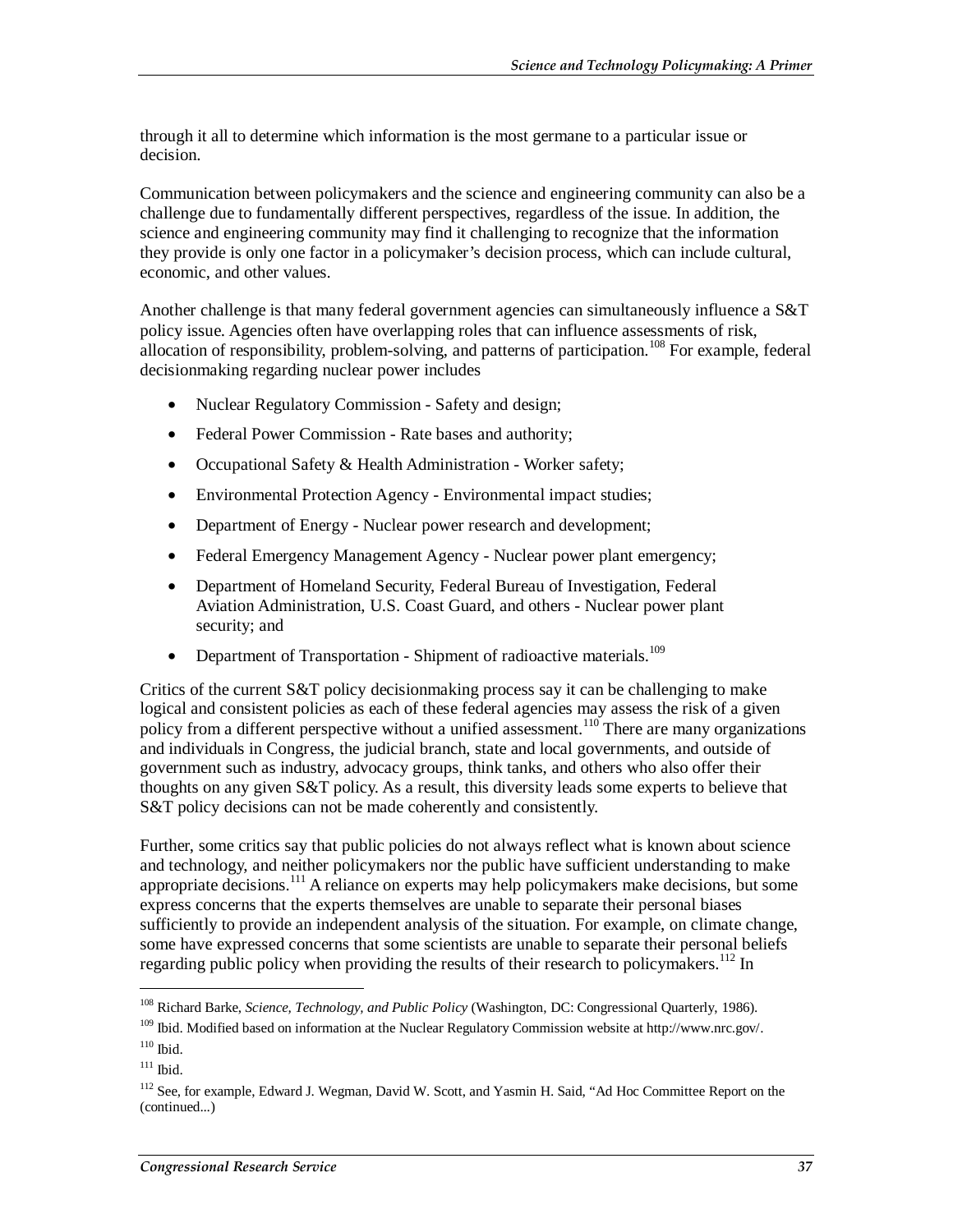through it all to determine which information is the most germane to a particular issue or decision.

Communication between policymakers and the science and engineering community can also be a challenge due to fundamentally different perspectives, regardless of the issue. In addition, the science and engineering community may find it challenging to recognize that the information they provide is only one factor in a policymaker's decision process, which can include cultural, economic, and other values.

Another challenge is that many federal government agencies can simultaneously influence a S&T policy issue. Agencies often have overlapping roles that can influence assessments of risk, allocation of responsibility, problem-solving, and patterns of participation.[108] For example, federal decisionmaking regarding nuclear power includes

- Nuclear Regulatory Commission - Safety and design;
- Federal Power Commission - Rate bases and authority;
- Occupational Safety & Health Administration - Worker safety;
- Environmental Protection Agency - Environmental impact studies;
- Department of Energy - Nuclear power research and development;
- Federal Emergency Management Agency - Nuclear power plant emergency;
- Department of Homeland Security, Federal Bureau of Investigation, Federal Aviation Administration, U.S. Coast Guard, and others - Nuclear power plant security; and
- Department of Transportation - Shipment of radioactive materials.[109]

Critics of the current S&T policy decisionmaking process say it can be challenging to make logical and consistent policies as each of these federal agencies may assess the risk of a given policy from a different perspective without a unified assessment.[110] There are many organizations and individuals in Congress, the judicial branch, state and local governments, and outside of government such as industry, advocacy groups, think tanks, and others who also offer their thoughts on any given S&T policy. As a result, this diversity leads some experts to believe that S&T policy decisions can not be made coherently and consistently.

Further, some critics say that public policies do not always reflect what is known about science and technology, and neither policymakers nor the public have sufficient understanding to make appropriate decisions.[111] A reliance on experts may help policymakers make decisions, but some express concerns that the experts themselves are unable to separate their personal biases sufficiently to provide an independent analysis of the situation. For example, on climate change, some have expressed concerns that some scientists are unable to separate their personal beliefs regarding public policy when providing the results of their research to policymakers.[112] In

---

[108] Richard Barke, *Science, Technology, and Public Policy* (Washington, DC: Congressional Quarterly, 1986).

[109] Ibid. Modified based on information at the Nuclear Regulatory Commission website at http://www.nrc.gov/.

[110] Ibid.

[111] Ibid.

[112] See, for example, Edward J. Wegman, David W. Scott, and Yasmin H. Said, "Ad Hoc Committee Report on the (continued...)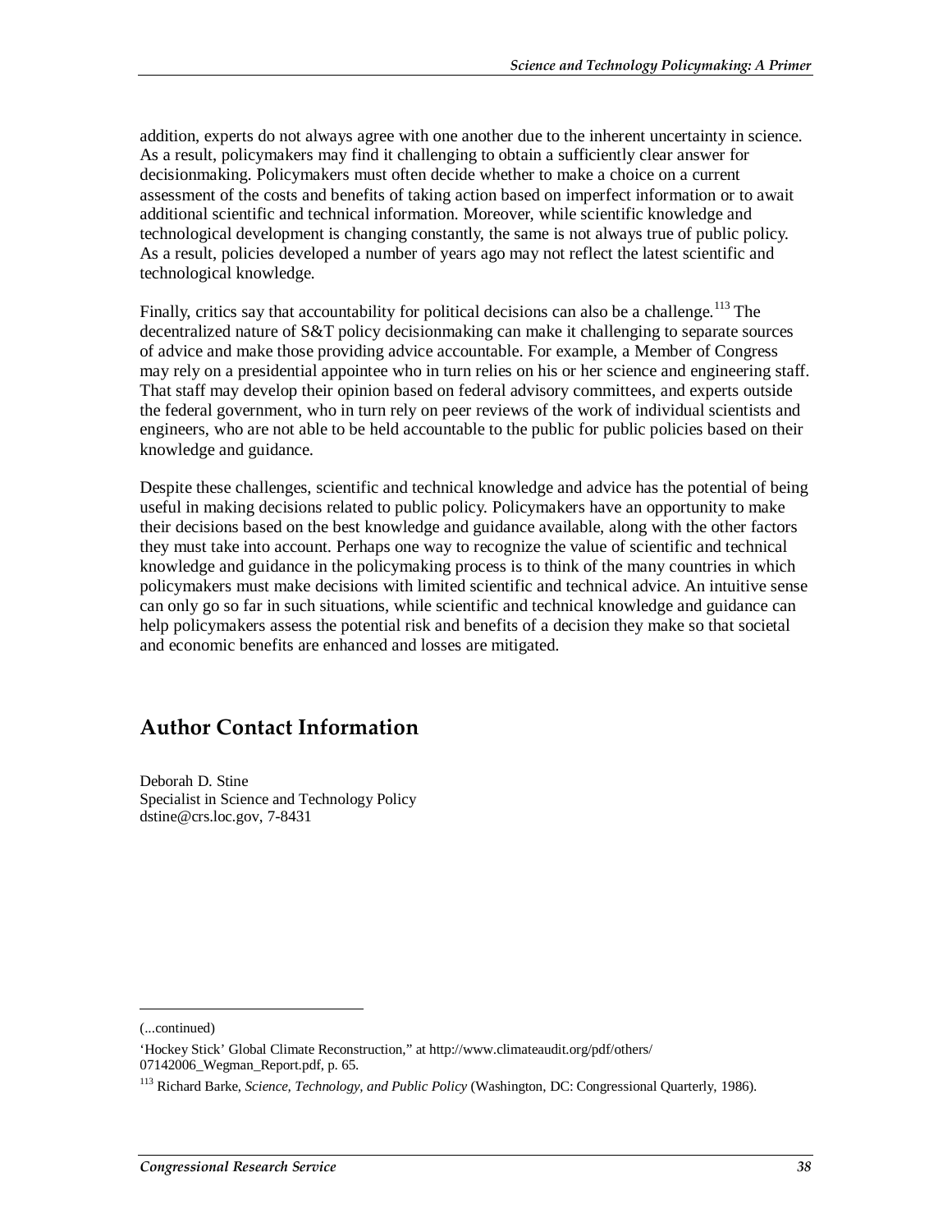addition, experts do not always agree with one another due to the inherent uncertainty in science. As a result, policymakers may find it challenging to obtain a sufficiently clear answer for decisionmaking. Policymakers must often decide whether to make a choice on a current assessment of the costs and benefits of taking action based on imperfect information or to await additional scientific and technical information. Moreover, while scientific knowledge and technological development is changing constantly, the same is not always true of public policy. As a result, policies developed a number of years ago may not reflect the latest scientific and technological knowledge.

Finally, critics say that accountability for political decisions can also be a challenge.[113] The decentralized nature of S&T policy decisionmaking can make it challenging to separate sources of advice and make those providing advice accountable. For example, a Member of Congress may rely on a presidential appointee who in turn relies on his or her science and engineering staff. That staff may develop their opinion based on federal advisory committees, and experts outside the federal government, who in turn rely on peer reviews of the work of individual scientists and engineers, who are not able to be held accountable to the public for public policies based on their knowledge and guidance.

Despite these challenges, scientific and technical knowledge and advice has the potential of being useful in making decisions related to public policy. Policymakers have an opportunity to make their decisions based on the best knowledge and guidance available, along with the other factors they must take into account. Perhaps one way to recognize the value of scientific and technical knowledge and guidance in the policymaking process is to think of the many countries in which policymakers must make decisions with limited scientific and technical advice. An intuitive sense can only go so far in such situations, while scientific and technical knowledge and guidance can help policymakers assess the potential risk and benefits of a decision they make so that societal and economic benefits are enhanced and losses are mitigated.

## Author Contact Information

Deborah D. Stine
Specialist in Science and Technology Policy
dstine@crs.loc.gov, 7-8431

(...continued)

'Hockey Stick' Global Climate Reconstruction," at http://www.climateaudit.org/pdf/others/07142006_Wegman_Report.pdf, p. 65.

[113] Richard Barke, *Science, Technology, and Public Policy* (Washington, DC: Congressional Quarterly, 1986).